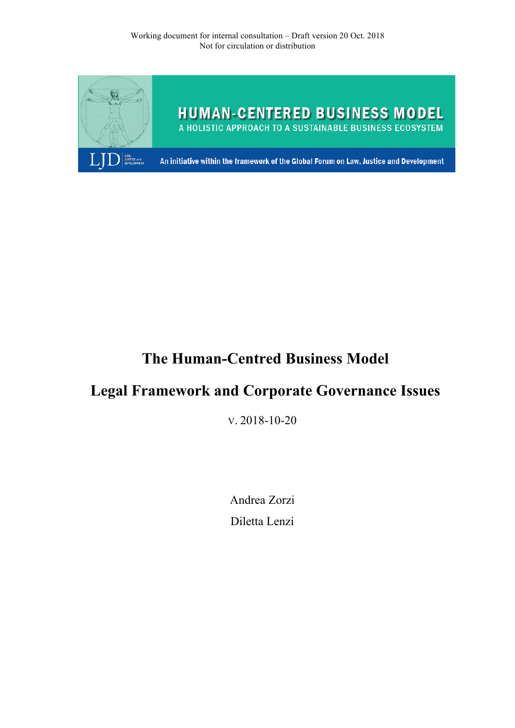Working document for internal consultation – Draft version 20 Oct. 2018
Not for circulation or distribution

HUMAN-CENTERED BUSINESS MODEL

A HOLISTIC APPROACH TO A SUSTAINABLE BUSINESS ECOSYSTEM

LJD LAW, JUSTICE and DEVELOPMENT

An initiative within the framework of the Global Forum on Law, Justice and Development

# The Human-Centred Business Model

# Legal Framework and Corporate Governance Issues

v. 2018-10-20

Andrea Zorzi

Diletta Lenzi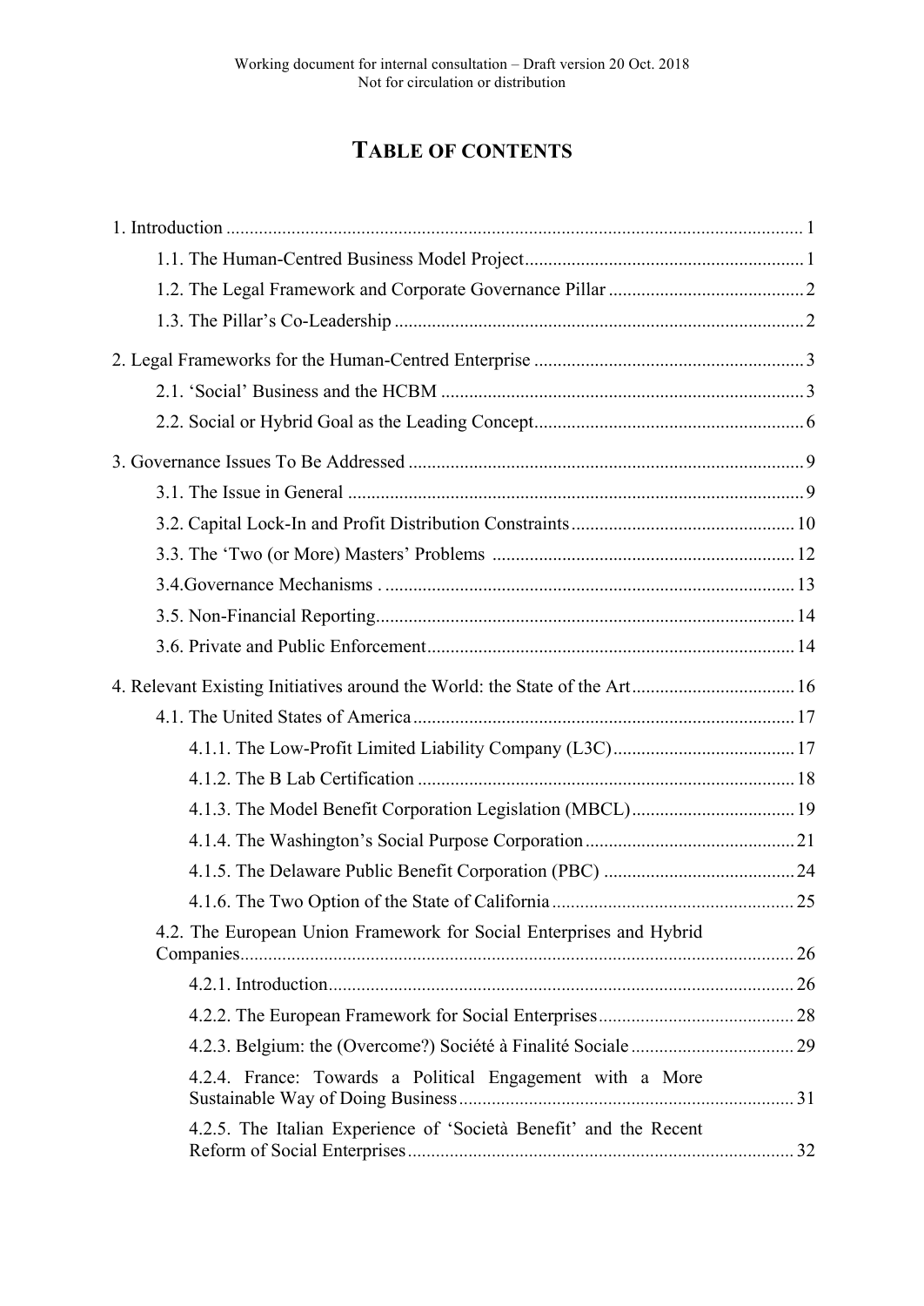# TABLE OF CONTENTS

1. Introduction ... 1
   - 1.1. The Human-Centred Business Model Project ... 1
   - 1.2. The Legal Framework and Corporate Governance Pillar ... 2
   - 1.3. The Pillar's Co-Leadership ... 2

2. Legal Frameworks for the Human-Centred Enterprise ... 3
   - 2.1. 'Social' Business and the HCBM ... 3
   - 2.2. Social or Hybrid Goal as the Leading Concept ... 6

3. Governance Issues To Be Addressed ... 9
   - 3.1. The Issue in General ... 9
   - 3.2. Capital Lock-In and Profit Distribution Constraints ... 10
   - 3.3. The 'Two (or More) Masters' Problems ... 12
   - 3.4.Governance Mechanisms . ... 13
   - 3.5. Non-Financial Reporting ... 14
   - 3.6. Private and Public Enforcement ... 14

4. Relevant Existing Initiatives around the World: the State of the Art ... 16
   - 4.1. The United States of America ... 17
     - 4.1.1. The Low-Profit Limited Liability Company (L3C) ... 17
     - 4.1.2. The B Lab Certification ... 18
     - 4.1.3. The Model Benefit Corporation Legislation (MBCL) ... 19
     - 4.1.4. The Washington's Social Purpose Corporation ... 21
     - 4.1.5. The Delaware Public Benefit Corporation (PBC) ... 24
     - 4.1.6. The Two Option of the State of California ... 25
   - 4.2. The European Union Framework for Social Enterprises and Hybrid Companies ... 26
     - 4.2.1. Introduction ... 26
     - 4.2.2. The European Framework for Social Enterprises ... 28
     - 4.2.3. Belgium: the (Overcome?) Société à Finalité Sociale ... 29
     - 4.2.4. France: Towards a Political Engagement with a More Sustainable Way of Doing Business ... 31
     - 4.2.5. The Italian Experience of 'Società Benefit' and the Recent Reform of Social Enterprises ... 32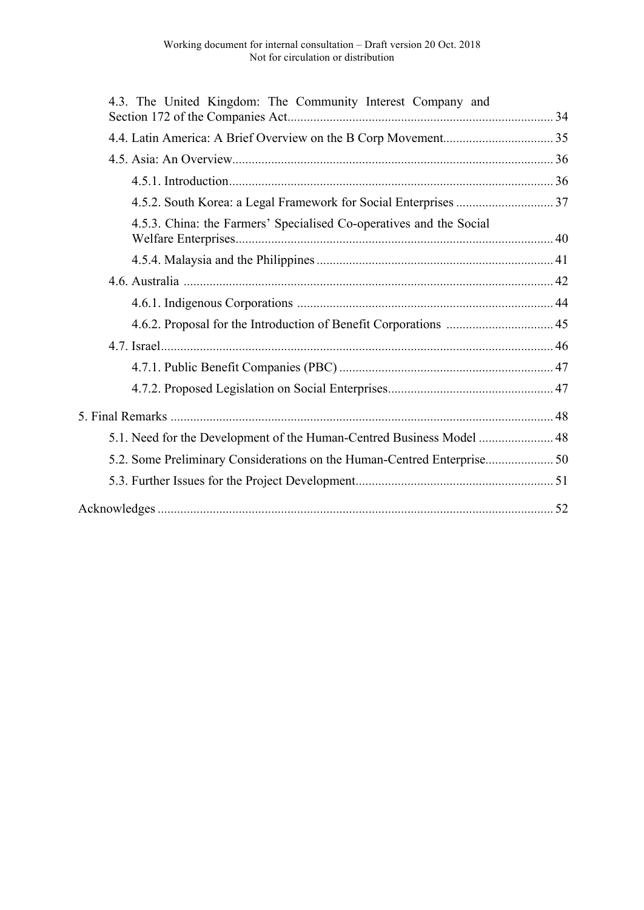4.3. The United Kingdom: The Community Interest Company and Section 172 of the Companies Act ........ 34

4.4. Latin America: A Brief Overview on the B Corp Movement ........ 35

4.5. Asia: An Overview ........ 36

4.5.1. Introduction ........ 36

4.5.2. South Korea: a Legal Framework for Social Enterprises ........ 37

4.5.3. China: the Farmers' Specialised Co-operatives and the Social Welfare Enterprises ........ 40

4.5.4. Malaysia and the Philippines ........ 41

4.6. Australia ........ 42

4.6.1. Indigenous Corporations ........ 44

4.6.2. Proposal for the Introduction of Benefit Corporations ........ 45

4.7. Israel ........ 46

4.7.1. Public Benefit Companies (PBC) ........ 47

4.7.2. Proposed Legislation on Social Enterprises ........ 47

5. Final Remarks ........ 48

5.1. Need for the Development of the Human-Centred Business Model ........ 48

5.2. Some Preliminary Considerations on the Human-Centred Enterprise ........ 50

5.3. Further Issues for the Project Development ........ 51

Acknowledges ........ 52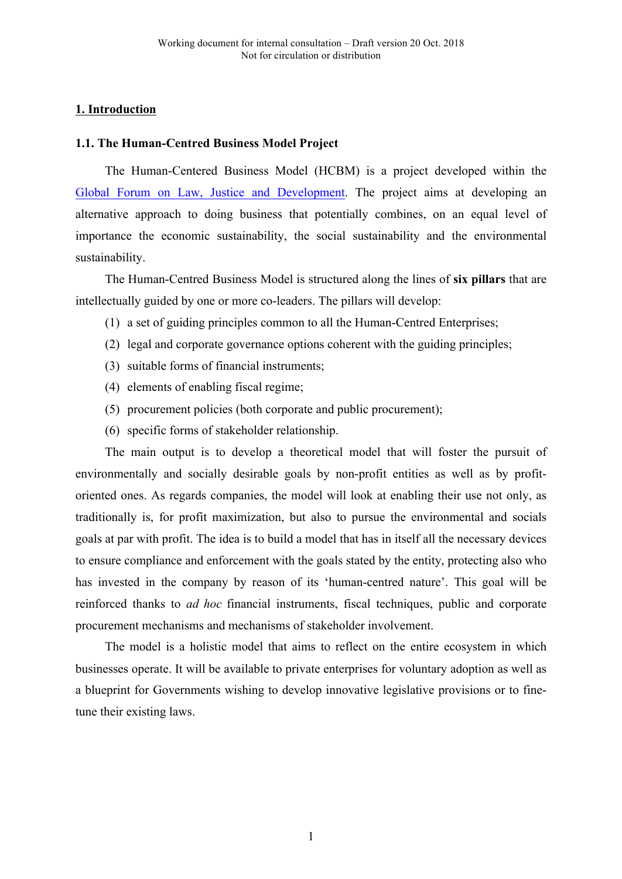## 1. Introduction

### 1.1. The Human-Centred Business Model Project

The Human-Centered Business Model (HCBM) is a project developed within the Global Forum on Law, Justice and Development. The project aims at developing an alternative approach to doing business that potentially combines, on an equal level of importance the economic sustainability, the social sustainability and the environmental sustainability.

The Human-Centred Business Model is structured along the lines of **six pillars** that are intellectually guided by one or more co-leaders. The pillars will develop:

(1) a set of guiding principles common to all the Human-Centred Enterprises;

(2) legal and corporate governance options coherent with the guiding principles;

(3) suitable forms of financial instruments;

(4) elements of enabling fiscal regime;

(5) procurement policies (both corporate and public procurement);

(6) specific forms of stakeholder relationship.

The main output is to develop a theoretical model that will foster the pursuit of environmentally and socially desirable goals by non-profit entities as well as by profit-oriented ones. As regards companies, the model will look at enabling their use not only, as traditionally is, for profit maximization, but also to pursue the environmental and socials goals at par with profit. The idea is to build a model that has in itself all the necessary devices to ensure compliance and enforcement with the goals stated by the entity, protecting also who has invested in the company by reason of its 'human-centred nature'. This goal will be reinforced thanks to *ad hoc* financial instruments, fiscal techniques, public and corporate procurement mechanisms and mechanisms of stakeholder involvement.

The model is a holistic model that aims to reflect on the entire ecosystem in which businesses operate. It will be available to private enterprises for voluntary adoption as well as a blueprint for Governments wishing to develop innovative legislative provisions or to fine-tune their existing laws.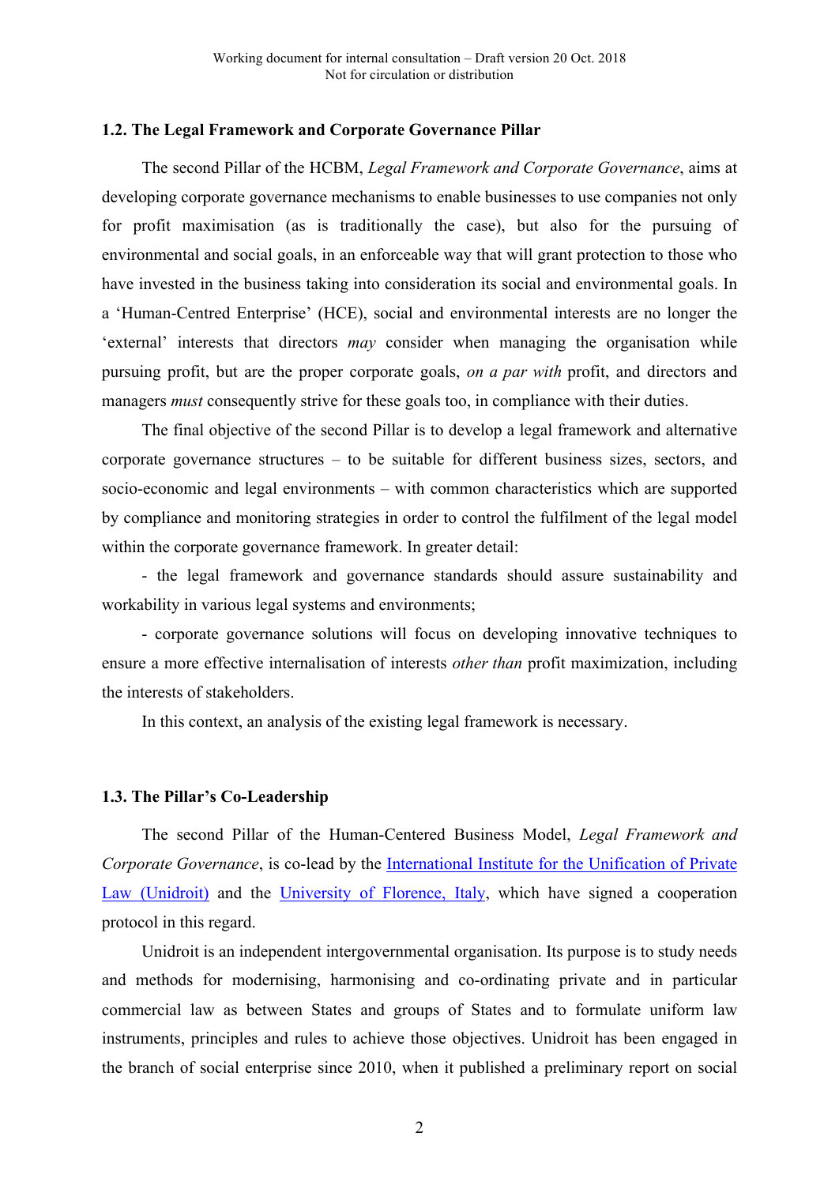### 1.2. The Legal Framework and Corporate Governance Pillar

The second Pillar of the HCBM, *Legal Framework and Corporate Governance*, aims at developing corporate governance mechanisms to enable businesses to use companies not only for profit maximisation (as is traditionally the case), but also for the pursuing of environmental and social goals, in an enforceable way that will grant protection to those who have invested in the business taking into consideration its social and environmental goals. In a 'Human-Centred Enterprise' (HCE), social and environmental interests are no longer the 'external' interests that directors *may* consider when managing the organisation while pursuing profit, but are the proper corporate goals, *on a par with* profit, and directors and managers *must* consequently strive for these goals too, in compliance with their duties.

The final objective of the second Pillar is to develop a legal framework and alternative corporate governance structures – to be suitable for different business sizes, sectors, and socio-economic and legal environments – with common characteristics which are supported by compliance and monitoring strategies in order to control the fulfilment of the legal model within the corporate governance framework. In greater detail:

- the legal framework and governance standards should assure sustainability and workability in various legal systems and environments;

- corporate governance solutions will focus on developing innovative techniques to ensure a more effective internalisation of interests *other than* profit maximization, including the interests of stakeholders.

In this context, an analysis of the existing legal framework is necessary.

### 1.3. The Pillar's Co-Leadership

The second Pillar of the Human-Centered Business Model, *Legal Framework and Corporate Governance*, is co-lead by the International Institute for the Unification of Private Law (Unidroit) and the University of Florence, Italy, which have signed a cooperation protocol in this regard.

Unidroit is an independent intergovernmental organisation. Its purpose is to study needs and methods for modernising, harmonising and co-ordinating private and in particular commercial law as between States and groups of States and to formulate uniform law instruments, principles and rules to achieve those objectives. Unidroit has been engaged in the branch of social enterprise since 2010, when it published a preliminary report on social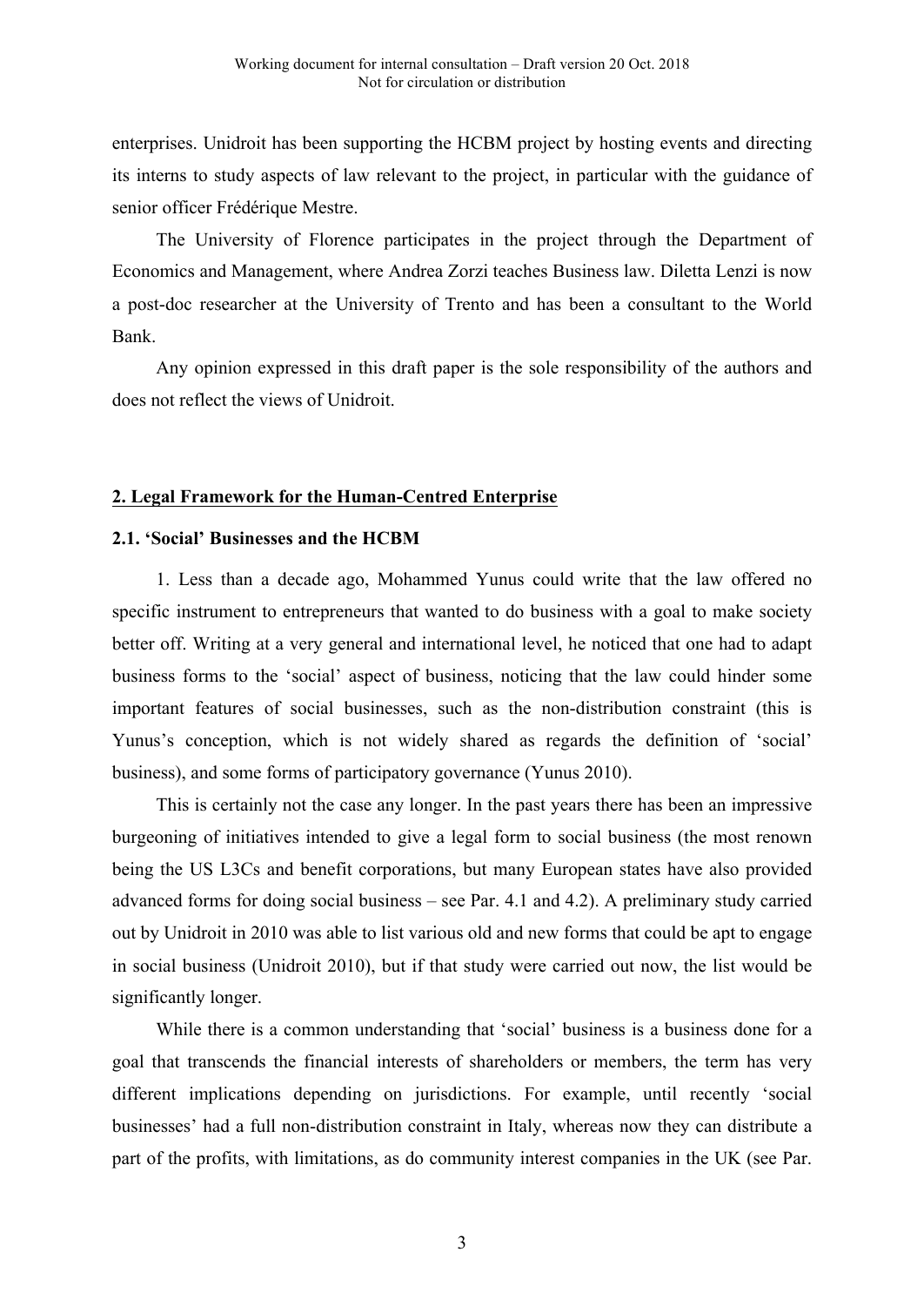enterprises. Unidroit has been supporting the HCBM project by hosting events and directing its interns to study aspects of law relevant to the project, in particular with the guidance of senior officer Frédérique Mestre.

The University of Florence participates in the project through the Department of Economics and Management, where Andrea Zorzi teaches Business law. Diletta Lenzi is now a post-doc researcher at the University of Trento and has been a consultant to the World Bank.

Any opinion expressed in this draft paper is the sole responsibility of the authors and does not reflect the views of Unidroit.

## 2. Legal Framework for the Human-Centred Enterprise

### 2.1. 'Social' Businesses and the HCBM

1. Less than a decade ago, Mohammed Yunus could write that the law offered no specific instrument to entrepreneurs that wanted to do business with a goal to make society better off. Writing at a very general and international level, he noticed that one had to adapt business forms to the 'social' aspect of business, noticing that the law could hinder some important features of social businesses, such as the non-distribution constraint (this is Yunus's conception, which is not widely shared as regards the definition of 'social' business), and some forms of participatory governance (Yunus 2010).

This is certainly not the case any longer. In the past years there has been an impressive burgeoning of initiatives intended to give a legal form to social business (the most renown being the US L3Cs and benefit corporations, but many European states have also provided advanced forms for doing social business – see Par. 4.1 and 4.2). A preliminary study carried out by Unidroit in 2010 was able to list various old and new forms that could be apt to engage in social business (Unidroit 2010), but if that study were carried out now, the list would be significantly longer.

While there is a common understanding that 'social' business is a business done for a goal that transcends the financial interests of shareholders or members, the term has very different implications depending on jurisdictions. For example, until recently 'social businesses' had a full non-distribution constraint in Italy, whereas now they can distribute a part of the profits, with limitations, as do community interest companies in the UK (see Par.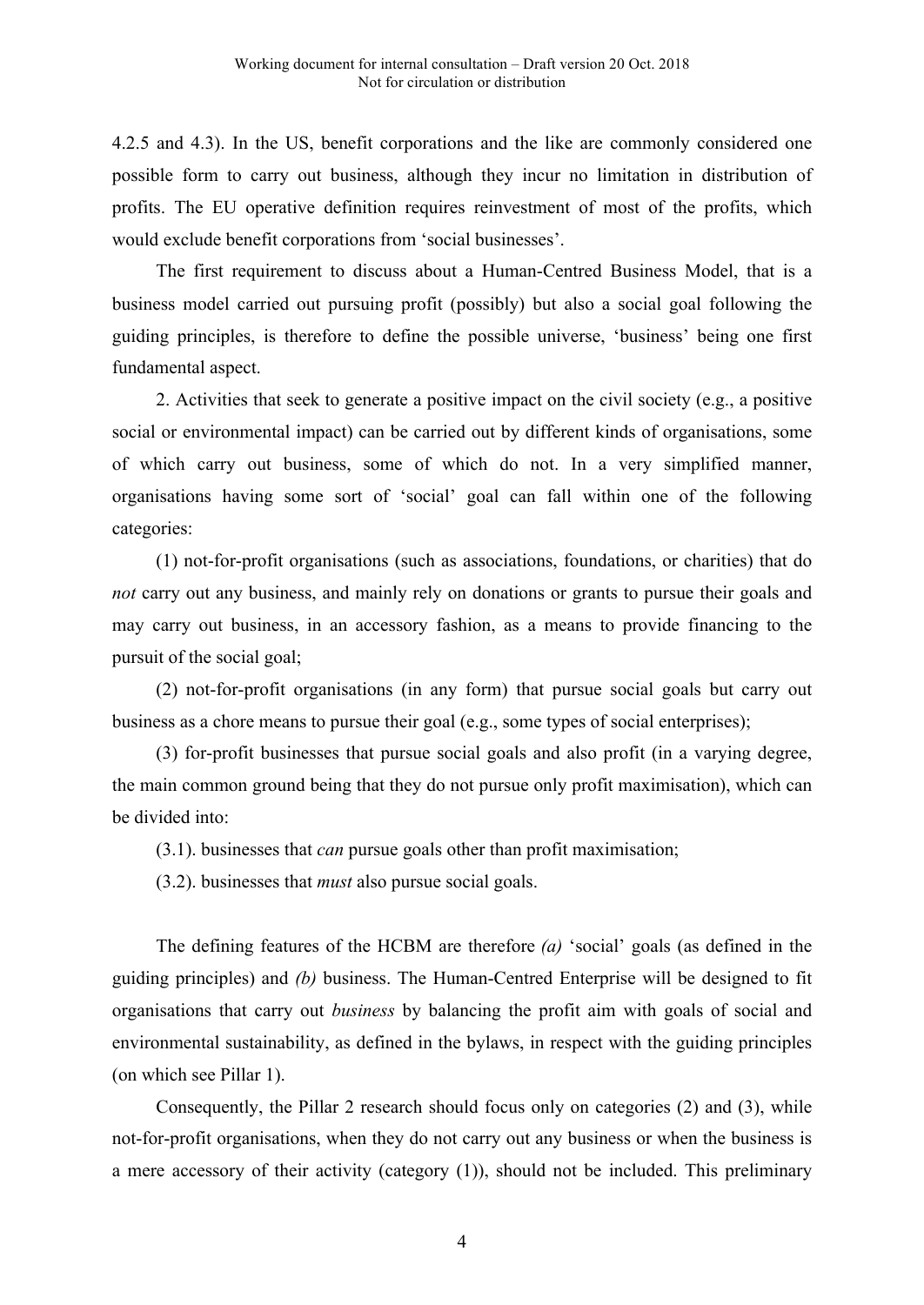4.2.5 and 4.3). In the US, benefit corporations and the like are commonly considered one possible form to carry out business, although they incur no limitation in distribution of profits. The EU operative definition requires reinvestment of most of the profits, which would exclude benefit corporations from 'social businesses'.

The first requirement to discuss about a Human-Centred Business Model, that is a business model carried out pursuing profit (possibly) but also a social goal following the guiding principles, is therefore to define the possible universe, 'business' being one first fundamental aspect.

2. Activities that seek to generate a positive impact on the civil society (e.g., a positive social or environmental impact) can be carried out by different kinds of organisations, some of which carry out business, some of which do not. In a very simplified manner, organisations having some sort of 'social' goal can fall within one of the following categories:

(1) not-for-profit organisations (such as associations, foundations, or charities) that do *not* carry out any business, and mainly rely on donations or grants to pursue their goals and may carry out business, in an accessory fashion, as a means to provide financing to the pursuit of the social goal;

(2) not-for-profit organisations (in any form) that pursue social goals but carry out business as a chore means to pursue their goal (e.g., some types of social enterprises);

(3) for-profit businesses that pursue social goals and also profit (in a varying degree, the main common ground being that they do not pursue only profit maximisation), which can be divided into:

(3.1). businesses that *can* pursue goals other than profit maximisation;

(3.2). businesses that *must* also pursue social goals.

The defining features of the HCBM are therefore *(a)* 'social' goals (as defined in the guiding principles) and *(b)* business. The Human-Centred Enterprise will be designed to fit organisations that carry out *business* by balancing the profit aim with goals of social and environmental sustainability, as defined in the bylaws, in respect with the guiding principles (on which see Pillar 1).

Consequently, the Pillar 2 research should focus only on categories (2) and (3), while not-for-profit organisations, when they do not carry out any business or when the business is a mere accessory of their activity (category (1)), should not be included. This preliminary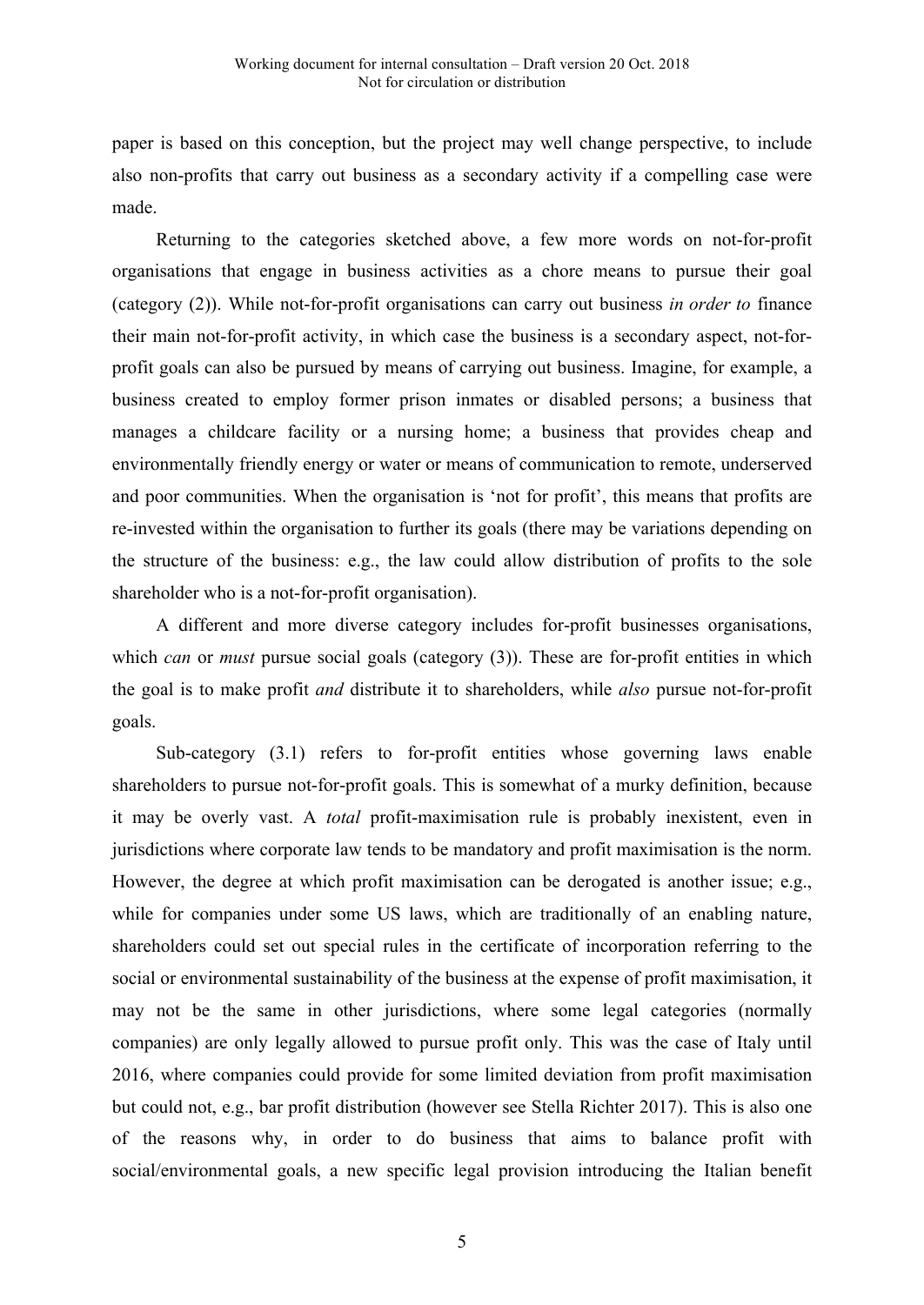paper is based on this conception, but the project may well change perspective, to include also non-profits that carry out business as a secondary activity if a compelling case were made.

Returning to the categories sketched above, a few more words on not-for-profit organisations that engage in business activities as a chore means to pursue their goal (category (2)). While not-for-profit organisations can carry out business *in order to* finance their main not-for-profit activity, in which case the business is a secondary aspect, not-for-profit goals can also be pursued by means of carrying out business. Imagine, for example, a business created to employ former prison inmates or disabled persons; a business that manages a childcare facility or a nursing home; a business that provides cheap and environmentally friendly energy or water or means of communication to remote, underserved and poor communities. When the organisation is 'not for profit', this means that profits are re-invested within the organisation to further its goals (there may be variations depending on the structure of the business: e.g., the law could allow distribution of profits to the sole shareholder who is a not-for-profit organisation).

A different and more diverse category includes for-profit businesses organisations, which *can* or *must* pursue social goals (category (3)). These are for-profit entities in which the goal is to make profit *and* distribute it to shareholders, while *also* pursue not-for-profit goals.

Sub-category (3.1) refers to for-profit entities whose governing laws enable shareholders to pursue not-for-profit goals. This is somewhat of a murky definition, because it may be overly vast. A *total* profit-maximisation rule is probably inexistent, even in jurisdictions where corporate law tends to be mandatory and profit maximisation is the norm. However, the degree at which profit maximisation can be derogated is another issue; e.g., while for companies under some US laws, which are traditionally of an enabling nature, shareholders could set out special rules in the certificate of incorporation referring to the social or environmental sustainability of the business at the expense of profit maximisation, it may not be the same in other jurisdictions, where some legal categories (normally companies) are only legally allowed to pursue profit only. This was the case of Italy until 2016, where companies could provide for some limited deviation from profit maximisation but could not, e.g., bar profit distribution (however see Stella Richter 2017). This is also one of the reasons why, in order to do business that aims to balance profit with social/environmental goals, a new specific legal provision introducing the Italian benefit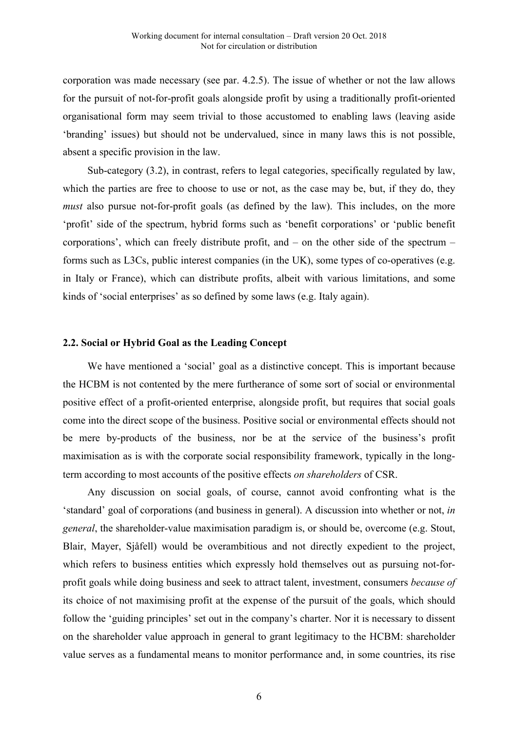corporation was made necessary (see par. 4.2.5). The issue of whether or not the law allows for the pursuit of not-for-profit goals alongside profit by using a traditionally profit-oriented organisational form may seem trivial to those accustomed to enabling laws (leaving aside 'branding' issues) but should not be undervalued, since in many laws this is not possible, absent a specific provision in the law.

Sub-category (3.2), in contrast, refers to legal categories, specifically regulated by law, which the parties are free to choose to use or not, as the case may be, but, if they do, they *must* also pursue not-for-profit goals (as defined by the law). This includes, on the more 'profit' side of the spectrum, hybrid forms such as 'benefit corporations' or 'public benefit corporations', which can freely distribute profit, and – on the other side of the spectrum – forms such as L3Cs, public interest companies (in the UK), some types of co-operatives (e.g. in Italy or France), which can distribute profits, albeit with various limitations, and some kinds of 'social enterprises' as so defined by some laws (e.g. Italy again).

## 2.2. Social or Hybrid Goal as the Leading Concept

We have mentioned a 'social' goal as a distinctive concept. This is important because the HCBM is not contented by the mere furtherance of some sort of social or environmental positive effect of a profit-oriented enterprise, alongside profit, but requires that social goals come into the direct scope of the business. Positive social or environmental effects should not be mere by-products of the business, nor be at the service of the business's profit maximisation as is with the corporate social responsibility framework, typically in the long-term according to most accounts of the positive effects *on shareholders* of CSR.

Any discussion on social goals, of course, cannot avoid confronting what is the 'standard' goal of corporations (and business in general). A discussion into whether or not, *in general*, the shareholder-value maximisation paradigm is, or should be, overcome (e.g. Stout, Blair, Mayer, Sjåfell) would be overambitious and not directly expedient to the project, which refers to business entities which expressly hold themselves out as pursuing not-for-profit goals while doing business and seek to attract talent, investment, consumers *because of* its choice of not maximising profit at the expense of the pursuit of the goals, which should follow the 'guiding principles' set out in the company's charter. Nor it is necessary to dissent on the shareholder value approach in general to grant legitimacy to the HCBM: shareholder value serves as a fundamental means to monitor performance and, in some countries, its rise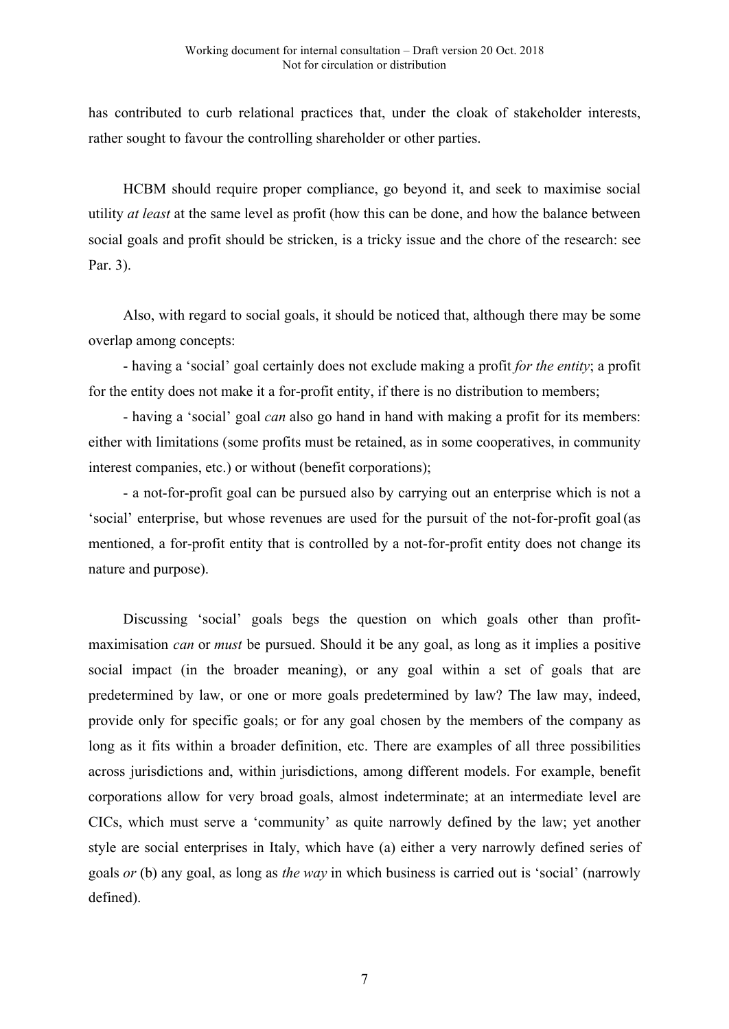has contributed to curb relational practices that, under the cloak of stakeholder interests, rather sought to favour the controlling shareholder or other parties.

HCBM should require proper compliance, go beyond it, and seek to maximise social utility *at least* at the same level as profit (how this can be done, and how the balance between social goals and profit should be stricken, is a tricky issue and the chore of the research: see Par. 3).

Also, with regard to social goals, it should be noticed that, although there may be some overlap among concepts:

- having a 'social' goal certainly does not exclude making a profit *for the entity*; a profit for the entity does not make it a for-profit entity, if there is no distribution to members;

- having a 'social' goal *can* also go hand in hand with making a profit for its members: either with limitations (some profits must be retained, as in some cooperatives, in community interest companies, etc.) or without (benefit corporations);

- a not-for-profit goal can be pursued also by carrying out an enterprise which is not a 'social' enterprise, but whose revenues are used for the pursuit of the not-for-profit goal (as mentioned, a for-profit entity that is controlled by a not-for-profit entity does not change its nature and purpose).

Discussing 'social' goals begs the question on which goals other than profit-maximisation *can* or *must* be pursued. Should it be any goal, as long as it implies a positive social impact (in the broader meaning), or any goal within a set of goals that are predetermined by law, or one or more goals predetermined by law? The law may, indeed, provide only for specific goals; or for any goal chosen by the members of the company as long as it fits within a broader definition, etc. There are examples of all three possibilities across jurisdictions and, within jurisdictions, among different models. For example, benefit corporations allow for very broad goals, almost indeterminate; at an intermediate level are CICs, which must serve a 'community' as quite narrowly defined by the law; yet another style are social enterprises in Italy, which have (a) either a very narrowly defined series of goals *or* (b) any goal, as long as *the way* in which business is carried out is 'social' (narrowly defined).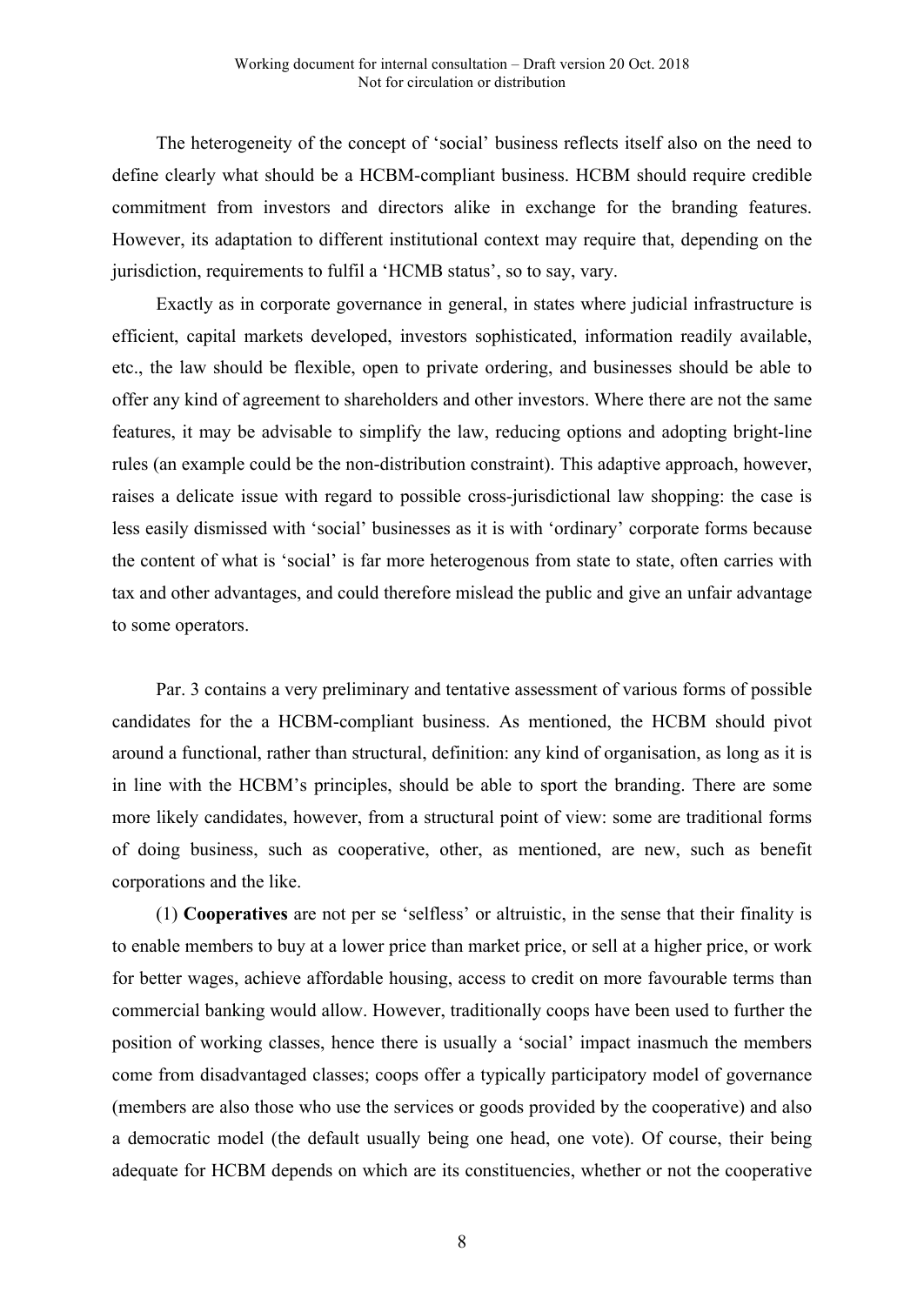The heterogeneity of the concept of 'social' business reflects itself also on the need to define clearly what should be a HCBM-compliant business. HCBM should require credible commitment from investors and directors alike in exchange for the branding features. However, its adaptation to different institutional context may require that, depending on the jurisdiction, requirements to fulfil a 'HCMB status', so to say, vary.

Exactly as in corporate governance in general, in states where judicial infrastructure is efficient, capital markets developed, investors sophisticated, information readily available, etc., the law should be flexible, open to private ordering, and businesses should be able to offer any kind of agreement to shareholders and other investors. Where there are not the same features, it may be advisable to simplify the law, reducing options and adopting bright-line rules (an example could be the non-distribution constraint). This adaptive approach, however, raises a delicate issue with regard to possible cross-jurisdictional law shopping: the case is less easily dismissed with 'social' businesses as it is with 'ordinary' corporate forms because the content of what is 'social' is far more heterogenous from state to state, often carries with tax and other advantages, and could therefore mislead the public and give an unfair advantage to some operators.

Par. 3 contains a very preliminary and tentative assessment of various forms of possible candidates for the a HCBM-compliant business. As mentioned, the HCBM should pivot around a functional, rather than structural, definition: any kind of organisation, as long as it is in line with the HCBM's principles, should be able to sport the branding. There are some more likely candidates, however, from a structural point of view: some are traditional forms of doing business, such as cooperative, other, as mentioned, are new, such as benefit corporations and the like.

(1) **Cooperatives** are not per se 'selfless' or altruistic, in the sense that their finality is to enable members to buy at a lower price than market price, or sell at a higher price, or work for better wages, achieve affordable housing, access to credit on more favourable terms than commercial banking would allow. However, traditionally coops have been used to further the position of working classes, hence there is usually a 'social' impact inasmuch the members come from disadvantaged classes; coops offer a typically participatory model of governance (members are also those who use the services or goods provided by the cooperative) and also a democratic model (the default usually being one head, one vote). Of course, their being adequate for HCBM depends on which are its constituencies, whether or not the cooperative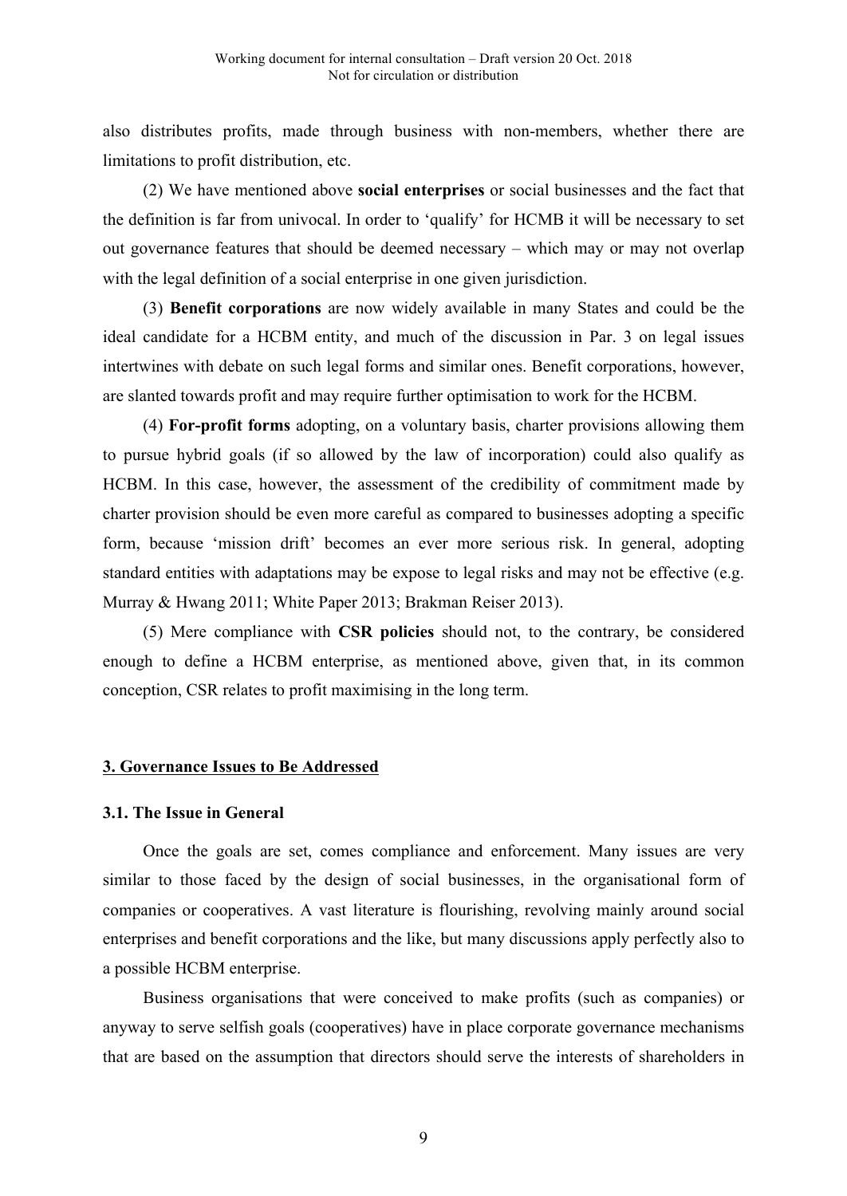also distributes profits, made through business with non-members, whether there are limitations to profit distribution, etc.

(2) We have mentioned above **social enterprises** or social businesses and the fact that the definition is far from univocal. In order to 'qualify' for HCMB it will be necessary to set out governance features that should be deemed necessary – which may or may not overlap with the legal definition of a social enterprise in one given jurisdiction.

(3) **Benefit corporations** are now widely available in many States and could be the ideal candidate for a HCBM entity, and much of the discussion in Par. 3 on legal issues intertwines with debate on such legal forms and similar ones. Benefit corporations, however, are slanted towards profit and may require further optimisation to work for the HCBM.

(4) **For-profit forms** adopting, on a voluntary basis, charter provisions allowing them to pursue hybrid goals (if so allowed by the law of incorporation) could also qualify as HCBM. In this case, however, the assessment of the credibility of commitment made by charter provision should be even more careful as compared to businesses adopting a specific form, because 'mission drift' becomes an ever more serious risk. In general, adopting standard entities with adaptations may be expose to legal risks and may not be effective (e.g. Murray & Hwang 2011; White Paper 2013; Brakman Reiser 2013).

(5) Mere compliance with **CSR policies** should not, to the contrary, be considered enough to define a HCBM enterprise, as mentioned above, given that, in its common conception, CSR relates to profit maximising in the long term.

## 3. Governance Issues to Be Addressed

### 3.1. The Issue in General

Once the goals are set, comes compliance and enforcement. Many issues are very similar to those faced by the design of social businesses, in the organisational form of companies or cooperatives. A vast literature is flourishing, revolving mainly around social enterprises and benefit corporations and the like, but many discussions apply perfectly also to a possible HCBM enterprise.

Business organisations that were conceived to make profits (such as companies) or anyway to serve selfish goals (cooperatives) have in place corporate governance mechanisms that are based on the assumption that directors should serve the interests of shareholders in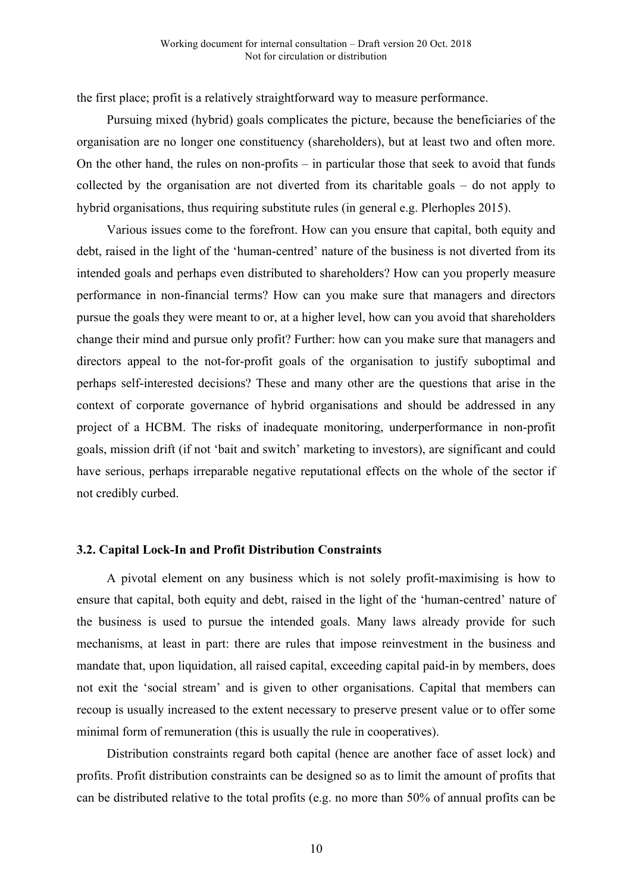the first place; profit is a relatively straightforward way to measure performance.

Pursuing mixed (hybrid) goals complicates the picture, because the beneficiaries of the organisation are no longer one constituency (shareholders), but at least two and often more. On the other hand, the rules on non-profits – in particular those that seek to avoid that funds collected by the organisation are not diverted from its charitable goals – do not apply to hybrid organisations, thus requiring substitute rules (in general e.g. Plerhoples 2015).

Various issues come to the forefront. How can you ensure that capital, both equity and debt, raised in the light of the 'human-centred' nature of the business is not diverted from its intended goals and perhaps even distributed to shareholders? How can you properly measure performance in non-financial terms? How can you make sure that managers and directors pursue the goals they were meant to or, at a higher level, how can you avoid that shareholders change their mind and pursue only profit? Further: how can you make sure that managers and directors appeal to the not-for-profit goals of the organisation to justify suboptimal and perhaps self-interested decisions? These and many other are the questions that arise in the context of corporate governance of hybrid organisations and should be addressed in any project of a HCBM. The risks of inadequate monitoring, underperformance in non-profit goals, mission drift (if not 'bait and switch' marketing to investors), are significant and could have serious, perhaps irreparable negative reputational effects on the whole of the sector if not credibly curbed.

### 3.2. Capital Lock-In and Profit Distribution Constraints

A pivotal element on any business which is not solely profit-maximising is how to ensure that capital, both equity and debt, raised in the light of the 'human-centred' nature of the business is used to pursue the intended goals. Many laws already provide for such mechanisms, at least in part: there are rules that impose reinvestment in the business and mandate that, upon liquidation, all raised capital, exceeding capital paid-in by members, does not exit the 'social stream' and is given to other organisations. Capital that members can recoup is usually increased to the extent necessary to preserve present value or to offer some minimal form of remuneration (this is usually the rule in cooperatives).

Distribution constraints regard both capital (hence are another face of asset lock) and profits. Profit distribution constraints can be designed so as to limit the amount of profits that can be distributed relative to the total profits (e.g. no more than 50% of annual profits can be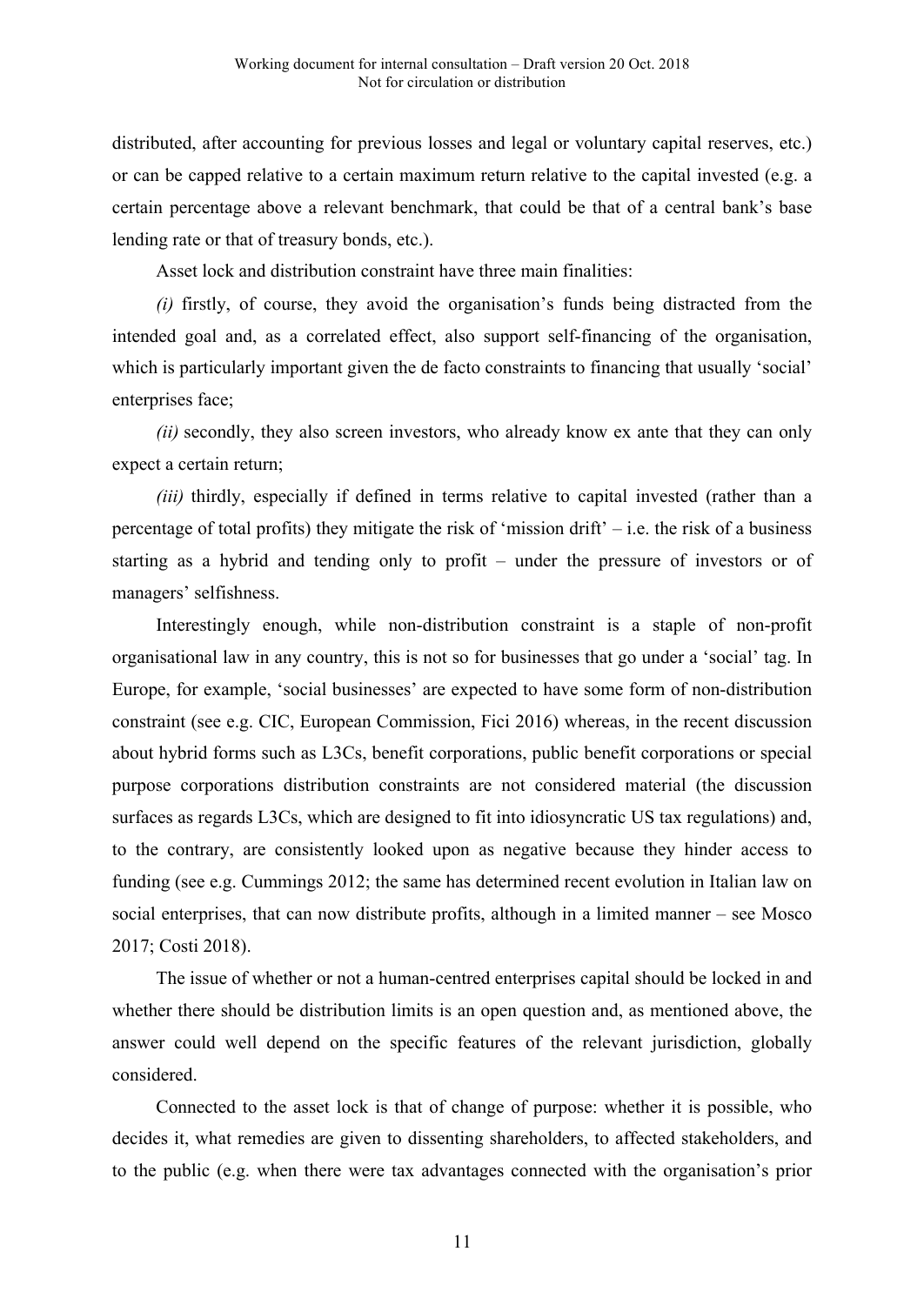distributed, after accounting for previous losses and legal or voluntary capital reserves, etc.) or can be capped relative to a certain maximum return relative to the capital invested (e.g. a certain percentage above a relevant benchmark, that could be that of a central bank's base lending rate or that of treasury bonds, etc.).

Asset lock and distribution constraint have three main finalities:

*(i)* firstly, of course, they avoid the organisation's funds being distracted from the intended goal and, as a correlated effect, also support self-financing of the organisation, which is particularly important given the de facto constraints to financing that usually 'social' enterprises face;

*(ii)* secondly, they also screen investors, who already know ex ante that they can only expect a certain return;

*(iii)* thirdly, especially if defined in terms relative to capital invested (rather than a percentage of total profits) they mitigate the risk of 'mission drift' – i.e. the risk of a business starting as a hybrid and tending only to profit – under the pressure of investors or of managers' selfishness.

Interestingly enough, while non-distribution constraint is a staple of non-profit organisational law in any country, this is not so for businesses that go under a 'social' tag. In Europe, for example, 'social businesses' are expected to have some form of non-distribution constraint (see e.g. CIC, European Commission, Fici 2016) whereas, in the recent discussion about hybrid forms such as L3Cs, benefit corporations, public benefit corporations or special purpose corporations distribution constraints are not considered material (the discussion surfaces as regards L3Cs, which are designed to fit into idiosyncratic US tax regulations) and, to the contrary, are consistently looked upon as negative because they hinder access to funding (see e.g. Cummings 2012; the same has determined recent evolution in Italian law on social enterprises, that can now distribute profits, although in a limited manner – see Mosco 2017; Costi 2018).

The issue of whether or not a human-centred enterprises capital should be locked in and whether there should be distribution limits is an open question and, as mentioned above, the answer could well depend on the specific features of the relevant jurisdiction, globally considered.

Connected to the asset lock is that of change of purpose: whether it is possible, who decides it, what remedies are given to dissenting shareholders, to affected stakeholders, and to the public (e.g. when there were tax advantages connected with the organisation's prior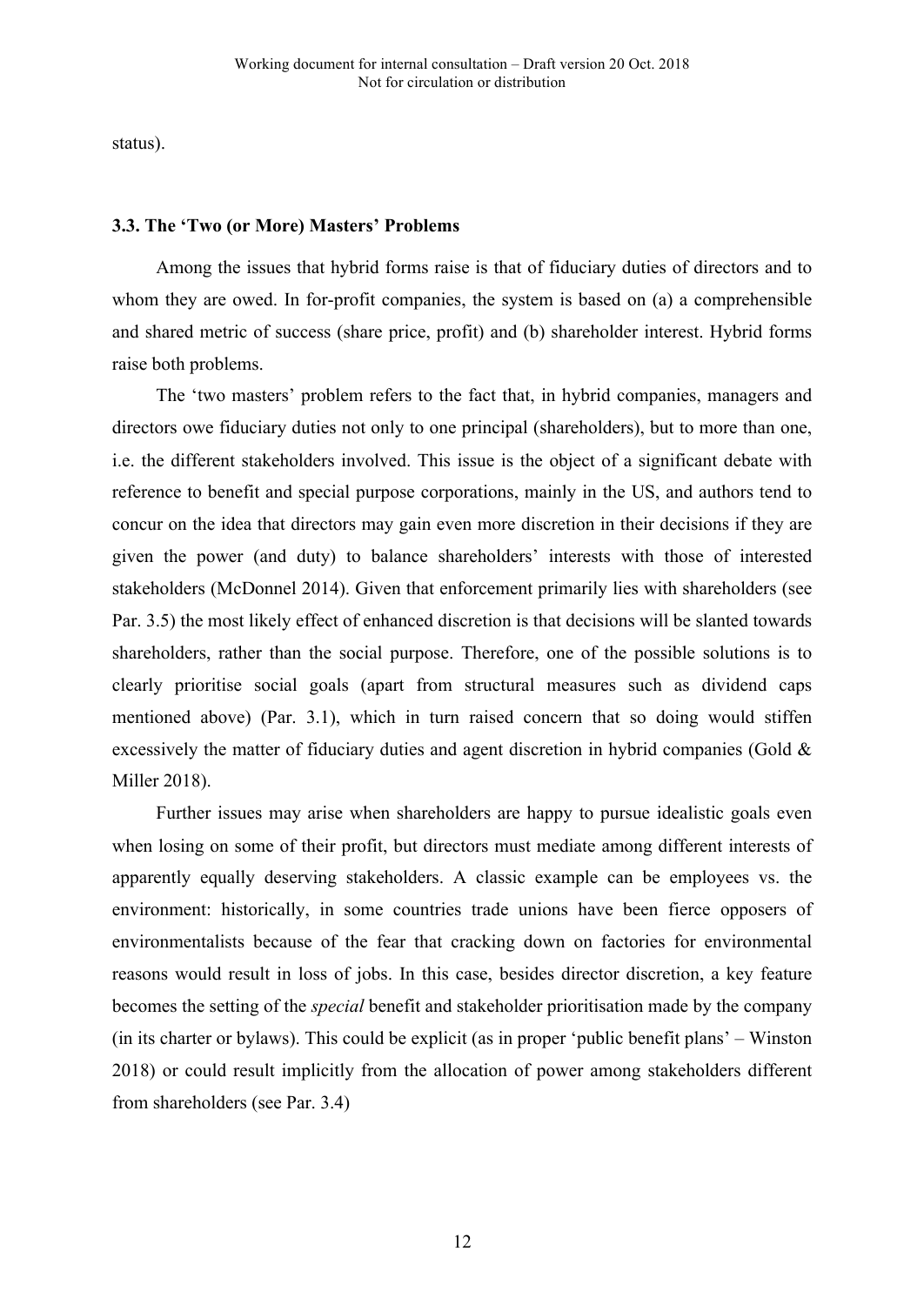status).

### 3.3. The 'Two (or More) Masters' Problems

Among the issues that hybrid forms raise is that of fiduciary duties of directors and to whom they are owed. In for-profit companies, the system is based on (a) a comprehensible and shared metric of success (share price, profit) and (b) shareholder interest. Hybrid forms raise both problems.

The 'two masters' problem refers to the fact that, in hybrid companies, managers and directors owe fiduciary duties not only to one principal (shareholders), but to more than one, i.e. the different stakeholders involved. This issue is the object of a significant debate with reference to benefit and special purpose corporations, mainly in the US, and authors tend to concur on the idea that directors may gain even more discretion in their decisions if they are given the power (and duty) to balance shareholders' interests with those of interested stakeholders (McDonnel 2014). Given that enforcement primarily lies with shareholders (see Par. 3.5) the most likely effect of enhanced discretion is that decisions will be slanted towards shareholders, rather than the social purpose. Therefore, one of the possible solutions is to clearly prioritise social goals (apart from structural measures such as dividend caps mentioned above) (Par. 3.1), which in turn raised concern that so doing would stiffen excessively the matter of fiduciary duties and agent discretion in hybrid companies (Gold & Miller 2018).

Further issues may arise when shareholders are happy to pursue idealistic goals even when losing on some of their profit, but directors must mediate among different interests of apparently equally deserving stakeholders. A classic example can be employees vs. the environment: historically, in some countries trade unions have been fierce opposers of environmentalists because of the fear that cracking down on factories for environmental reasons would result in loss of jobs. In this case, besides director discretion, a key feature becomes the setting of the *special* benefit and stakeholder prioritisation made by the company (in its charter or bylaws). This could be explicit (as in proper 'public benefit plans' – Winston 2018) or could result implicitly from the allocation of power among stakeholders different from shareholders (see Par. 3.4)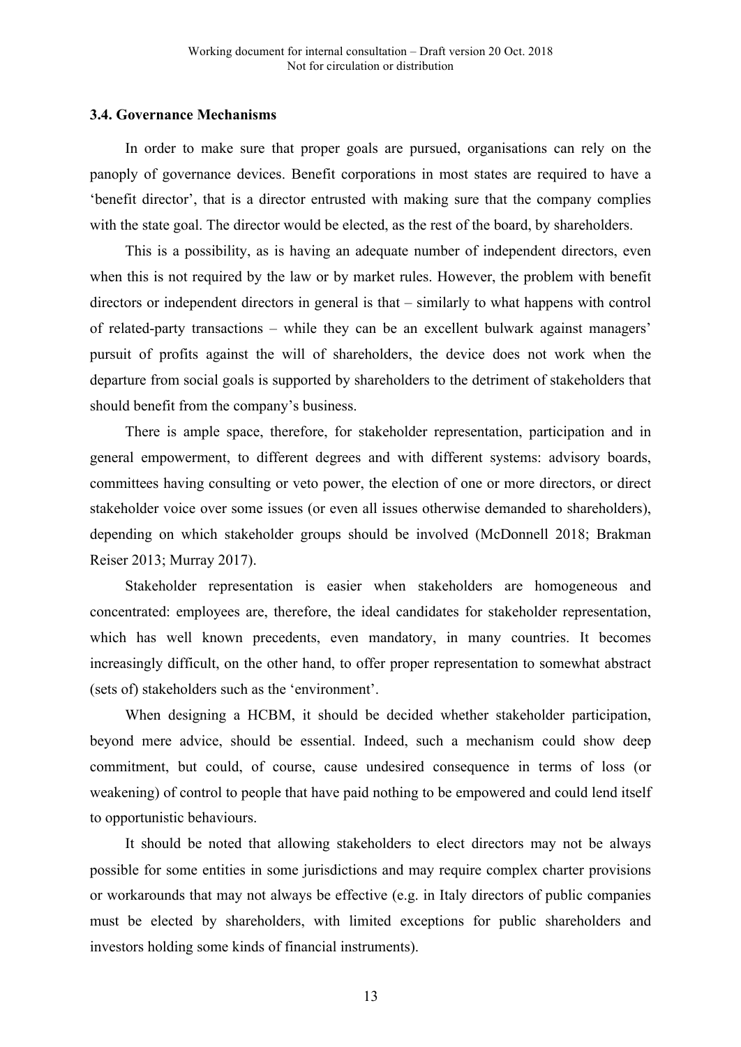### 3.4. Governance Mechanisms

In order to make sure that proper goals are pursued, organisations can rely on the panoply of governance devices. Benefit corporations in most states are required to have a 'benefit director', that is a director entrusted with making sure that the company complies with the state goal. The director would be elected, as the rest of the board, by shareholders.

This is a possibility, as is having an adequate number of independent directors, even when this is not required by the law or by market rules. However, the problem with benefit directors or independent directors in general is that – similarly to what happens with control of related-party transactions – while they can be an excellent bulwark against managers' pursuit of profits against the will of shareholders, the device does not work when the departure from social goals is supported by shareholders to the detriment of stakeholders that should benefit from the company's business.

There is ample space, therefore, for stakeholder representation, participation and in general empowerment, to different degrees and with different systems: advisory boards, committees having consulting or veto power, the election of one or more directors, or direct stakeholder voice over some issues (or even all issues otherwise demanded to shareholders), depending on which stakeholder groups should be involved (McDonnell 2018; Brakman Reiser 2013; Murray 2017).

Stakeholder representation is easier when stakeholders are homogeneous and concentrated: employees are, therefore, the ideal candidates for stakeholder representation, which has well known precedents, even mandatory, in many countries. It becomes increasingly difficult, on the other hand, to offer proper representation to somewhat abstract (sets of) stakeholders such as the 'environment'.

When designing a HCBM, it should be decided whether stakeholder participation, beyond mere advice, should be essential. Indeed, such a mechanism could show deep commitment, but could, of course, cause undesired consequence in terms of loss (or weakening) of control to people that have paid nothing to be empowered and could lend itself to opportunistic behaviours.

It should be noted that allowing stakeholders to elect directors may not be always possible for some entities in some jurisdictions and may require complex charter provisions or workarounds that may not always be effective (e.g. in Italy directors of public companies must be elected by shareholders, with limited exceptions for public shareholders and investors holding some kinds of financial instruments).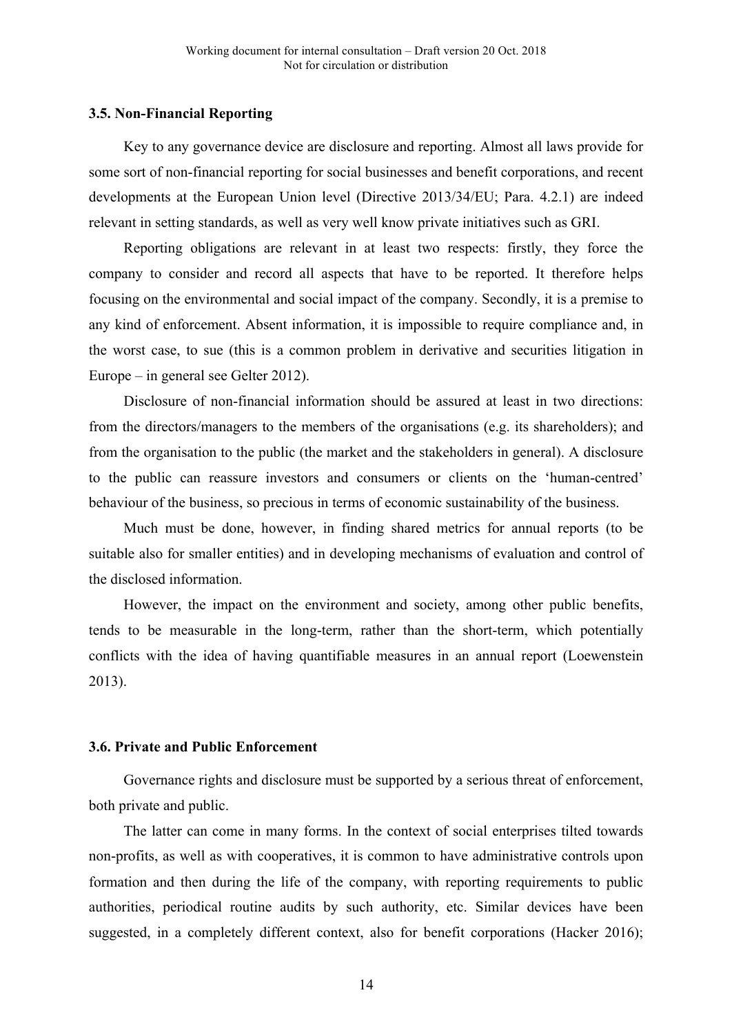### 3.5. Non-Financial Reporting

Key to any governance device are disclosure and reporting. Almost all laws provide for some sort of non-financial reporting for social businesses and benefit corporations, and recent developments at the European Union level (Directive 2013/34/EU; Para. 4.2.1) are indeed relevant in setting standards, as well as very well know private initiatives such as GRI.

Reporting obligations are relevant in at least two respects: firstly, they force the company to consider and record all aspects that have to be reported. It therefore helps focusing on the environmental and social impact of the company. Secondly, it is a premise to any kind of enforcement. Absent information, it is impossible to require compliance and, in the worst case, to sue (this is a common problem in derivative and securities litigation in Europe – in general see Gelter 2012).

Disclosure of non-financial information should be assured at least in two directions: from the directors/managers to the members of the organisations (e.g. its shareholders); and from the organisation to the public (the market and the stakeholders in general). A disclosure to the public can reassure investors and consumers or clients on the 'human-centred' behaviour of the business, so precious in terms of economic sustainability of the business.

Much must be done, however, in finding shared metrics for annual reports (to be suitable also for smaller entities) and in developing mechanisms of evaluation and control of the disclosed information.

However, the impact on the environment and society, among other public benefits, tends to be measurable in the long-term, rather than the short-term, which potentially conflicts with the idea of having quantifiable measures in an annual report (Loewenstein 2013).

### 3.6. Private and Public Enforcement

Governance rights and disclosure must be supported by a serious threat of enforcement, both private and public.

The latter can come in many forms. In the context of social enterprises tilted towards non-profits, as well as with cooperatives, it is common to have administrative controls upon formation and then during the life of the company, with reporting requirements to public authorities, periodical routine audits by such authority, etc. Similar devices have been suggested, in a completely different context, also for benefit corporations (Hacker 2016);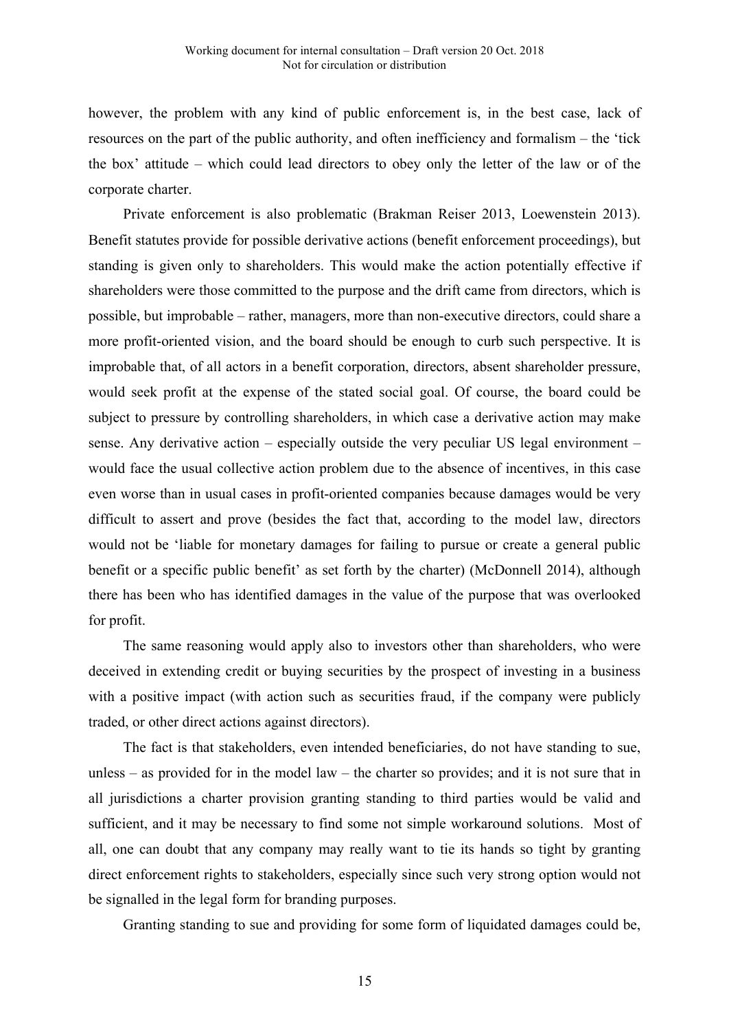however, the problem with any kind of public enforcement is, in the best case, lack of resources on the part of the public authority, and often inefficiency and formalism – the 'tick the box' attitude – which could lead directors to obey only the letter of the law or of the corporate charter.

Private enforcement is also problematic (Brakman Reiser 2013, Loewenstein 2013). Benefit statutes provide for possible derivative actions (benefit enforcement proceedings), but standing is given only to shareholders. This would make the action potentially effective if shareholders were those committed to the purpose and the drift came from directors, which is possible, but improbable – rather, managers, more than non-executive directors, could share a more profit-oriented vision, and the board should be enough to curb such perspective. It is improbable that, of all actors in a benefit corporation, directors, absent shareholder pressure, would seek profit at the expense of the stated social goal. Of course, the board could be subject to pressure by controlling shareholders, in which case a derivative action may make sense. Any derivative action – especially outside the very peculiar US legal environment – would face the usual collective action problem due to the absence of incentives, in this case even worse than in usual cases in profit-oriented companies because damages would be very difficult to assert and prove (besides the fact that, according to the model law, directors would not be 'liable for monetary damages for failing to pursue or create a general public benefit or a specific public benefit' as set forth by the charter) (McDonnell 2014), although there has been who has identified damages in the value of the purpose that was overlooked for profit.

The same reasoning would apply also to investors other than shareholders, who were deceived in extending credit or buying securities by the prospect of investing in a business with a positive impact (with action such as securities fraud, if the company were publicly traded, or other direct actions against directors).

The fact is that stakeholders, even intended beneficiaries, do not have standing to sue, unless – as provided for in the model law – the charter so provides; and it is not sure that in all jurisdictions a charter provision granting standing to third parties would be valid and sufficient, and it may be necessary to find some not simple workaround solutions. Most of all, one can doubt that any company may really want to tie its hands so tight by granting direct enforcement rights to stakeholders, especially since such very strong option would not be signalled in the legal form for branding purposes.

Granting standing to sue and providing for some form of liquidated damages could be,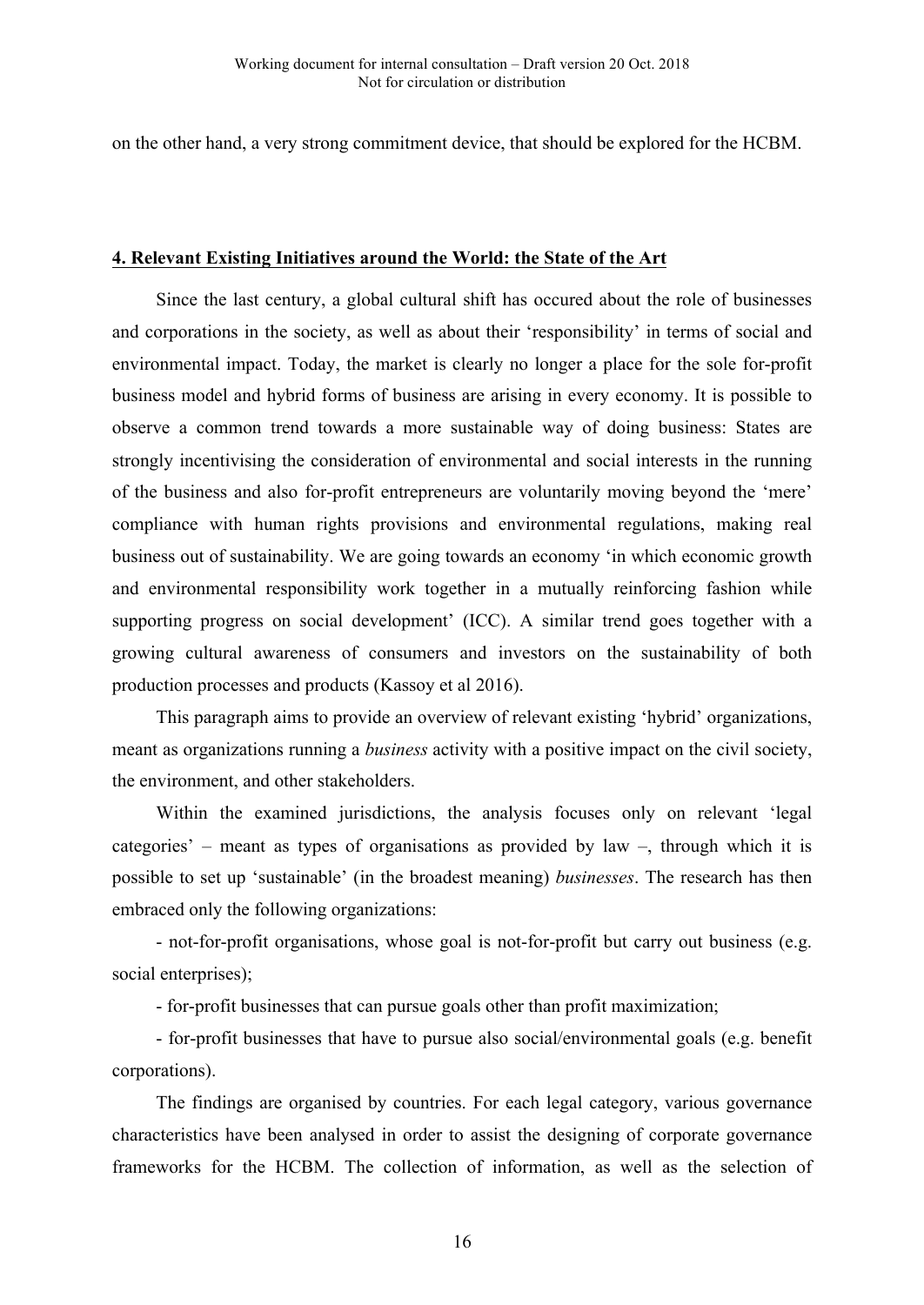on the other hand, a very strong commitment device, that should be explored for the HCBM.

## 4. Relevant Existing Initiatives around the World: the State of the Art

Since the last century, a global cultural shift has occured about the role of businesses and corporations in the society, as well as about their 'responsibility' in terms of social and environmental impact. Today, the market is clearly no longer a place for the sole for-profit business model and hybrid forms of business are arising in every economy. It is possible to observe a common trend towards a more sustainable way of doing business: States are strongly incentivising the consideration of environmental and social interests in the running of the business and also for-profit entrepreneurs are voluntarily moving beyond the 'mere' compliance with human rights provisions and environmental regulations, making real business out of sustainability. We are going towards an economy 'in which economic growth and environmental responsibility work together in a mutually reinforcing fashion while supporting progress on social development' (ICC). A similar trend goes together with a growing cultural awareness of consumers and investors on the sustainability of both production processes and products (Kassoy et al 2016).

This paragraph aims to provide an overview of relevant existing 'hybrid' organizations, meant as organizations running a *business* activity with a positive impact on the civil society, the environment, and other stakeholders.

Within the examined jurisdictions, the analysis focuses only on relevant 'legal categories' – meant as types of organisations as provided by law –, through which it is possible to set up 'sustainable' (in the broadest meaning) *businesses*. The research has then embraced only the following organizations:

- not-for-profit organisations, whose goal is not-for-profit but carry out business (e.g. social enterprises);
- for-profit businesses that can pursue goals other than profit maximization;
- for-profit businesses that have to pursue also social/environmental goals (e.g. benefit corporations).

The findings are organised by countries. For each legal category, various governance characteristics have been analysed in order to assist the designing of corporate governance frameworks for the HCBM. The collection of information, as well as the selection of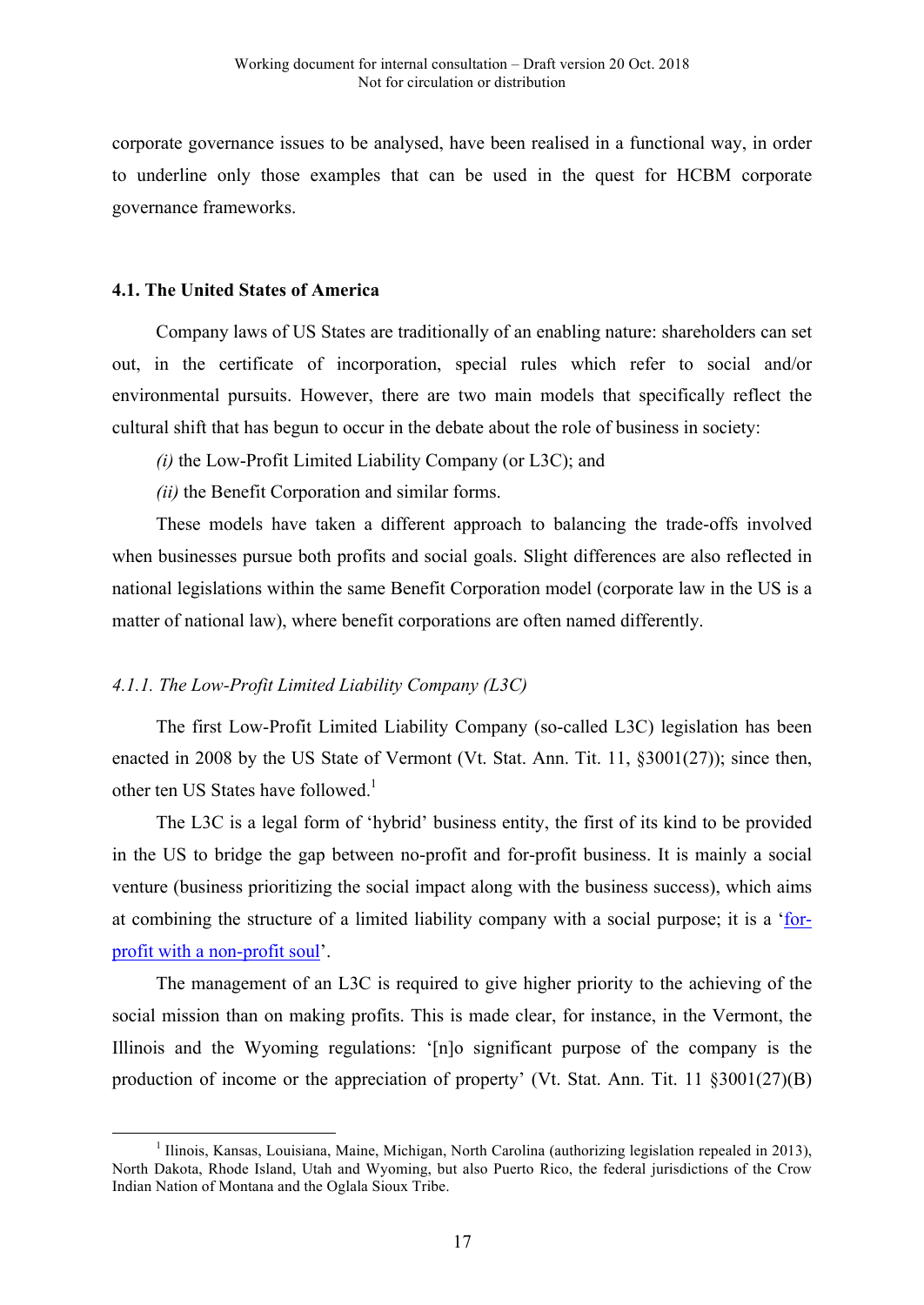corporate governance issues to be analysed, have been realised in a functional way, in order to underline only those examples that can be used in the quest for HCBM corporate governance frameworks.

### 4.1. The United States of America

Company laws of US States are traditionally of an enabling nature: shareholders can set out, in the certificate of incorporation, special rules which refer to social and/or environmental pursuits. However, there are two main models that specifically reflect the cultural shift that has begun to occur in the debate about the role of business in society:

*(i)* the Low-Profit Limited Liability Company (or L3C); and

*(ii)* the Benefit Corporation and similar forms.

These models have taken a different approach to balancing the trade-offs involved when businesses pursue both profits and social goals. Slight differences are also reflected in national legislations within the same Benefit Corporation model (corporate law in the US is a matter of national law), where benefit corporations are often named differently.

#### *4.1.1. The Low-Profit Limited Liability Company (L3C)*

The first Low-Profit Limited Liability Company (so-called L3C) legislation has been enacted in 2008 by the US State of Vermont (Vt. Stat. Ann. Tit. 11, §3001(27)); since then, other ten US States have followed.[1]

The L3C is a legal form of 'hybrid' business entity, the first of its kind to be provided in the US to bridge the gap between no-profit and for-profit business. It is mainly a social venture (business prioritizing the social impact along with the business success), which aims at combining the structure of a limited liability company with a social purpose; it is a 'for-profit with a non-profit soul'.

The management of an L3C is required to give higher priority to the achieving of the social mission than on making profits. This is made clear, for instance, in the Vermont, the Illinois and the Wyoming regulations: '[n]o significant purpose of the company is the production of income or the appreciation of property' (Vt. Stat. Ann. Tit. 11 §3001(27)(B)

---

[1] Ilinois, Kansas, Louisiana, Maine, Michigan, North Carolina (authorizing legislation repealed in 2013), North Dakota, Rhode Island, Utah and Wyoming, but also Puerto Rico, the federal jurisdictions of the Crow Indian Nation of Montana and the Oglala Sioux Tribe.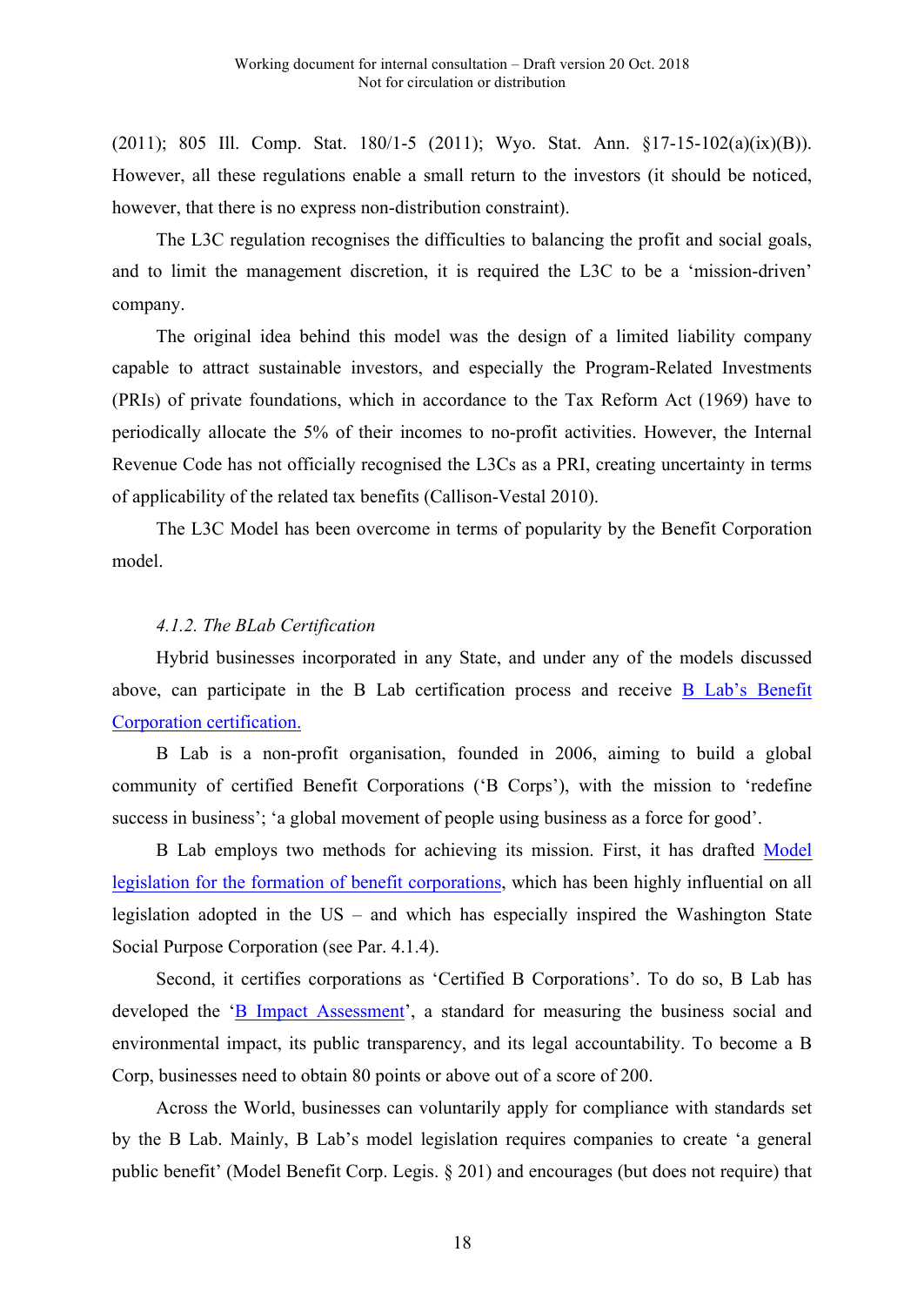(2011); 805 Ill. Comp. Stat. 180/1-5 (2011); Wyo. Stat. Ann. §17-15-102(a)(ix)(B)). However, all these regulations enable a small return to the investors (it should be noticed, however, that there is no express non-distribution constraint).

The L3C regulation recognises the difficulties to balancing the profit and social goals, and to limit the management discretion, it is required the L3C to be a 'mission-driven' company.

The original idea behind this model was the design of a limited liability company capable to attract sustainable investors, and especially the Program-Related Investments (PRIs) of private foundations, which in accordance to the Tax Reform Act (1969) have to periodically allocate the 5% of their incomes to no-profit activities. However, the Internal Revenue Code has not officially recognised the L3Cs as a PRI, creating uncertainty in terms of applicability of the related tax benefits (Callison-Vestal 2010).

The L3C Model has been overcome in terms of popularity by the Benefit Corporation model.

#### *4.1.2. The BLab Certification*

Hybrid businesses incorporated in any State, and under any of the models discussed above, can participate in the B Lab certification process and receive B Lab's Benefit Corporation certification.

B Lab is a non-profit organisation, founded in 2006, aiming to build a global community of certified Benefit Corporations ('B Corps'), with the mission to 'redefine success in business'; 'a global movement of people using business as a force for good'.

B Lab employs two methods for achieving its mission. First, it has drafted Model legislation for the formation of benefit corporations, which has been highly influential on all legislation adopted in the US – and which has especially inspired the Washington State Social Purpose Corporation (see Par. 4.1.4).

Second, it certifies corporations as 'Certified B Corporations'. To do so, B Lab has developed the 'B Impact Assessment', a standard for measuring the business social and environmental impact, its public transparency, and its legal accountability. To become a B Corp, businesses need to obtain 80 points or above out of a score of 200.

Across the World, businesses can voluntarily apply for compliance with standards set by the B Lab. Mainly, B Lab's model legislation requires companies to create 'a general public benefit' (Model Benefit Corp. Legis. § 201) and encourages (but does not require) that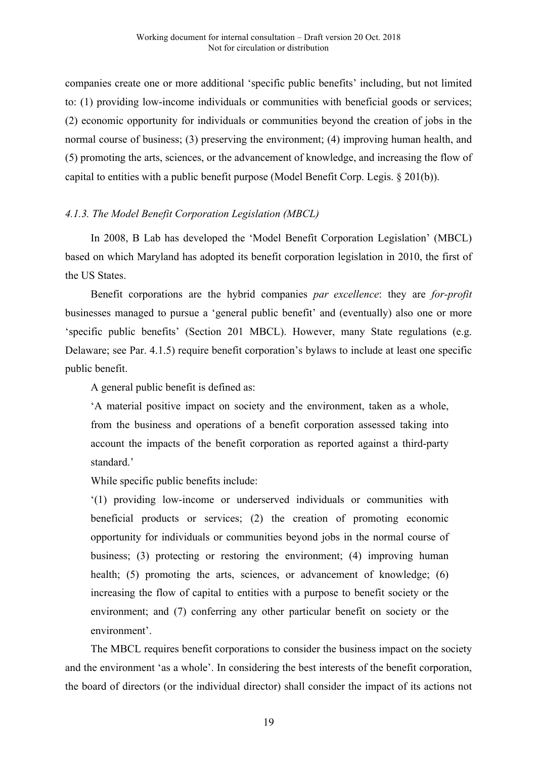companies create one or more additional 'specific public benefits' including, but not limited to: (1) providing low-income individuals or communities with beneficial goods or services; (2) economic opportunity for individuals or communities beyond the creation of jobs in the normal course of business; (3) preserving the environment; (4) improving human health, and (5) promoting the arts, sciences, or the advancement of knowledge, and increasing the flow of capital to entities with a public benefit purpose (Model Benefit Corp. Legis. § 201(b)).

#### *4.1.3. The Model Benefit Corporation Legislation (MBCL)*

In 2008, B Lab has developed the 'Model Benefit Corporation Legislation' (MBCL) based on which Maryland has adopted its benefit corporation legislation in 2010, the first of the US States.

Benefit corporations are the hybrid companies *par excellence*: they are *for-profit* businesses managed to pursue a 'general public benefit' and (eventually) also one or more 'specific public benefits' (Section 201 MBCL). However, many State regulations (e.g. Delaware; see Par. 4.1.5) require benefit corporation's bylaws to include at least one specific public benefit.

A general public benefit is defined as:

> 'A material positive impact on society and the environment, taken as a whole, from the business and operations of a benefit corporation assessed taking into account the impacts of the benefit corporation as reported against a third-party standard.'

While specific public benefits include:

> '(1) providing low-income or underserved individuals or communities with beneficial products or services; (2) the creation of promoting economic opportunity for individuals or communities beyond jobs in the normal course of business; (3) protecting or restoring the environment; (4) improving human health; (5) promoting the arts, sciences, or advancement of knowledge; (6) increasing the flow of capital to entities with a purpose to benefit society or the environment; and (7) conferring any other particular benefit on society or the environment'.

The MBCL requires benefit corporations to consider the business impact on the society and the environment 'as a whole'. In considering the best interests of the benefit corporation, the board of directors (or the individual director) shall consider the impact of its actions not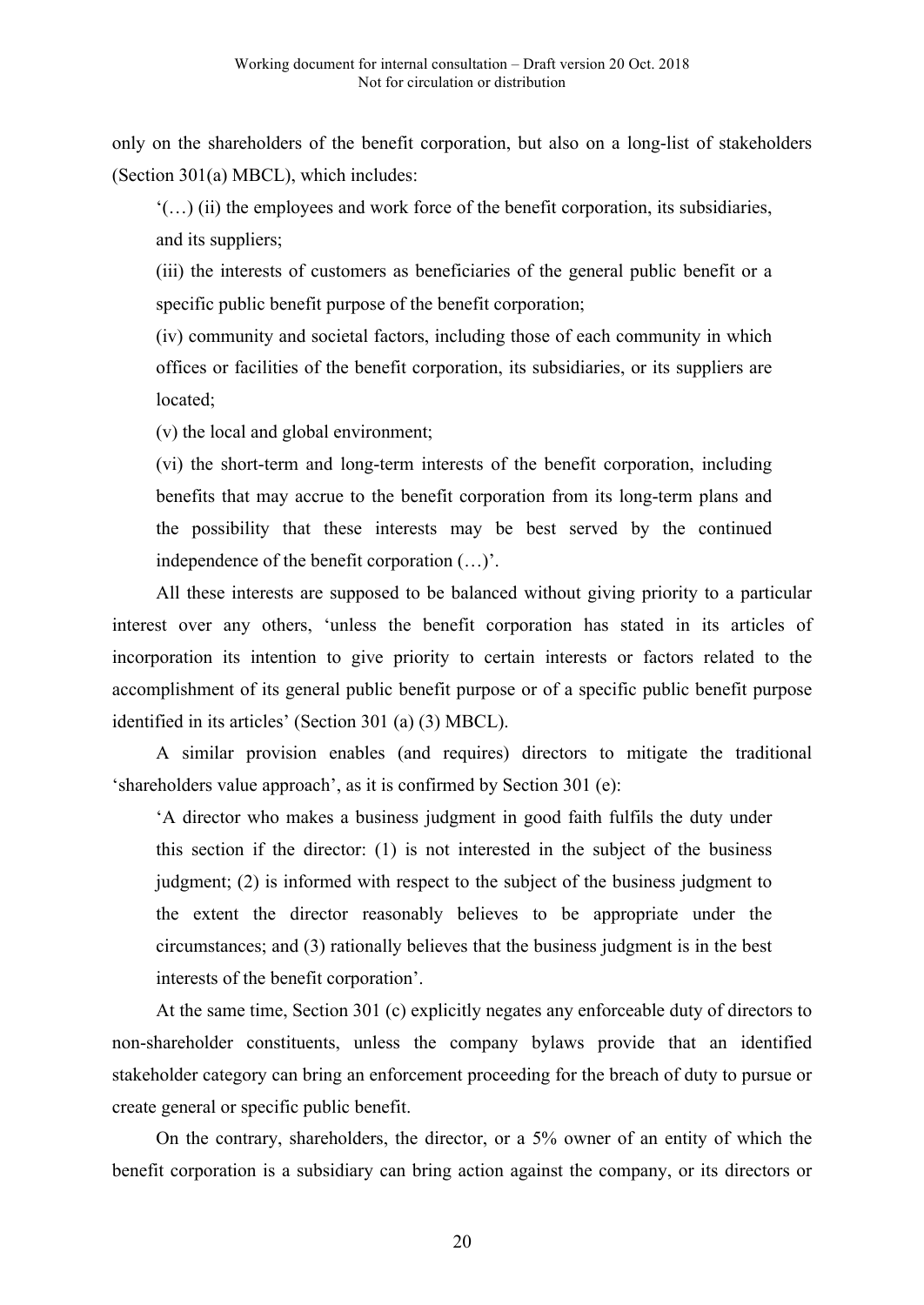only on the shareholders of the benefit corporation, but also on a long-list of stakeholders (Section 301(a) MBCL), which includes:

> '(…) (ii) the employees and work force of the benefit corporation, its subsidiaries, and its suppliers;
>
> (iii) the interests of customers as beneficiaries of the general public benefit or a specific public benefit purpose of the benefit corporation;
>
> (iv) community and societal factors, including those of each community in which offices or facilities of the benefit corporation, its subsidiaries, or its suppliers are located;
>
> (v) the local and global environment;
>
> (vi) the short-term and long-term interests of the benefit corporation, including benefits that may accrue to the benefit corporation from its long-term plans and the possibility that these interests may be best served by the continued independence of the benefit corporation (…)'.

All these interests are supposed to be balanced without giving priority to a particular interest over any others, 'unless the benefit corporation has stated in its articles of incorporation its intention to give priority to certain interests or factors related to the accomplishment of its general public benefit purpose or of a specific public benefit purpose identified in its articles' (Section 301 (a) (3) MBCL).

A similar provision enables (and requires) directors to mitigate the traditional 'shareholders value approach', as it is confirmed by Section 301 (e):

> 'A director who makes a business judgment in good faith fulfils the duty under this section if the director: (1) is not interested in the subject of the business judgment; (2) is informed with respect to the subject of the business judgment to the extent the director reasonably believes to be appropriate under the circumstances; and (3) rationally believes that the business judgment is in the best interests of the benefit corporation'.

At the same time, Section 301 (c) explicitly negates any enforceable duty of directors to non-shareholder constituents, unless the company bylaws provide that an identified stakeholder category can bring an enforcement proceeding for the breach of duty to pursue or create general or specific public benefit.

On the contrary, shareholders, the director, or a 5% owner of an entity of which the benefit corporation is a subsidiary can bring action against the company, or its directors or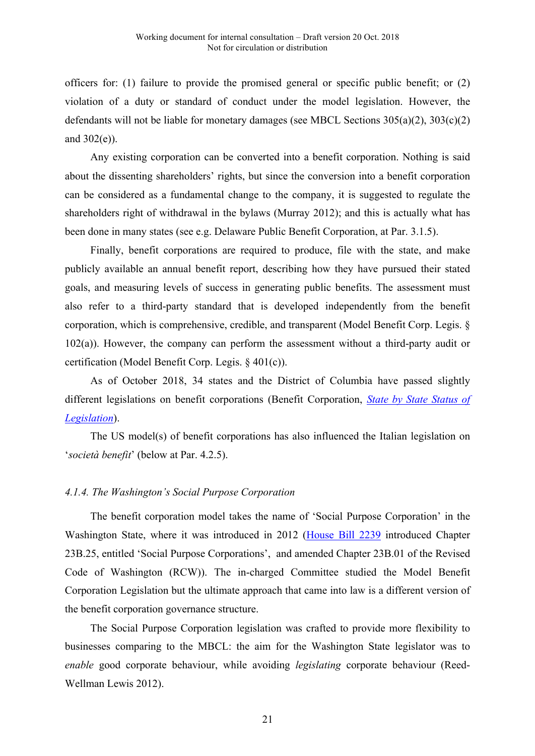officers for: (1) failure to provide the promised general or specific public benefit; or (2) violation of a duty or standard of conduct under the model legislation. However, the defendants will not be liable for monetary damages (see MBCL Sections 305(a)(2), 303(c)(2) and 302(e)).

Any existing corporation can be converted into a benefit corporation. Nothing is said about the dissenting shareholders' rights, but since the conversion into a benefit corporation can be considered as a fundamental change to the company, it is suggested to regulate the shareholders right of withdrawal in the bylaws (Murray 2012); and this is actually what has been done in many states (see e.g. Delaware Public Benefit Corporation, at Par. 3.1.5).

Finally, benefit corporations are required to produce, file with the state, and make publicly available an annual benefit report, describing how they have pursued their stated goals, and measuring levels of success in generating public benefits. The assessment must also refer to a third-party standard that is developed independently from the benefit corporation, which is comprehensive, credible, and transparent (Model Benefit Corp. Legis. § 102(a)). However, the company can perform the assessment without a third-party audit or certification (Model Benefit Corp. Legis. § 401(c)).

As of October 2018, 34 states and the District of Columbia have passed slightly different legislations on benefit corporations (Benefit Corporation, *State by State Status of Legislation*).

The US model(s) of benefit corporations has also influenced the Italian legislation on '*società benefit*' (below at Par. 4.2.5).

#### *4.1.4. The Washington's Social Purpose Corporation*

The benefit corporation model takes the name of 'Social Purpose Corporation' in the Washington State, where it was introduced in 2012 (House Bill 2239 introduced Chapter 23B.25, entitled 'Social Purpose Corporations', and amended Chapter 23B.01 of the Revised Code of Washington (RCW)). The in-charged Committee studied the Model Benefit Corporation Legislation but the ultimate approach that came into law is a different version of the benefit corporation governance structure.

The Social Purpose Corporation legislation was crafted to provide more flexibility to businesses comparing to the MBCL: the aim for the Washington State legislator was to *enable* good corporate behaviour, while avoiding *legislating* corporate behaviour (Reed-Wellman Lewis 2012).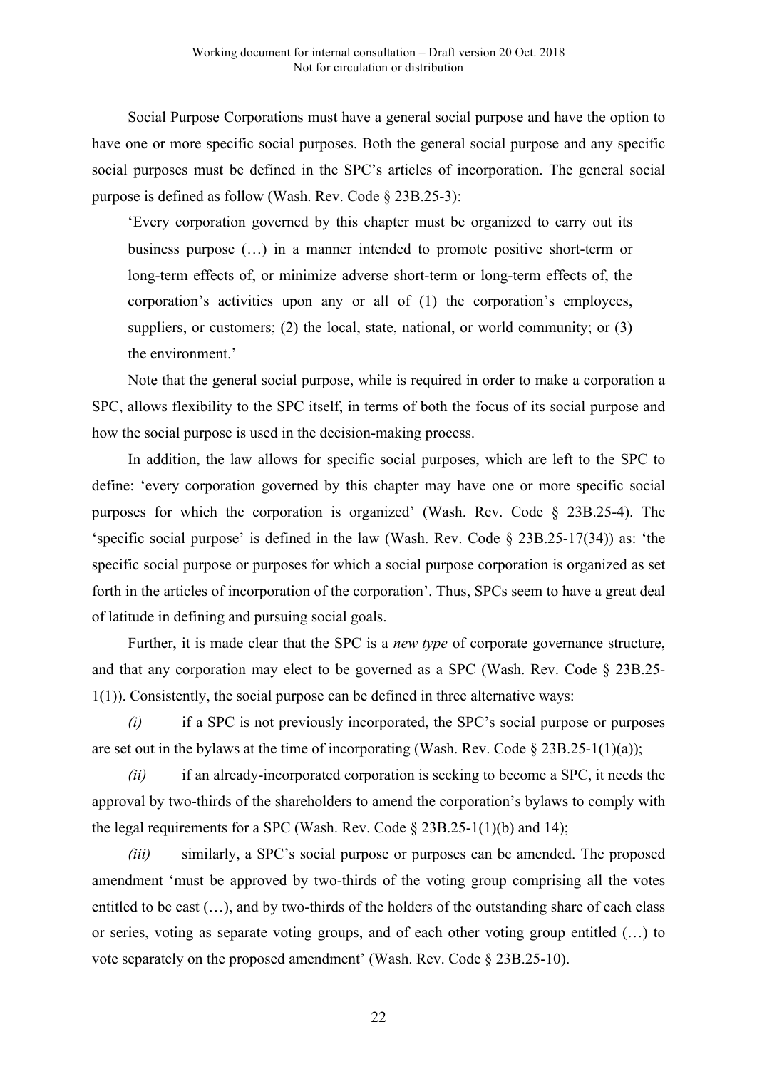Social Purpose Corporations must have a general social purpose and have the option to have one or more specific social purposes. Both the general social purpose and any specific social purposes must be defined in the SPC's articles of incorporation. The general social purpose is defined as follow (Wash. Rev. Code § 23B.25-3):

> 'Every corporation governed by this chapter must be organized to carry out its business purpose (…) in a manner intended to promote positive short-term or long-term effects of, or minimize adverse short-term or long-term effects of, the corporation's activities upon any or all of (1) the corporation's employees, suppliers, or customers; (2) the local, state, national, or world community; or (3) the environment.'

Note that the general social purpose, while is required in order to make a corporation a SPC, allows flexibility to the SPC itself, in terms of both the focus of its social purpose and how the social purpose is used in the decision-making process.

In addition, the law allows for specific social purposes, which are left to the SPC to define: 'every corporation governed by this chapter may have one or more specific social purposes for which the corporation is organized' (Wash. Rev. Code § 23B.25-4). The 'specific social purpose' is defined in the law (Wash. Rev. Code § 23B.25-17(34)) as: 'the specific social purpose or purposes for which a social purpose corporation is organized as set forth in the articles of incorporation of the corporation'. Thus, SPCs seem to have a great deal of latitude in defining and pursuing social goals.

Further, it is made clear that the SPC is a *new type* of corporate governance structure, and that any corporation may elect to be governed as a SPC (Wash. Rev. Code § 23B.25-1(1)). Consistently, the social purpose can be defined in three alternative ways:

*(i)* if a SPC is not previously incorporated, the SPC's social purpose or purposes are set out in the bylaws at the time of incorporating (Wash. Rev. Code § 23B.25-1(1)(a));

*(ii)* if an already-incorporated corporation is seeking to become a SPC, it needs the approval by two-thirds of the shareholders to amend the corporation's bylaws to comply with the legal requirements for a SPC (Wash. Rev. Code § 23B.25-1(1)(b) and 14);

*(iii)* similarly, a SPC's social purpose or purposes can be amended. The proposed amendment 'must be approved by two-thirds of the voting group comprising all the votes entitled to be cast (…), and by two-thirds of the holders of the outstanding share of each class or series, voting as separate voting groups, and of each other voting group entitled (…) to vote separately on the proposed amendment' (Wash. Rev. Code § 23B.25-10).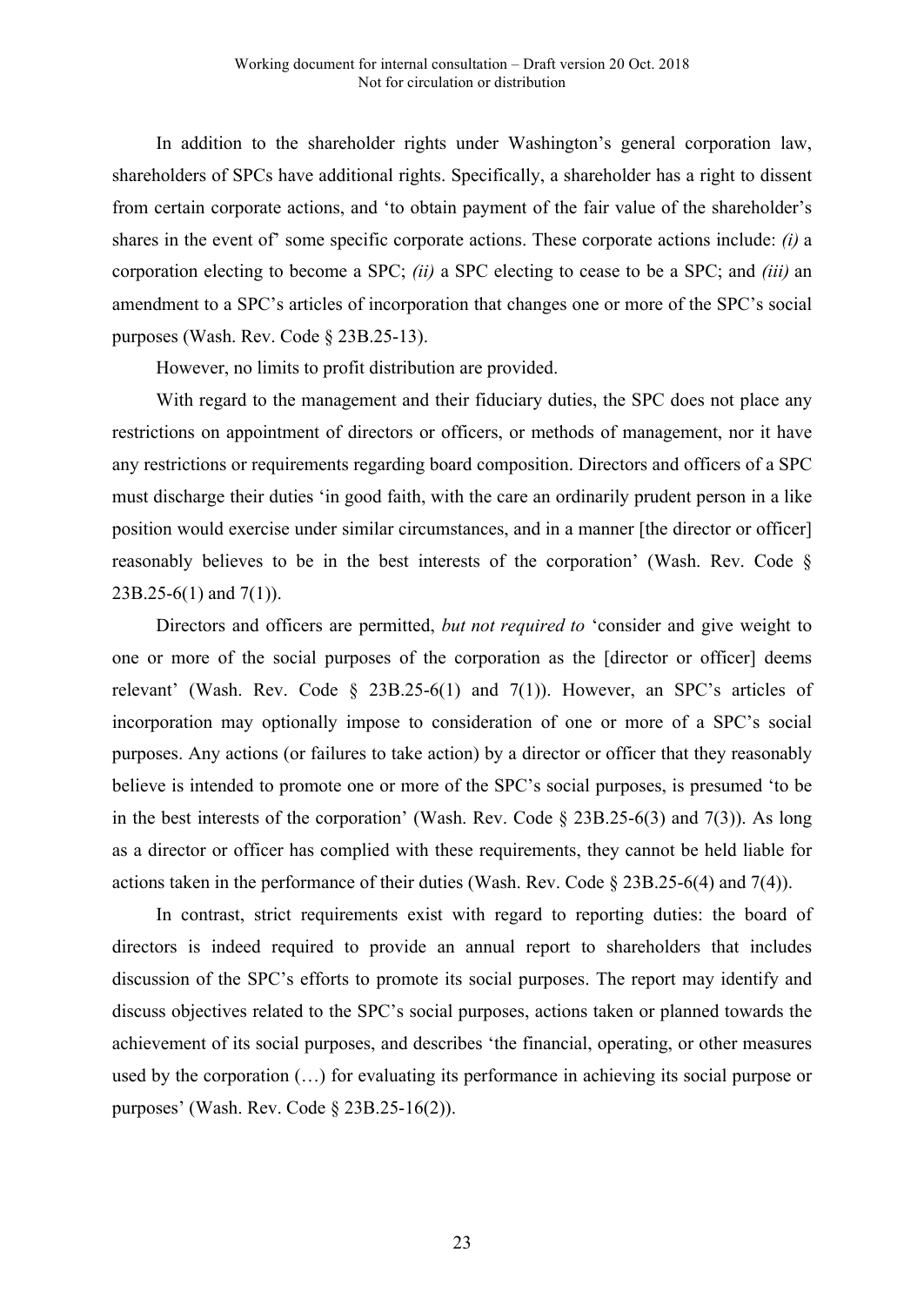In addition to the shareholder rights under Washington's general corporation law, shareholders of SPCs have additional rights. Specifically, a shareholder has a right to dissent from certain corporate actions, and 'to obtain payment of the fair value of the shareholder's shares in the event of' some specific corporate actions. These corporate actions include: *(i)* a corporation electing to become a SPC; *(ii)* a SPC electing to cease to be a SPC; and *(iii)* an amendment to a SPC's articles of incorporation that changes one or more of the SPC's social purposes (Wash. Rev. Code § 23B.25-13).

However, no limits to profit distribution are provided.

With regard to the management and their fiduciary duties, the SPC does not place any restrictions on appointment of directors or officers, or methods of management, nor it have any restrictions or requirements regarding board composition. Directors and officers of a SPC must discharge their duties 'in good faith, with the care an ordinarily prudent person in a like position would exercise under similar circumstances, and in a manner [the director or officer] reasonably believes to be in the best interests of the corporation' (Wash. Rev. Code § 23B.25-6(1) and 7(1)).

Directors and officers are permitted, *but not required to* 'consider and give weight to one or more of the social purposes of the corporation as the [director or officer] deems relevant' (Wash. Rev. Code § 23B.25-6(1) and 7(1)). However, an SPC's articles of incorporation may optionally impose to consideration of one or more of a SPC's social purposes. Any actions (or failures to take action) by a director or officer that they reasonably believe is intended to promote one or more of the SPC's social purposes, is presumed 'to be in the best interests of the corporation' (Wash. Rev. Code § 23B.25-6(3) and 7(3)). As long as a director or officer has complied with these requirements, they cannot be held liable for actions taken in the performance of their duties (Wash. Rev. Code § 23B.25-6(4) and 7(4)).

In contrast, strict requirements exist with regard to reporting duties: the board of directors is indeed required to provide an annual report to shareholders that includes discussion of the SPC's efforts to promote its social purposes. The report may identify and discuss objectives related to the SPC's social purposes, actions taken or planned towards the achievement of its social purposes, and describes 'the financial, operating, or other measures used by the corporation (…) for evaluating its performance in achieving its social purpose or purposes' (Wash. Rev. Code § 23B.25-16(2)).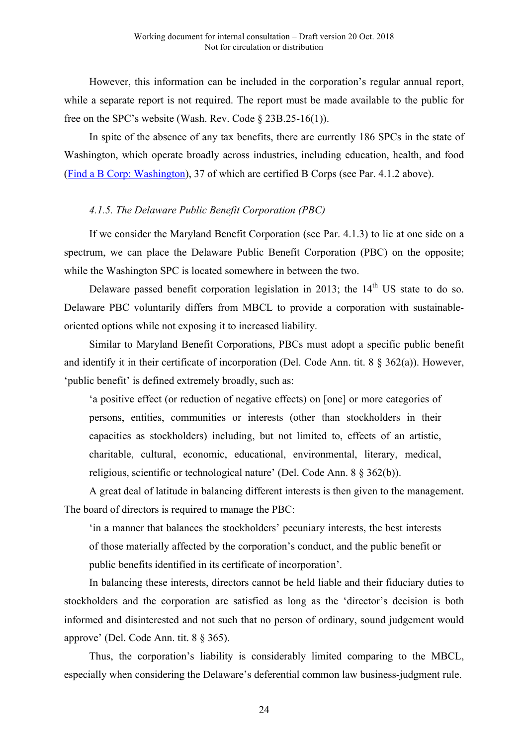However, this information can be included in the corporation's regular annual report, while a separate report is not required. The report must be made available to the public for free on the SPC's website (Wash. Rev. Code § 23B.25-16(1)).

In spite of the absence of any tax benefits, there are currently 186 SPCs in the state of Washington, which operate broadly across industries, including education, health, and food (Find a B Corp: Washington), 37 of which are certified B Corps (see Par. 4.1.2 above).

#### *4.1.5. The Delaware Public Benefit Corporation (PBC)*

If we consider the Maryland Benefit Corporation (see Par. 4.1.3) to lie at one side on a spectrum, we can place the Delaware Public Benefit Corporation (PBC) on the opposite; while the Washington SPC is located somewhere in between the two.

Delaware passed benefit corporation legislation in 2013; the 14th US state to do so. Delaware PBC voluntarily differs from MBCL to provide a corporation with sustainable-oriented options while not exposing it to increased liability.

Similar to Maryland Benefit Corporations, PBCs must adopt a specific public benefit and identify it in their certificate of incorporation (Del. Code Ann. tit. 8 § 362(a)). However, 'public benefit' is defined extremely broadly, such as:

> 'a positive effect (or reduction of negative effects) on [one] or more categories of persons, entities, communities or interests (other than stockholders in their capacities as stockholders) including, but not limited to, effects of an artistic, charitable, cultural, economic, educational, environmental, literary, medical, religious, scientific or technological nature' (Del. Code Ann. 8 § 362(b)).

A great deal of latitude in balancing different interests is then given to the management. The board of directors is required to manage the PBC:

> 'in a manner that balances the stockholders' pecuniary interests, the best interests of those materially affected by the corporation's conduct, and the public benefit or public benefits identified in its certificate of incorporation'.

In balancing these interests, directors cannot be held liable and their fiduciary duties to stockholders and the corporation are satisfied as long as the 'director's decision is both informed and disinterested and not such that no person of ordinary, sound judgement would approve' (Del. Code Ann. tit. 8 § 365).

Thus, the corporation's liability is considerably limited comparing to the MBCL, especially when considering the Delaware's deferential common law business-judgment rule.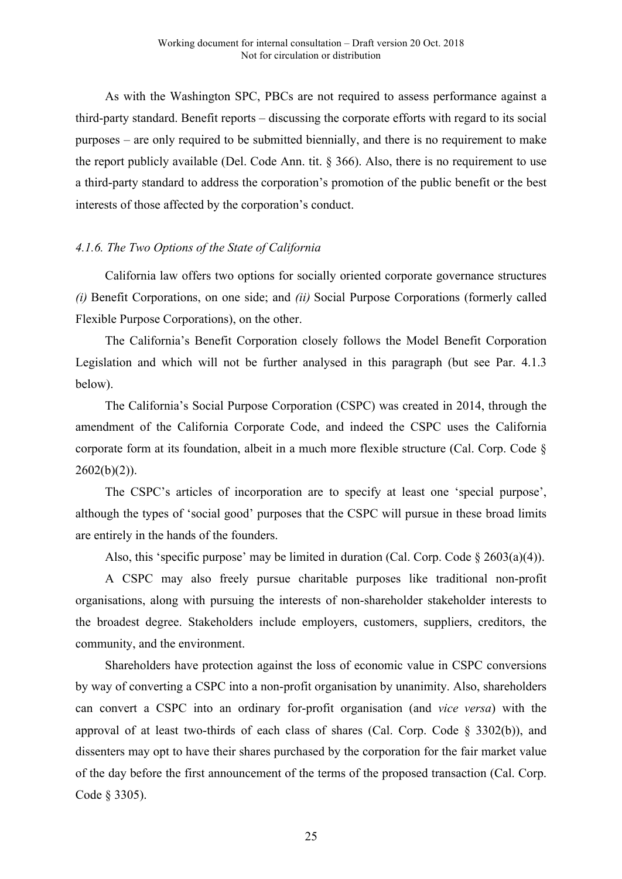As with the Washington SPC, PBCs are not required to assess performance against a third-party standard. Benefit reports – discussing the corporate efforts with regard to its social purposes – are only required to be submitted biennially, and there is no requirement to make the report publicly available (Del. Code Ann. tit. § 366). Also, there is no requirement to use a third-party standard to address the corporation's promotion of the public benefit or the best interests of those affected by the corporation's conduct.

#### *4.1.6. The Two Options of the State of California*

California law offers two options for socially oriented corporate governance structures *(i)* Benefit Corporations, on one side; and *(ii)* Social Purpose Corporations (formerly called Flexible Purpose Corporations), on the other.

The California's Benefit Corporation closely follows the Model Benefit Corporation Legislation and which will not be further analysed in this paragraph (but see Par. 4.1.3 below).

The California's Social Purpose Corporation (CSPC) was created in 2014, through the amendment of the California Corporate Code, and indeed the CSPC uses the California corporate form at its foundation, albeit in a much more flexible structure (Cal. Corp. Code § 2602(b)(2)).

The CSPC's articles of incorporation are to specify at least one 'special purpose', although the types of 'social good' purposes that the CSPC will pursue in these broad limits are entirely in the hands of the founders.

Also, this 'specific purpose' may be limited in duration (Cal. Corp. Code § 2603(a)(4)).

A CSPC may also freely pursue charitable purposes like traditional non-profit organisations, along with pursuing the interests of non-shareholder stakeholder interests to the broadest degree. Stakeholders include employers, customers, suppliers, creditors, the community, and the environment.

Shareholders have protection against the loss of economic value in CSPC conversions by way of converting a CSPC into a non-profit organisation by unanimity. Also, shareholders can convert a CSPC into an ordinary for-profit organisation (and *vice versa*) with the approval of at least two-thirds of each class of shares (Cal. Corp. Code § 3302(b)), and dissenters may opt to have their shares purchased by the corporation for the fair market value of the day before the first announcement of the terms of the proposed transaction (Cal. Corp. Code § 3305).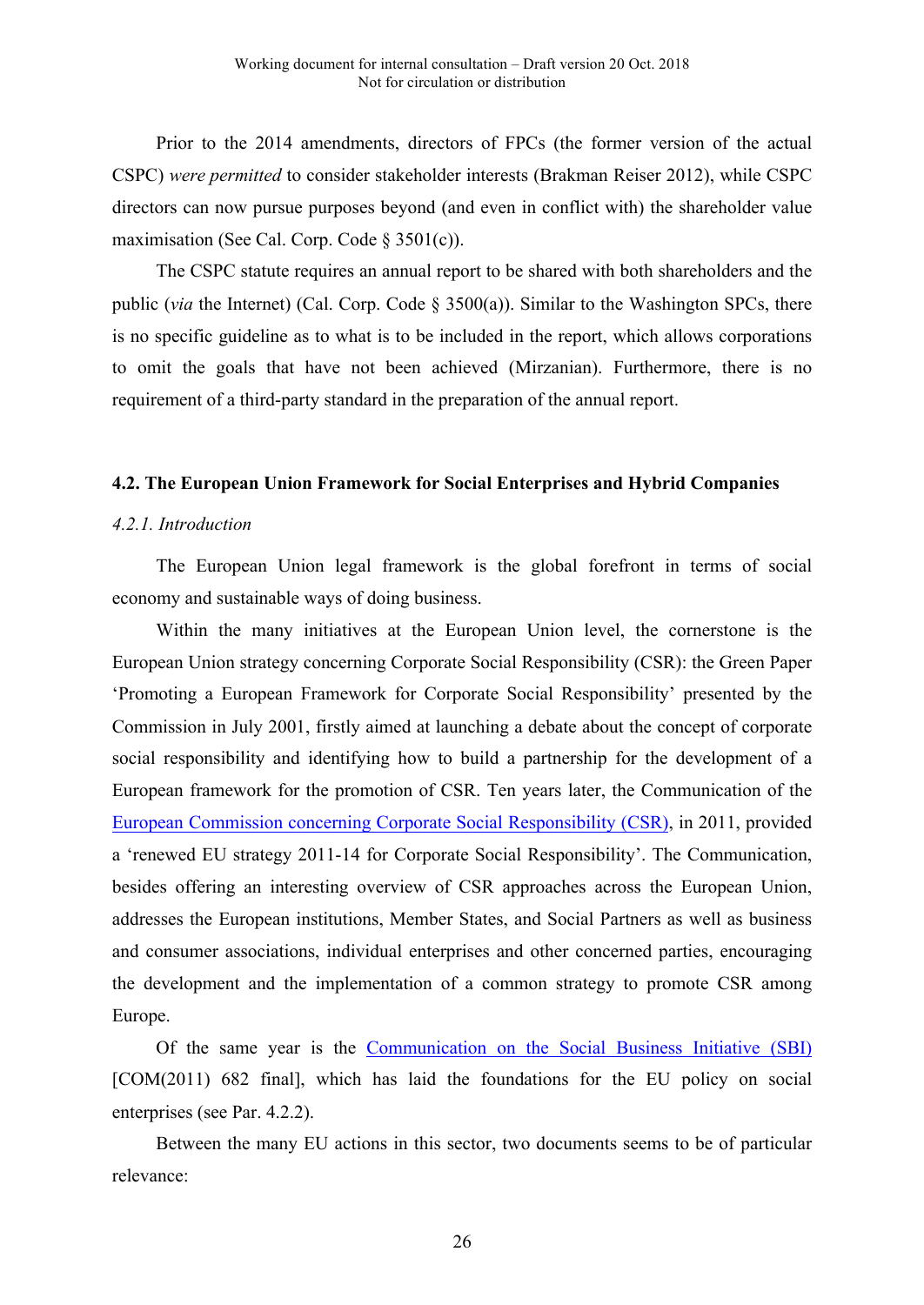Prior to the 2014 amendments, directors of FPCs (the former version of the actual CSPC) *were permitted* to consider stakeholder interests (Brakman Reiser 2012), while CSPC directors can now pursue purposes beyond (and even in conflict with) the shareholder value maximisation (See Cal. Corp. Code § 3501(c)).

The CSPC statute requires an annual report to be shared with both shareholders and the public (*via* the Internet) (Cal. Corp. Code § 3500(a)). Similar to the Washington SPCs, there is no specific guideline as to what is to be included in the report, which allows corporations to omit the goals that have not been achieved (Mirzanian). Furthermore, there is no requirement of a third-party standard in the preparation of the annual report.

### 4.2. The European Union Framework for Social Enterprises and Hybrid Companies

#### *4.2.1. Introduction*

The European Union legal framework is the global forefront in terms of social economy and sustainable ways of doing business.

Within the many initiatives at the European Union level, the cornerstone is the European Union strategy concerning Corporate Social Responsibility (CSR): the Green Paper 'Promoting a European Framework for Corporate Social Responsibility' presented by the Commission in July 2001, firstly aimed at launching a debate about the concept of corporate social responsibility and identifying how to build a partnership for the development of a European framework for the promotion of CSR. Ten years later, the Communication of the European Commission concerning Corporate Social Responsibility (CSR), in 2011, provided a 'renewed EU strategy 2011-14 for Corporate Social Responsibility'. The Communication, besides offering an interesting overview of CSR approaches across the European Union, addresses the European institutions, Member States, and Social Partners as well as business and consumer associations, individual enterprises and other concerned parties, encouraging the development and the implementation of a common strategy to promote CSR among Europe.

Of the same year is the Communication on the Social Business Initiative (SBI) [COM(2011) 682 final], which has laid the foundations for the EU policy on social enterprises (see Par. 4.2.2).

Between the many EU actions in this sector, two documents seems to be of particular relevance: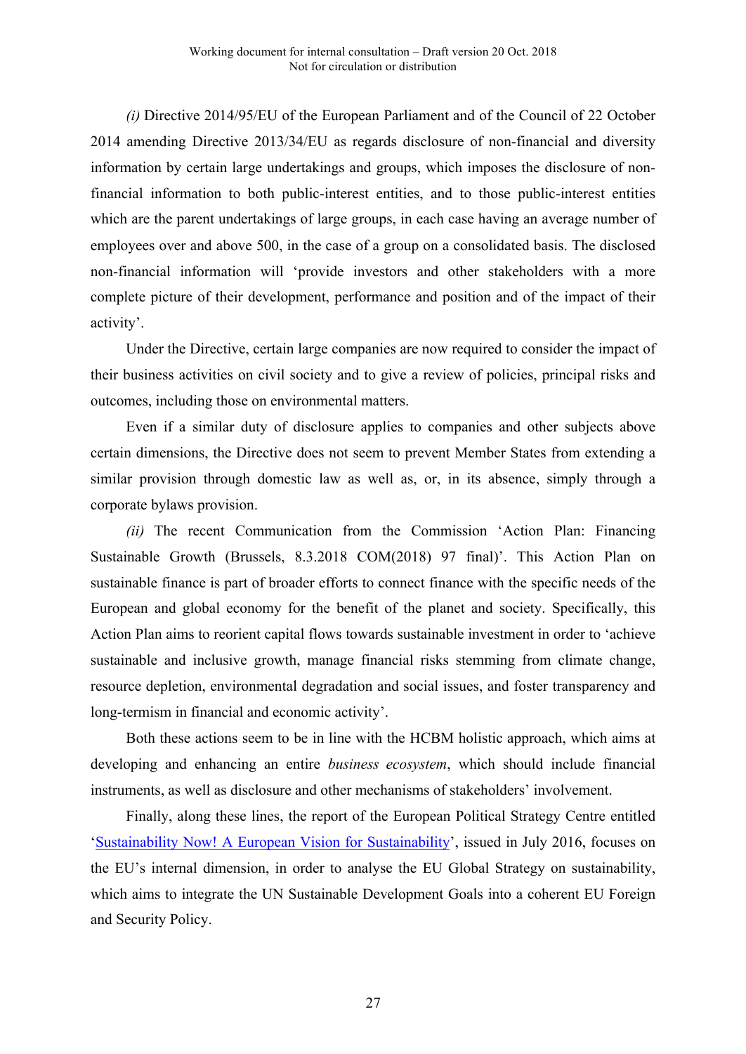*(i)* Directive 2014/95/EU of the European Parliament and of the Council of 22 October 2014 amending Directive 2013/34/EU as regards disclosure of non-financial and diversity information by certain large undertakings and groups, which imposes the disclosure of non-financial information to both public-interest entities, and to those public-interest entities which are the parent undertakings of large groups, in each case having an average number of employees over and above 500, in the case of a group on a consolidated basis. The disclosed non-financial information will 'provide investors and other stakeholders with a more complete picture of their development, performance and position and of the impact of their activity'.

Under the Directive, certain large companies are now required to consider the impact of their business activities on civil society and to give a review of policies, principal risks and outcomes, including those on environmental matters.

Even if a similar duty of disclosure applies to companies and other subjects above certain dimensions, the Directive does not seem to prevent Member States from extending a similar provision through domestic law as well as, or, in its absence, simply through a corporate bylaws provision.

*(ii)* The recent Communication from the Commission 'Action Plan: Financing Sustainable Growth (Brussels, 8.3.2018 COM(2018) 97 final)'. This Action Plan on sustainable finance is part of broader efforts to connect finance with the specific needs of the European and global economy for the benefit of the planet and society. Specifically, this Action Plan aims to reorient capital flows towards sustainable investment in order to 'achieve sustainable and inclusive growth, manage financial risks stemming from climate change, resource depletion, environmental degradation and social issues, and foster transparency and long-termism in financial and economic activity'.

Both these actions seem to be in line with the HCBM holistic approach, which aims at developing and enhancing an entire *business ecosystem*, which should include financial instruments, as well as disclosure and other mechanisms of stakeholders' involvement.

Finally, along these lines, the report of the European Political Strategy Centre entitled 'Sustainability Now! A European Vision for Sustainability', issued in July 2016, focuses on the EU's internal dimension, in order to analyse the EU Global Strategy on sustainability, which aims to integrate the UN Sustainable Development Goals into a coherent EU Foreign and Security Policy.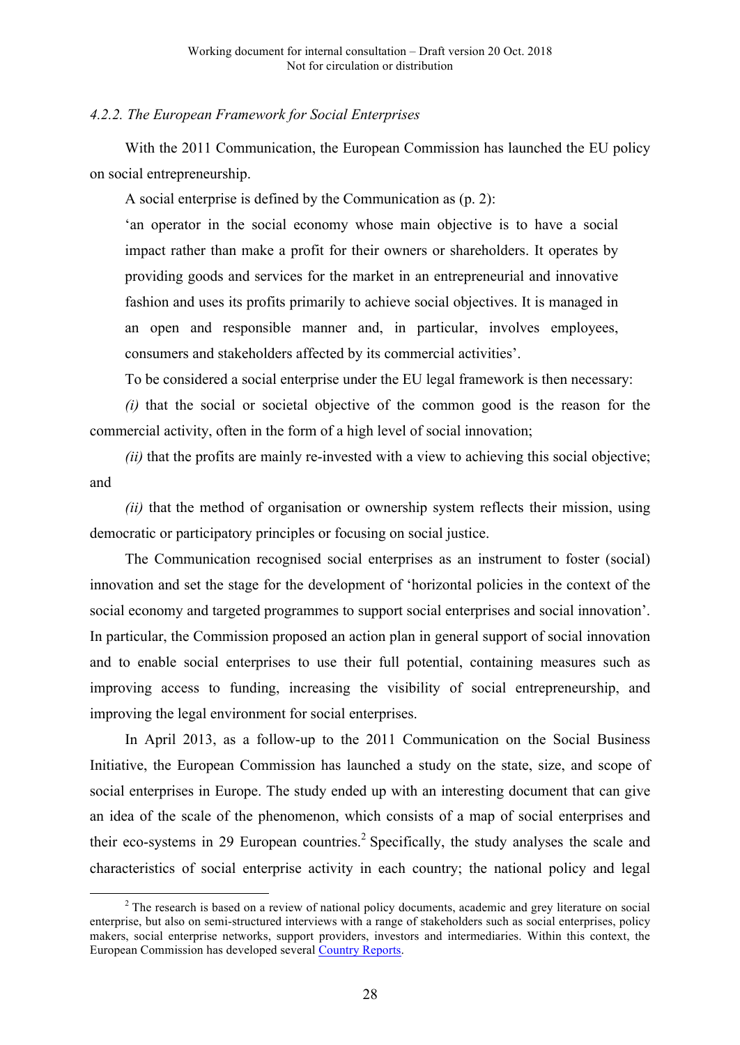*4.2.2. The European Framework for Social Enterprises*

With the 2011 Communication, the European Commission has launched the EU policy on social entrepreneurship.

A social enterprise is defined by the Communication as (p. 2):

> 'an operator in the social economy whose main objective is to have a social impact rather than make a profit for their owners or shareholders. It operates by providing goods and services for the market in an entrepreneurial and innovative fashion and uses its profits primarily to achieve social objectives. It is managed in an open and responsible manner and, in particular, involves employees, consumers and stakeholders affected by its commercial activities'.

To be considered a social enterprise under the EU legal framework is then necessary:

*(i)* that the social or societal objective of the common good is the reason for the commercial activity, often in the form of a high level of social innovation;

*(ii)* that the profits are mainly re-invested with a view to achieving this social objective; and

*(ii)* that the method of organisation or ownership system reflects their mission, using democratic or participatory principles or focusing on social justice.

The Communication recognised social enterprises as an instrument to foster (social) innovation and set the stage for the development of 'horizontal policies in the context of the social economy and targeted programmes to support social enterprises and social innovation'. In particular, the Commission proposed an action plan in general support of social innovation and to enable social enterprises to use their full potential, containing measures such as improving access to funding, increasing the visibility of social entrepreneurship, and improving the legal environment for social enterprises.

In April 2013, as a follow-up to the 2011 Communication on the Social Business Initiative, the European Commission has launched a study on the state, size, and scope of social enterprises in Europe. The study ended up with an interesting document that can give an idea of the scale of the phenomenon, which consists of a map of social enterprises and their eco-systems in 29 European countries.[2] Specifically, the study analyses the scale and characteristics of social enterprise activity in each country; the national policy and legal

[2] The research is based on a review of national policy documents, academic and grey literature on social enterprise, but also on semi-structured interviews with a range of stakeholders such as social enterprises, policy makers, social enterprise networks, support providers, investors and intermediaries. Within this context, the European Commission has developed several Country Reports.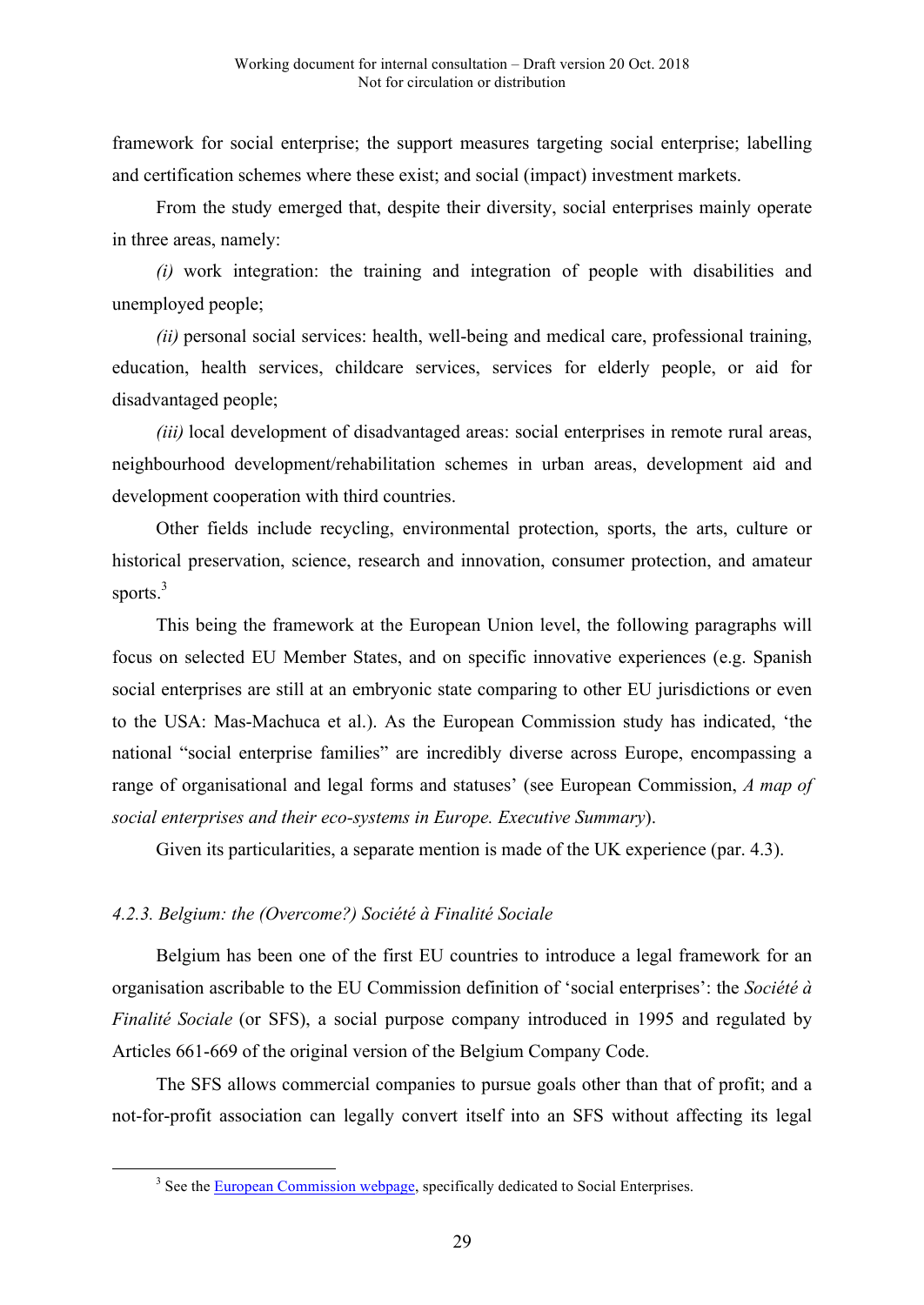framework for social enterprise; the support measures targeting social enterprise; labelling and certification schemes where these exist; and social (impact) investment markets.

From the study emerged that, despite their diversity, social enterprises mainly operate in three areas, namely:

*(i)* work integration: the training and integration of people with disabilities and unemployed people;

*(ii)* personal social services: health, well-being and medical care, professional training, education, health services, childcare services, services for elderly people, or aid for disadvantaged people;

*(iii)* local development of disadvantaged areas: social enterprises in remote rural areas, neighbourhood development/rehabilitation schemes in urban areas, development aid and development cooperation with third countries.

Other fields include recycling, environmental protection, sports, the arts, culture or historical preservation, science, research and innovation, consumer protection, and amateur sports.[3]

This being the framework at the European Union level, the following paragraphs will focus on selected EU Member States, and on specific innovative experiences (e.g. Spanish social enterprises are still at an embryonic state comparing to other EU jurisdictions or even to the USA: Mas-Machuca et al.). As the European Commission study has indicated, 'the national "social enterprise families" are incredibly diverse across Europe, encompassing a range of organisational and legal forms and statuses' (see European Commission, *A map of social enterprises and their eco-systems in Europe. Executive Summary*).

Given its particularities, a separate mention is made of the UK experience (par. 4.3).

#### *4.2.3. Belgium: the (Overcome?) Société à Finalité Sociale*

Belgium has been one of the first EU countries to introduce a legal framework for an organisation ascribable to the EU Commission definition of 'social enterprises': the *Société à Finalité Sociale* (or SFS), a social purpose company introduced in 1995 and regulated by Articles 661-669 of the original version of the Belgium Company Code.

The SFS allows commercial companies to pursue goals other than that of profit; and a not-for-profit association can legally convert itself into an SFS without affecting its legal

---

[3] See the European Commission webpage, specifically dedicated to Social Enterprises.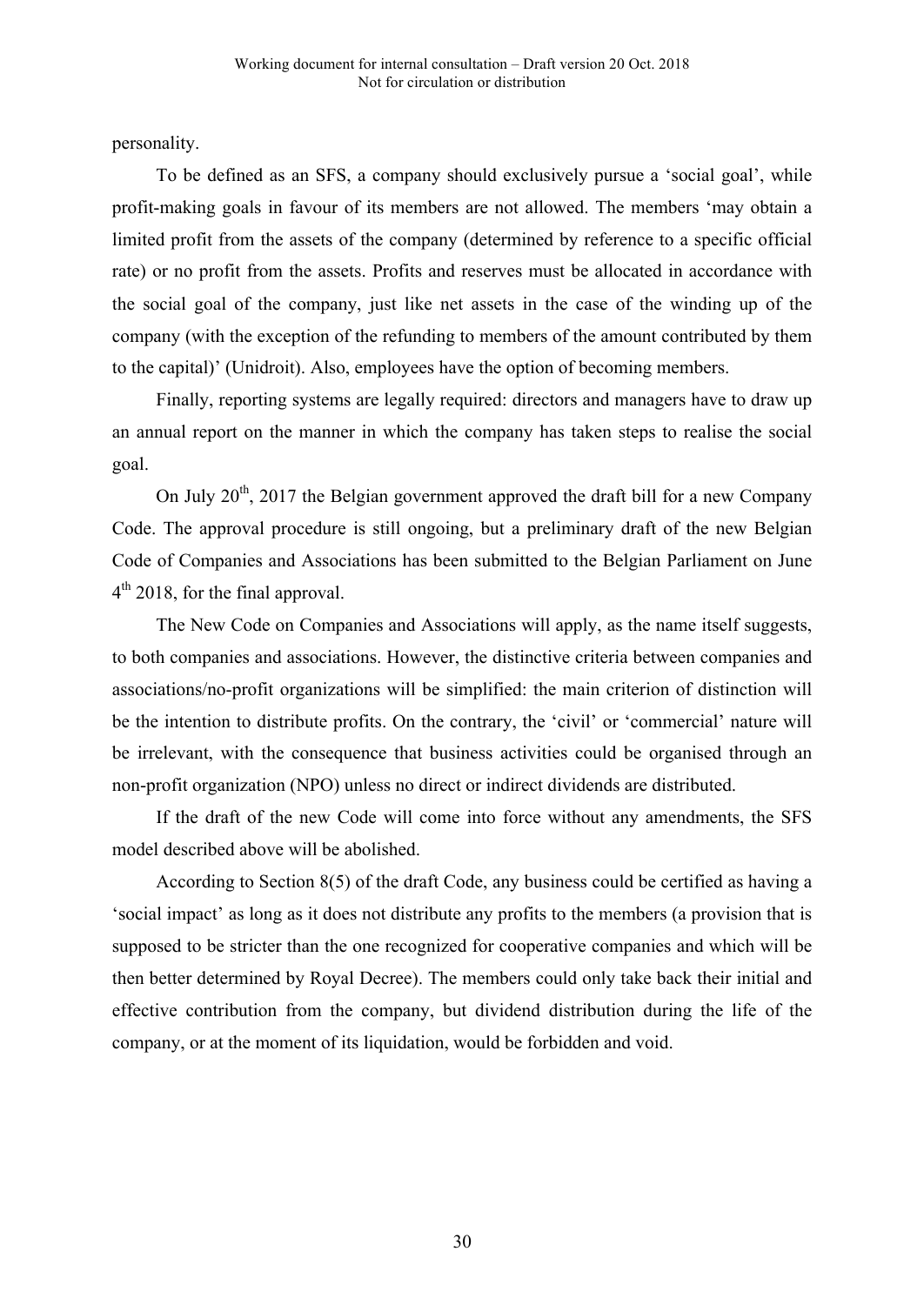personality.

To be defined as an SFS, a company should exclusively pursue a 'social goal', while profit-making goals in favour of its members are not allowed. The members 'may obtain a limited profit from the assets of the company (determined by reference to a specific official rate) or no profit from the assets. Profits and reserves must be allocated in accordance with the social goal of the company, just like net assets in the case of the winding up of the company (with the exception of the refunding to members of the amount contributed by them to the capital)' (Unidroit). Also, employees have the option of becoming members.

Finally, reporting systems are legally required: directors and managers have to draw up an annual report on the manner in which the company has taken steps to realise the social goal.

On July 20th, 2017 the Belgian government approved the draft bill for a new Company Code. The approval procedure is still ongoing, but a preliminary draft of the new Belgian Code of Companies and Associations has been submitted to the Belgian Parliament on June 4th 2018, for the final approval.

The New Code on Companies and Associations will apply, as the name itself suggests, to both companies and associations. However, the distinctive criteria between companies and associations/no-profit organizations will be simplified: the main criterion of distinction will be the intention to distribute profits. On the contrary, the 'civil' or 'commercial' nature will be irrelevant, with the consequence that business activities could be organised through an non-profit organization (NPO) unless no direct or indirect dividends are distributed.

If the draft of the new Code will come into force without any amendments, the SFS model described above will be abolished.

According to Section 8(5) of the draft Code, any business could be certified as having a 'social impact' as long as it does not distribute any profits to the members (a provision that is supposed to be stricter than the one recognized for cooperative companies and which will be then better determined by Royal Decree). The members could only take back their initial and effective contribution from the company, but dividend distribution during the life of the company, or at the moment of its liquidation, would be forbidden and void.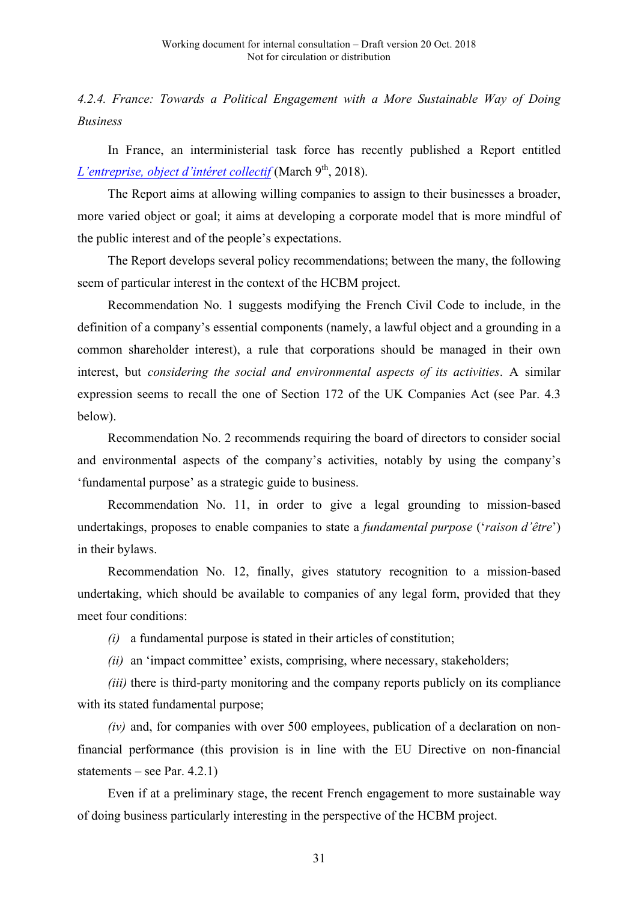#### *4.2.4. France: Towards a Political Engagement with a More Sustainable Way of Doing Business*

In France, an interministerial task force has recently published a Report entitled *L'entreprise, object d'intéret collectif* (March 9th, 2018).

The Report aims at allowing willing companies to assign to their businesses a broader, more varied object or goal; it aims at developing a corporate model that is more mindful of the public interest and of the people's expectations.

The Report develops several policy recommendations; between the many, the following seem of particular interest in the context of the HCBM project.

Recommendation No. 1 suggests modifying the French Civil Code to include, in the definition of a company's essential components (namely, a lawful object and a grounding in a common shareholder interest), a rule that corporations should be managed in their own interest, but *considering the social and environmental aspects of its activities*. A similar expression seems to recall the one of Section 172 of the UK Companies Act (see Par. 4.3 below).

Recommendation No. 2 recommends requiring the board of directors to consider social and environmental aspects of the company's activities, notably by using the company's 'fundamental purpose' as a strategic guide to business.

Recommendation No. 11, in order to give a legal grounding to mission-based undertakings, proposes to enable companies to state a *fundamental purpose* ('*raison d'être*') in their bylaws.

Recommendation No. 12, finally, gives statutory recognition to a mission-based undertaking, which should be available to companies of any legal form, provided that they meet four conditions:

*(i)* a fundamental purpose is stated in their articles of constitution;

*(ii)* an 'impact committee' exists, comprising, where necessary, stakeholders;

*(iii)* there is third-party monitoring and the company reports publicly on its compliance with its stated fundamental purpose;

*(iv)* and, for companies with over 500 employees, publication of a declaration on non-financial performance (this provision is in line with the EU Directive on non-financial statements – see Par. 4.2.1)

Even if at a preliminary stage, the recent French engagement to more sustainable way of doing business particularly interesting in the perspective of the HCBM project.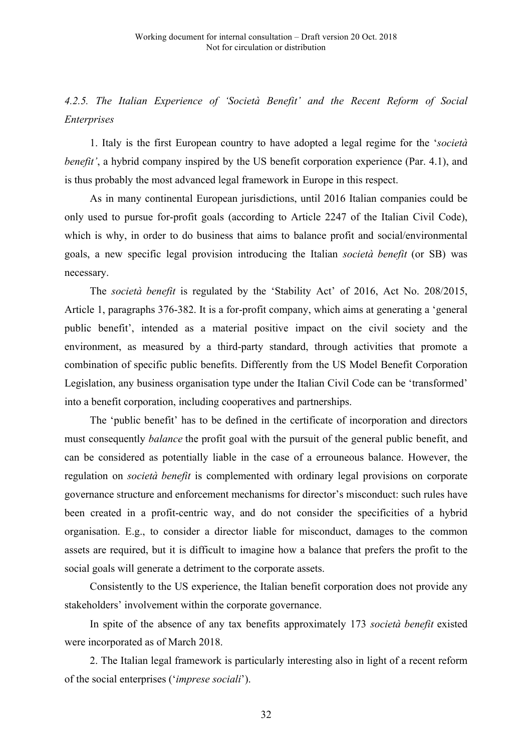### *4.2.5. The Italian Experience of 'Società Benefit' and the Recent Reform of Social Enterprises*

1. Italy is the first European country to have adopted a legal regime for the '*società benefit'*, a hybrid company inspired by the US benefit corporation experience (Par. 4.1), and is thus probably the most advanced legal framework in Europe in this respect.

As in many continental European jurisdictions, until 2016 Italian companies could be only used to pursue for-profit goals (according to Article 2247 of the Italian Civil Code), which is why, in order to do business that aims to balance profit and social/environmental goals, a new specific legal provision introducing the Italian *società benefit* (or SB) was necessary.

The *società benefit* is regulated by the 'Stability Act' of 2016, Act No. 208/2015, Article 1, paragraphs 376-382. It is a for-profit company, which aims at generating a 'general public benefit', intended as a material positive impact on the civil society and the environment, as measured by a third-party standard, through activities that promote a combination of specific public benefits. Differently from the US Model Benefit Corporation Legislation, any business organisation type under the Italian Civil Code can be 'transformed' into a benefit corporation, including cooperatives and partnerships.

The 'public benefit' has to be defined in the certificate of incorporation and directors must consequently *balance* the profit goal with the pursuit of the general public benefit, and can be considered as potentially liable in the case of a errouneous balance. However, the regulation on *società benefit* is complemented with ordinary legal provisions on corporate governance structure and enforcement mechanisms for director's misconduct: such rules have been created in a profit-centric way, and do not consider the specificities of a hybrid organisation. E.g., to consider a director liable for misconduct, damages to the common assets are required, but it is difficult to imagine how a balance that prefers the profit to the social goals will generate a detriment to the corporate assets.

Consistently to the US experience, the Italian benefit corporation does not provide any stakeholders' involvement within the corporate governance.

In spite of the absence of any tax benefits approximately 173 *società benefit* existed were incorporated as of March 2018.

2. The Italian legal framework is particularly interesting also in light of a recent reform of the social enterprises ('*imprese sociali*').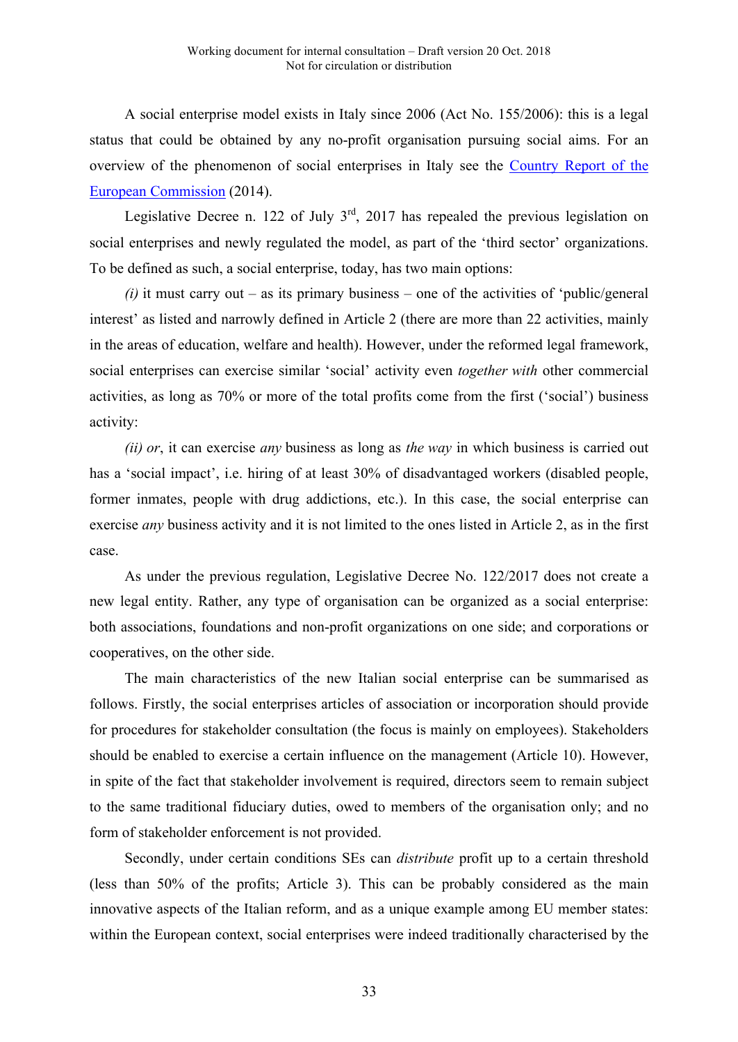A social enterprise model exists in Italy since 2006 (Act No. 155/2006): this is a legal status that could be obtained by any no-profit organisation pursuing social aims. For an overview of the phenomenon of social enterprises in Italy see the Country Report of the European Commission (2014).

Legislative Decree n. 122 of July 3rd, 2017 has repealed the previous legislation on social enterprises and newly regulated the model, as part of the 'third sector' organizations. To be defined as such, a social enterprise, today, has two main options:

*(i)* it must carry out – as its primary business – one of the activities of 'public/general interest' as listed and narrowly defined in Article 2 (there are more than 22 activities, mainly in the areas of education, welfare and health). However, under the reformed legal framework, social enterprises can exercise similar 'social' activity even *together with* other commercial activities, as long as 70% or more of the total profits come from the first ('social') business activity:

*(ii) or*, it can exercise *any* business as long as *the way* in which business is carried out has a 'social impact', i.e. hiring of at least 30% of disadvantaged workers (disabled people, former inmates, people with drug addictions, etc.). In this case, the social enterprise can exercise *any* business activity and it is not limited to the ones listed in Article 2, as in the first case.

As under the previous regulation, Legislative Decree No. 122/2017 does not create a new legal entity. Rather, any type of organisation can be organized as a social enterprise: both associations, foundations and non-profit organizations on one side; and corporations or cooperatives, on the other side.

The main characteristics of the new Italian social enterprise can be summarised as follows. Firstly, the social enterprises articles of association or incorporation should provide for procedures for stakeholder consultation (the focus is mainly on employees). Stakeholders should be enabled to exercise a certain influence on the management (Article 10). However, in spite of the fact that stakeholder involvement is required, directors seem to remain subject to the same traditional fiduciary duties, owed to members of the organisation only; and no form of stakeholder enforcement is not provided.

Secondly, under certain conditions SEs can *distribute* profit up to a certain threshold (less than 50% of the profits; Article 3). This can be probably considered as the main innovative aspects of the Italian reform, and as a unique example among EU member states: within the European context, social enterprises were indeed traditionally characterised by the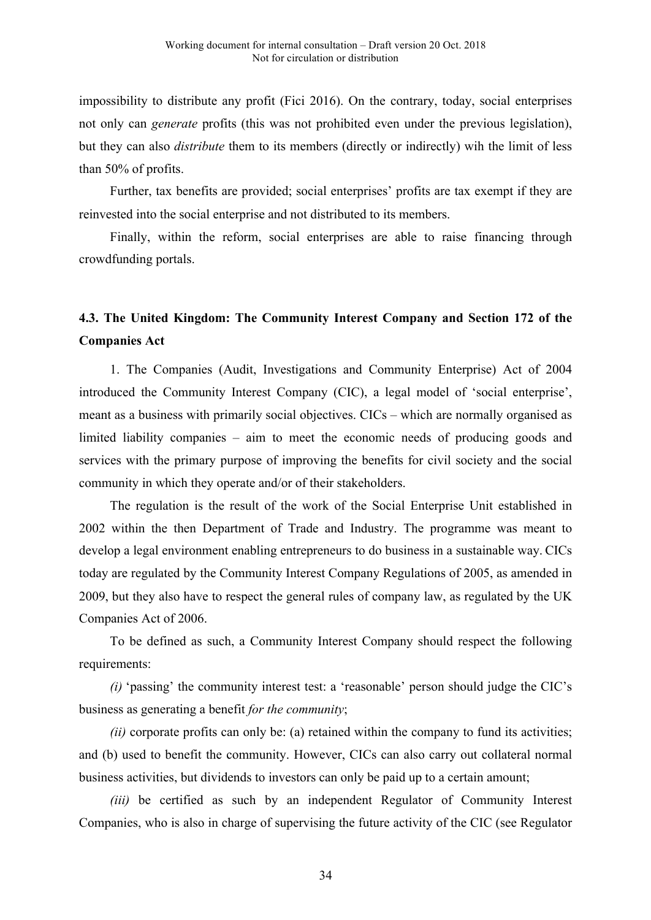impossibility to distribute any profit (Fici 2016). On the contrary, today, social enterprises not only can *generate* profits (this was not prohibited even under the previous legislation), but they can also *distribute* them to its members (directly or indirectly) wih the limit of less than 50% of profits.

Further, tax benefits are provided; social enterprises' profits are tax exempt if they are reinvested into the social enterprise and not distributed to its members.

Finally, within the reform, social enterprises are able to raise financing through crowdfunding portals.

### 4.3. The United Kingdom: The Community Interest Company and Section 172 of the Companies Act

1. The Companies (Audit, Investigations and Community Enterprise) Act of 2004 introduced the Community Interest Company (CIC), a legal model of 'social enterprise', meant as a business with primarily social objectives. CICs – which are normally organised as limited liability companies – aim to meet the economic needs of producing goods and services with the primary purpose of improving the benefits for civil society and the social community in which they operate and/or of their stakeholders.

The regulation is the result of the work of the Social Enterprise Unit established in 2002 within the then Department of Trade and Industry. The programme was meant to develop a legal environment enabling entrepreneurs to do business in a sustainable way. CICs today are regulated by the Community Interest Company Regulations of 2005, as amended in 2009, but they also have to respect the general rules of company law, as regulated by the UK Companies Act of 2006.

To be defined as such, a Community Interest Company should respect the following requirements:

*(i)* 'passing' the community interest test: a 'reasonable' person should judge the CIC's business as generating a benefit *for the community*;

*(ii)* corporate profits can only be: (a) retained within the company to fund its activities; and (b) used to benefit the community. However, CICs can also carry out collateral normal business activities, but dividends to investors can only be paid up to a certain amount;

*(iii)* be certified as such by an independent Regulator of Community Interest Companies, who is also in charge of supervising the future activity of the CIC (see Regulator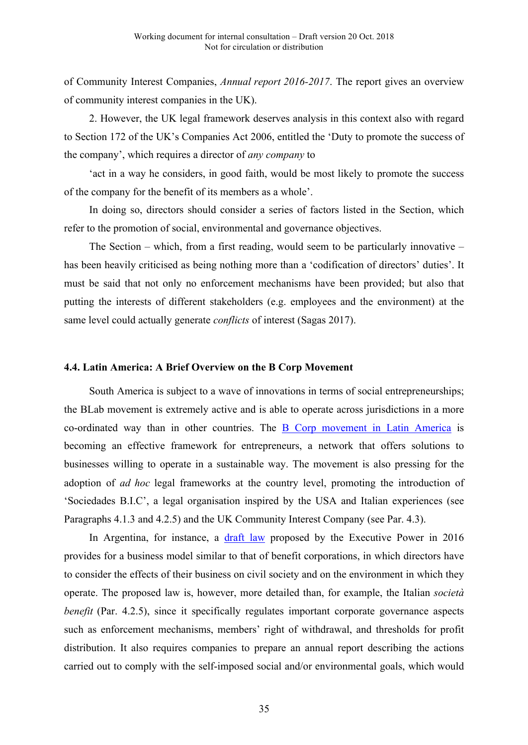of Community Interest Companies, *Annual report 2016-2017*. The report gives an overview of community interest companies in the UK).

2. However, the UK legal framework deserves analysis in this context also with regard to Section 172 of the UK's Companies Act 2006, entitled the 'Duty to promote the success of the company', which requires a director of *any company* to

'act in a way he considers, in good faith, would be most likely to promote the success of the company for the benefit of its members as a whole'.

In doing so, directors should consider a series of factors listed in the Section, which refer to the promotion of social, environmental and governance objectives.

The Section – which, from a first reading, would seem to be particularly innovative – has been heavily criticised as being nothing more than a 'codification of directors' duties'. It must be said that not only no enforcement mechanisms have been provided; but also that putting the interests of different stakeholders (e.g. employees and the environment) at the same level could actually generate *conflicts* of interest (Sagas 2017).

#### 4.4. Latin America: A Brief Overview on the B Corp Movement

South America is subject to a wave of innovations in terms of social entrepreneurships; the BLab movement is extremely active and is able to operate across jurisdictions in a more co-ordinated way than in other countries. The B Corp movement in Latin America is becoming an effective framework for entrepreneurs, a network that offers solutions to businesses willing to operate in a sustainable way. The movement is also pressing for the adoption of *ad hoc* legal frameworks at the country level, promoting the introduction of 'Sociedades B.I.C', a legal organisation inspired by the USA and Italian experiences (see Paragraphs 4.1.3 and 4.2.5) and the UK Community Interest Company (see Par. 4.3).

In Argentina, for instance, a draft law proposed by the Executive Power in 2016 provides for a business model similar to that of benefit corporations, in which directors have to consider the effects of their business on civil society and on the environment in which they operate. The proposed law is, however, more detailed than, for example, the Italian *società benefit* (Par. 4.2.5), since it specifically regulates important corporate governance aspects such as enforcement mechanisms, members' right of withdrawal, and thresholds for profit distribution. It also requires companies to prepare an annual report describing the actions carried out to comply with the self-imposed social and/or environmental goals, which would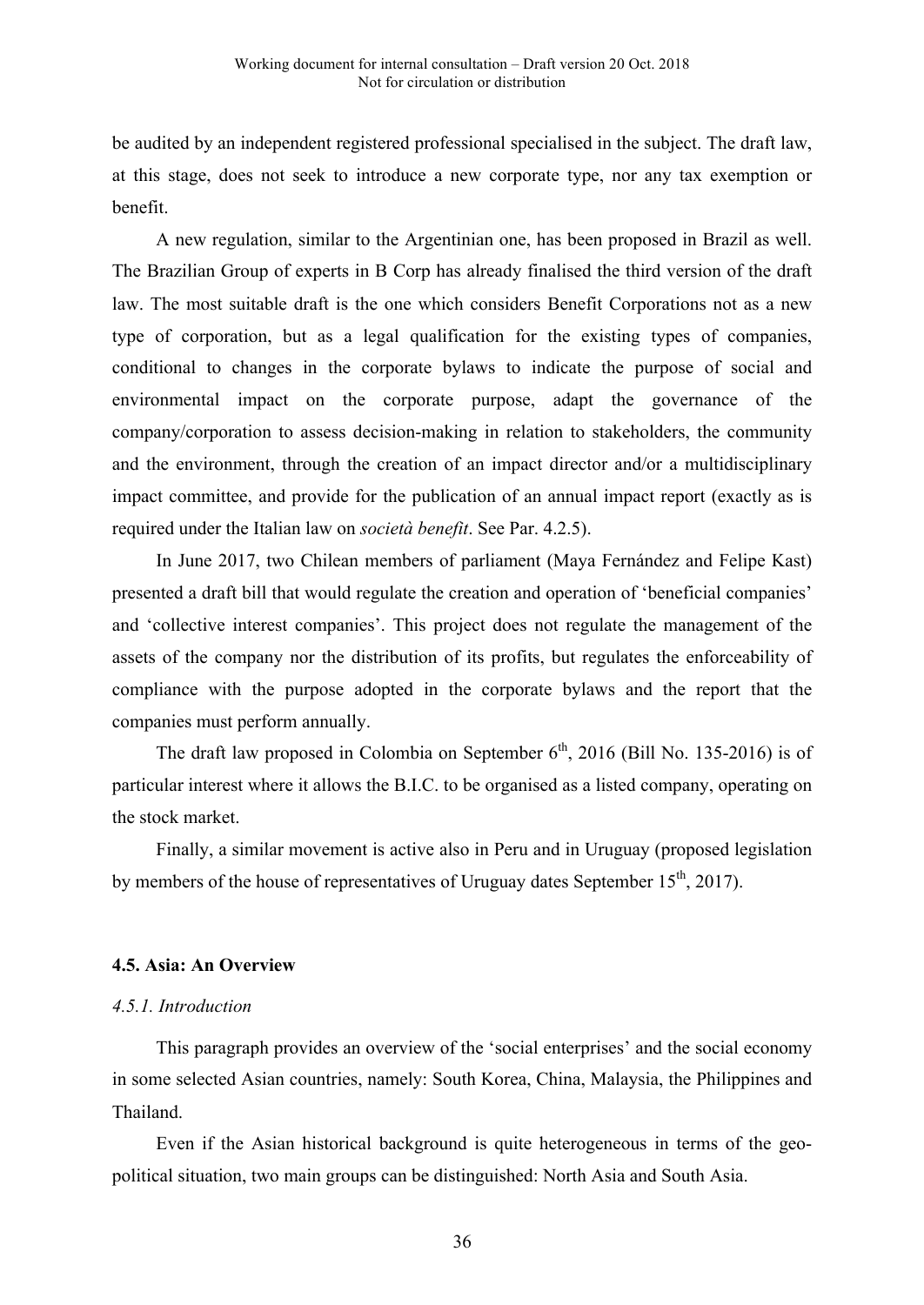be audited by an independent registered professional specialised in the subject. The draft law, at this stage, does not seek to introduce a new corporate type, nor any tax exemption or benefit.

A new regulation, similar to the Argentinian one, has been proposed in Brazil as well. The Brazilian Group of experts in B Corp has already finalised the third version of the draft law. The most suitable draft is the one which considers Benefit Corporations not as a new type of corporation, but as a legal qualification for the existing types of companies, conditional to changes in the corporate bylaws to indicate the purpose of social and environmental impact on the corporate purpose, adapt the governance of the company/corporation to assess decision-making in relation to stakeholders, the community and the environment, through the creation of an impact director and/or a multidisciplinary impact committee, and provide for the publication of an annual impact report (exactly as is required under the Italian law on *società benefit*. See Par. 4.2.5).

In June 2017, two Chilean members of parliament (Maya Fernández and Felipe Kast) presented a draft bill that would regulate the creation and operation of 'beneficial companies' and 'collective interest companies'. This project does not regulate the management of the assets of the company nor the distribution of its profits, but regulates the enforceability of compliance with the purpose adopted in the corporate bylaws and the report that the companies must perform annually.

The draft law proposed in Colombia on September 6th, 2016 (Bill No. 135-2016) is of particular interest where it allows the B.I.C. to be organised as a listed company, operating on the stock market.

Finally, a similar movement is active also in Peru and in Uruguay (proposed legislation by members of the house of representatives of Uruguay dates September 15th, 2017).

### 4.5. Asia: An Overview

#### *4.5.1. Introduction*

This paragraph provides an overview of the 'social enterprises' and the social economy in some selected Asian countries, namely: South Korea, China, Malaysia, the Philippines and Thailand.

Even if the Asian historical background is quite heterogeneous in terms of the geo-political situation, two main groups can be distinguished: North Asia and South Asia.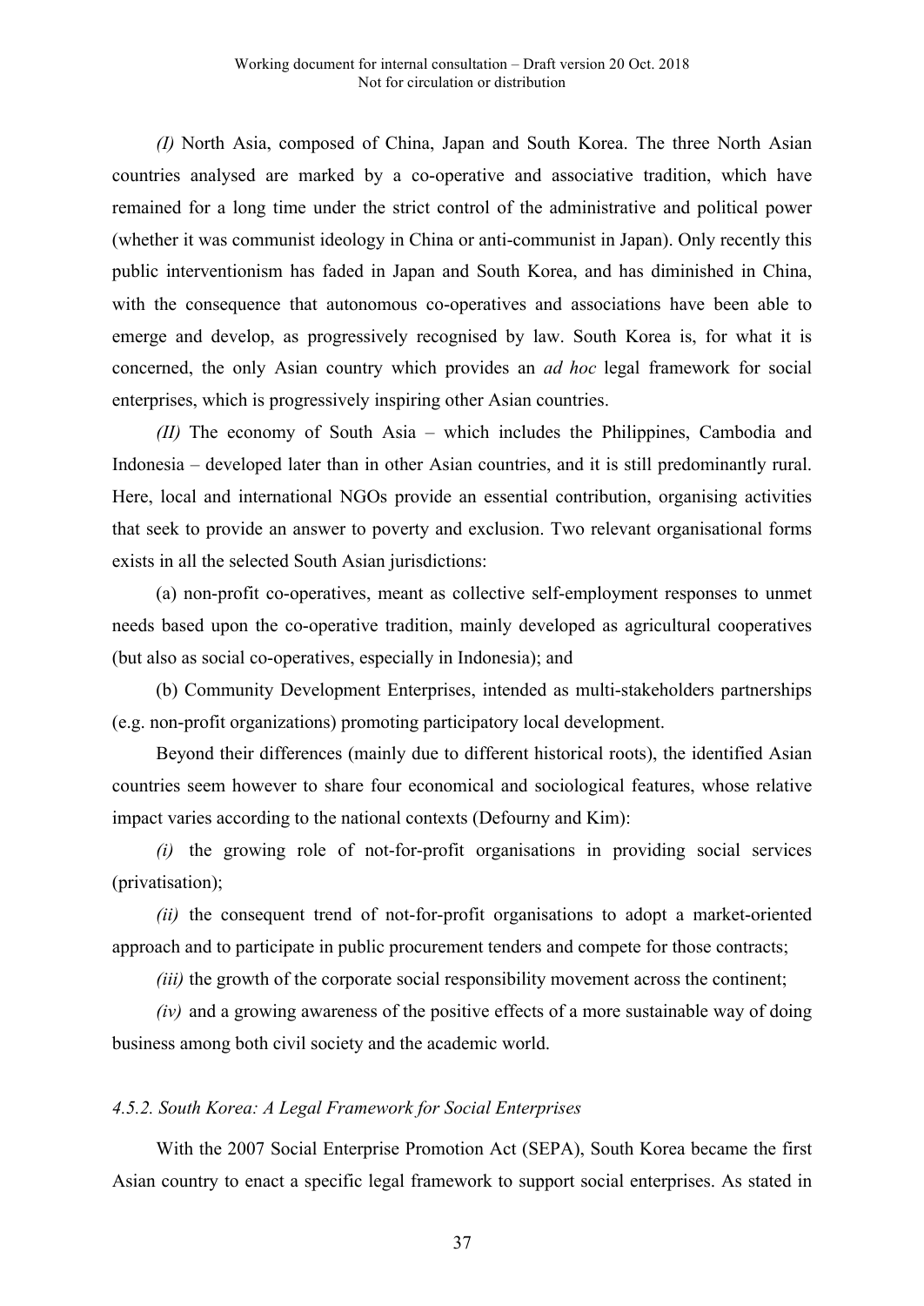*(I)* North Asia, composed of China, Japan and South Korea. The three North Asian countries analysed are marked by a co-operative and associative tradition, which have remained for a long time under the strict control of the administrative and political power (whether it was communist ideology in China or anti-communist in Japan). Only recently this public interventionism has faded in Japan and South Korea, and has diminished in China, with the consequence that autonomous co-operatives and associations have been able to emerge and develop, as progressively recognised by law. South Korea is, for what it is concerned, the only Asian country which provides an *ad hoc* legal framework for social enterprises, which is progressively inspiring other Asian countries.

*(II)* The economy of South Asia – which includes the Philippines, Cambodia and Indonesia – developed later than in other Asian countries, and it is still predominantly rural. Here, local and international NGOs provide an essential contribution, organising activities that seek to provide an answer to poverty and exclusion. Two relevant organisational forms exists in all the selected South Asian jurisdictions:

(a) non-profit co-operatives, meant as collective self-employment responses to unmet needs based upon the co-operative tradition, mainly developed as agricultural cooperatives (but also as social co-operatives, especially in Indonesia); and

(b) Community Development Enterprises, intended as multi-stakeholders partnerships (e.g. non-profit organizations) promoting participatory local development.

Beyond their differences (mainly due to different historical roots), the identified Asian countries seem however to share four economical and sociological features, whose relative impact varies according to the national contexts (Defourny and Kim):

*(i)* the growing role of not-for-profit organisations in providing social services (privatisation);

*(ii)* the consequent trend of not-for-profit organisations to adopt a market-oriented approach and to participate in public procurement tenders and compete for those contracts;

*(iii)* the growth of the corporate social responsibility movement across the continent;

*(iv)* and a growing awareness of the positive effects of a more sustainable way of doing business among both civil society and the academic world.

#### *4.5.2. South Korea: A Legal Framework for Social Enterprises*

With the 2007 Social Enterprise Promotion Act (SEPA), South Korea became the first Asian country to enact a specific legal framework to support social enterprises. As stated in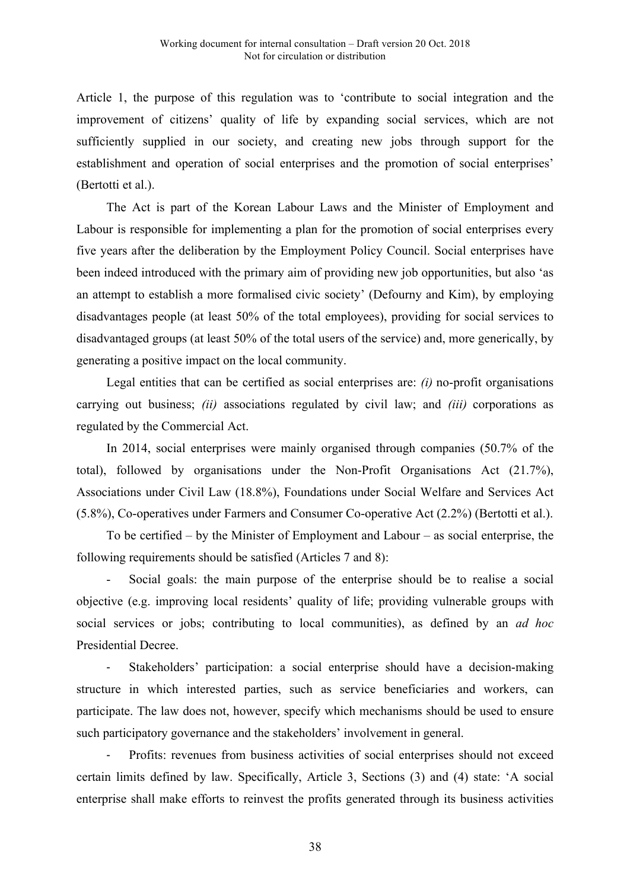Article 1, the purpose of this regulation was to 'contribute to social integration and the improvement of citizens' quality of life by expanding social services, which are not sufficiently supplied in our society, and creating new jobs through support for the establishment and operation of social enterprises and the promotion of social enterprises' (Bertotti et al.).

The Act is part of the Korean Labour Laws and the Minister of Employment and Labour is responsible for implementing a plan for the promotion of social enterprises every five years after the deliberation by the Employment Policy Council. Social enterprises have been indeed introduced with the primary aim of providing new job opportunities, but also 'as an attempt to establish a more formalised civic society' (Defourny and Kim), by employing disadvantages people (at least 50% of the total employees), providing for social services to disadvantaged groups (at least 50% of the total users of the service) and, more generically, by generating a positive impact on the local community.

Legal entities that can be certified as social enterprises are: *(i)* no-profit organisations carrying out business; *(ii)* associations regulated by civil law; and *(iii)* corporations as regulated by the Commercial Act.

In 2014, social enterprises were mainly organised through companies (50.7% of the total), followed by organisations under the Non-Profit Organisations Act (21.7%), Associations under Civil Law (18.8%), Foundations under Social Welfare and Services Act (5.8%), Co-operatives under Farmers and Consumer Co-operative Act (2.2%) (Bertotti et al.).

To be certified – by the Minister of Employment and Labour – as social enterprise, the following requirements should be satisfied (Articles 7 and 8):

- Social goals: the main purpose of the enterprise should be to realise a social objective (e.g. improving local residents' quality of life; providing vulnerable groups with social services or jobs; contributing to local communities), as defined by an *ad hoc* Presidential Decree.
- Stakeholders' participation: a social enterprise should have a decision-making structure in which interested parties, such as service beneficiaries and workers, can participate. The law does not, however, specify which mechanisms should be used to ensure such participatory governance and the stakeholders' involvement in general.
- Profits: revenues from business activities of social enterprises should not exceed certain limits defined by law. Specifically, Article 3, Sections (3) and (4) state: 'A social enterprise shall make efforts to reinvest the profits generated through its business activities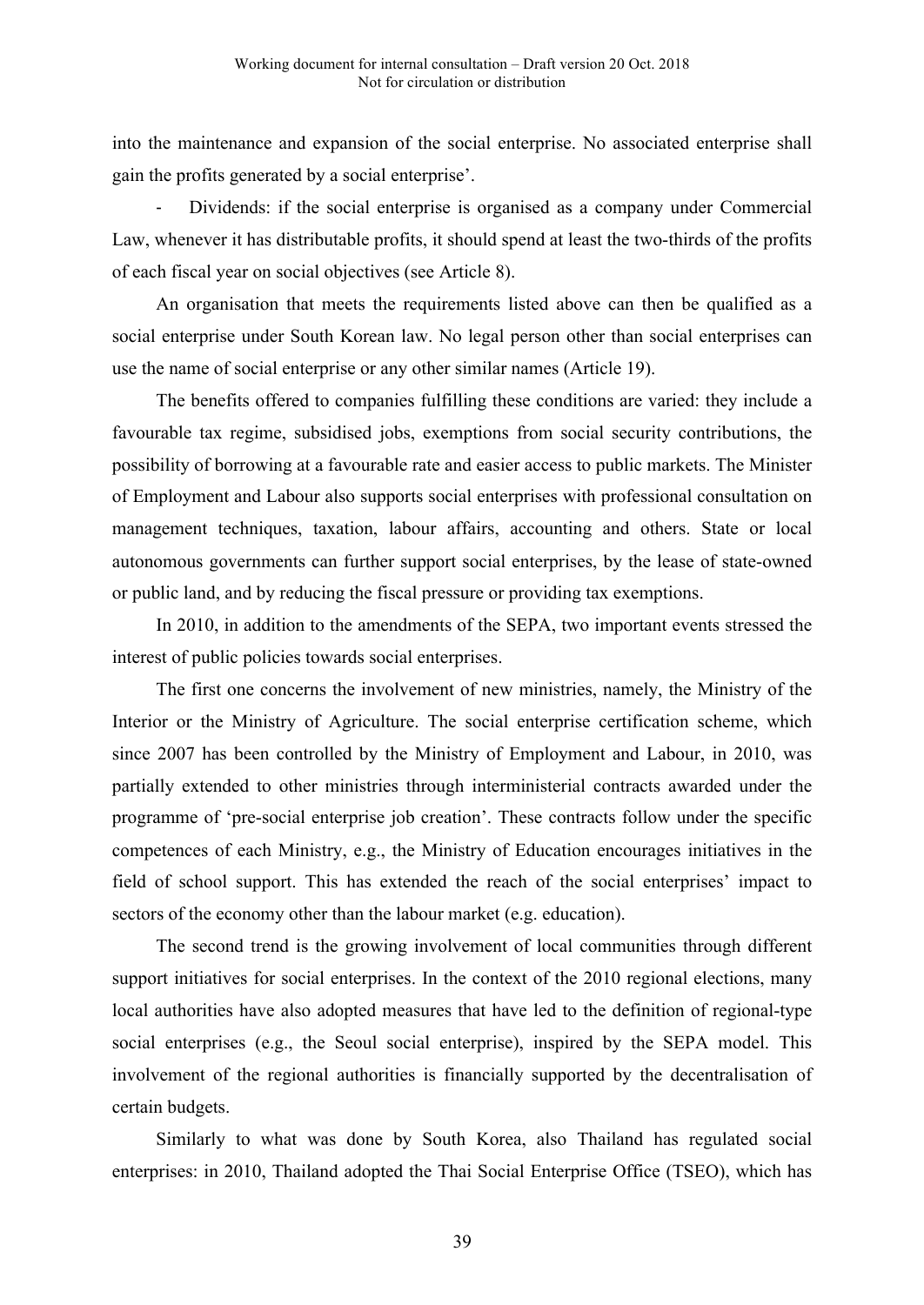into the maintenance and expansion of the social enterprise. No associated enterprise shall gain the profits generated by a social enterprise'.

- Dividends: if the social enterprise is organised as a company under Commercial Law, whenever it has distributable profits, it should spend at least the two-thirds of the profits of each fiscal year on social objectives (see Article 8).

An organisation that meets the requirements listed above can then be qualified as a social enterprise under South Korean law. No legal person other than social enterprises can use the name of social enterprise or any other similar names (Article 19).

The benefits offered to companies fulfilling these conditions are varied: they include a favourable tax regime, subsidised jobs, exemptions from social security contributions, the possibility of borrowing at a favourable rate and easier access to public markets. The Minister of Employment and Labour also supports social enterprises with professional consultation on management techniques, taxation, labour affairs, accounting and others. State or local autonomous governments can further support social enterprises, by the lease of state-owned or public land, and by reducing the fiscal pressure or providing tax exemptions.

In 2010, in addition to the amendments of the SEPA, two important events stressed the interest of public policies towards social enterprises.

The first one concerns the involvement of new ministries, namely, the Ministry of the Interior or the Ministry of Agriculture. The social enterprise certification scheme, which since 2007 has been controlled by the Ministry of Employment and Labour, in 2010, was partially extended to other ministries through interministerial contracts awarded under the programme of 'pre-social enterprise job creation'. These contracts follow under the specific competences of each Ministry, e.g., the Ministry of Education encourages initiatives in the field of school support. This has extended the reach of the social enterprises' impact to sectors of the economy other than the labour market (e.g. education).

The second trend is the growing involvement of local communities through different support initiatives for social enterprises. In the context of the 2010 regional elections, many local authorities have also adopted measures that have led to the definition of regional-type social enterprises (e.g., the Seoul social enterprise), inspired by the SEPA model. This involvement of the regional authorities is financially supported by the decentralisation of certain budgets.

Similarly to what was done by South Korea, also Thailand has regulated social enterprises: in 2010, Thailand adopted the Thai Social Enterprise Office (TSEO), which has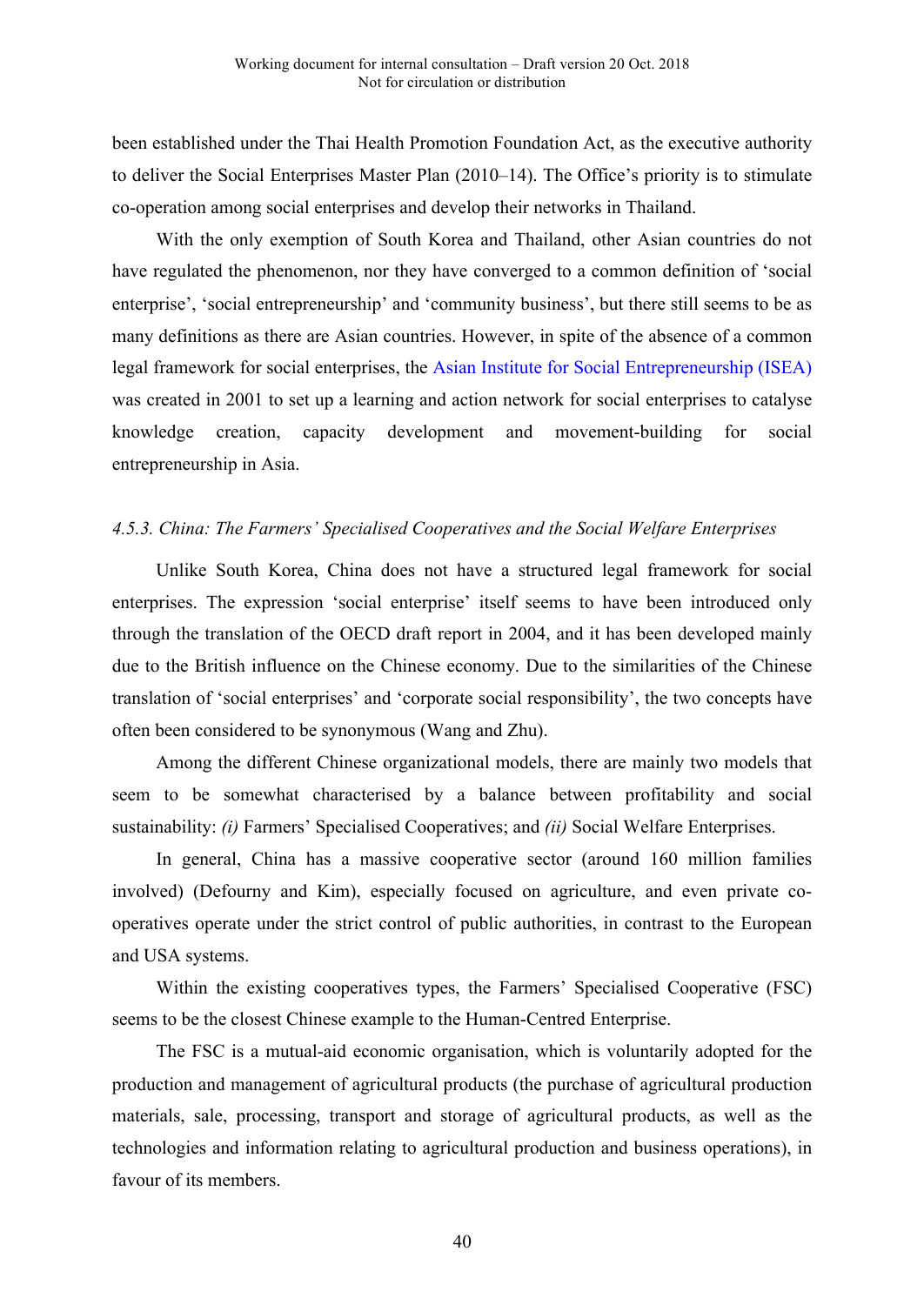been established under the Thai Health Promotion Foundation Act, as the executive authority to deliver the Social Enterprises Master Plan (2010–14). The Office's priority is to stimulate co-operation among social enterprises and develop their networks in Thailand.

With the only exemption of South Korea and Thailand, other Asian countries do not have regulated the phenomenon, nor they have converged to a common definition of 'social enterprise', 'social entrepreneurship' and 'community business', but there still seems to be as many definitions as there are Asian countries. However, in spite of the absence of a common legal framework for social enterprises, the Asian Institute for Social Entrepreneurship (ISEA) was created in 2001 to set up a learning and action network for social enterprises to catalyse knowledge creation, capacity development and movement-building for social entrepreneurship in Asia.

#### *4.5.3. China: The Farmers' Specialised Cooperatives and the Social Welfare Enterprises*

Unlike South Korea, China does not have a structured legal framework for social enterprises. The expression 'social enterprise' itself seems to have been introduced only through the translation of the OECD draft report in 2004, and it has been developed mainly due to the British influence on the Chinese economy. Due to the similarities of the Chinese translation of 'social enterprises' and 'corporate social responsibility', the two concepts have often been considered to be synonymous (Wang and Zhu).

Among the different Chinese organizational models, there are mainly two models that seem to be somewhat characterised by a balance between profitability and social sustainability: *(i)* Farmers' Specialised Cooperatives; and *(ii)* Social Welfare Enterprises.

In general, China has a massive cooperative sector (around 160 million families involved) (Defourny and Kim), especially focused on agriculture, and even private co-operatives operate under the strict control of public authorities, in contrast to the European and USA systems.

Within the existing cooperatives types, the Farmers' Specialised Cooperative (FSC) seems to be the closest Chinese example to the Human-Centred Enterprise.

The FSC is a mutual-aid economic organisation, which is voluntarily adopted for the production and management of agricultural products (the purchase of agricultural production materials, sale, processing, transport and storage of agricultural products, as well as the technologies and information relating to agricultural production and business operations), in favour of its members.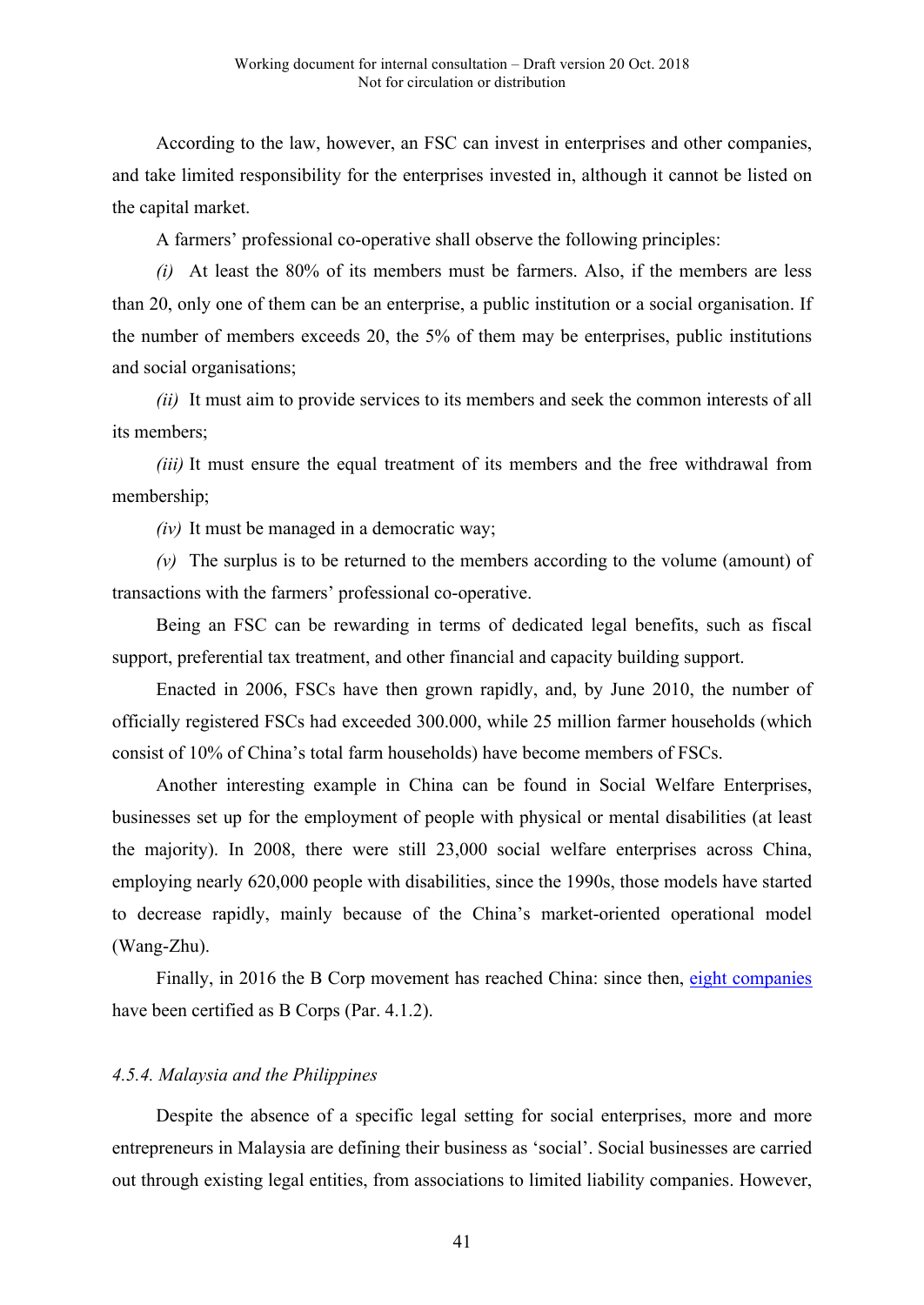According to the law, however, an FSC can invest in enterprises and other companies, and take limited responsibility for the enterprises invested in, although it cannot be listed on the capital market.

A farmers' professional co-operative shall observe the following principles:

*(i)* At least the 80% of its members must be farmers. Also, if the members are less than 20, only one of them can be an enterprise, a public institution or a social organisation. If the number of members exceeds 20, the 5% of them may be enterprises, public institutions and social organisations;

*(ii)* It must aim to provide services to its members and seek the common interests of all its members;

*(iii)* It must ensure the equal treatment of its members and the free withdrawal from membership;

*(iv)* It must be managed in a democratic way;

*(v)* The surplus is to be returned to the members according to the volume (amount) of transactions with the farmers' professional co-operative.

Being an FSC can be rewarding in terms of dedicated legal benefits, such as fiscal support, preferential tax treatment, and other financial and capacity building support.

Enacted in 2006, FSCs have then grown rapidly, and, by June 2010, the number of officially registered FSCs had exceeded 300.000, while 25 million farmer households (which consist of 10% of China's total farm households) have become members of FSCs.

Another interesting example in China can be found in Social Welfare Enterprises, businesses set up for the employment of people with physical or mental disabilities (at least the majority). In 2008, there were still 23,000 social welfare enterprises across China, employing nearly 620,000 people with disabilities, since the 1990s, those models have started to decrease rapidly, mainly because of the China's market-oriented operational model (Wang-Zhu).

Finally, in 2016 the B Corp movement has reached China: since then, eight companies have been certified as B Corps (Par. 4.1.2).

### *4.5.4. Malaysia and the Philippines*

Despite the absence of a specific legal setting for social enterprises, more and more entrepreneurs in Malaysia are defining their business as 'social'. Social businesses are carried out through existing legal entities, from associations to limited liability companies. However,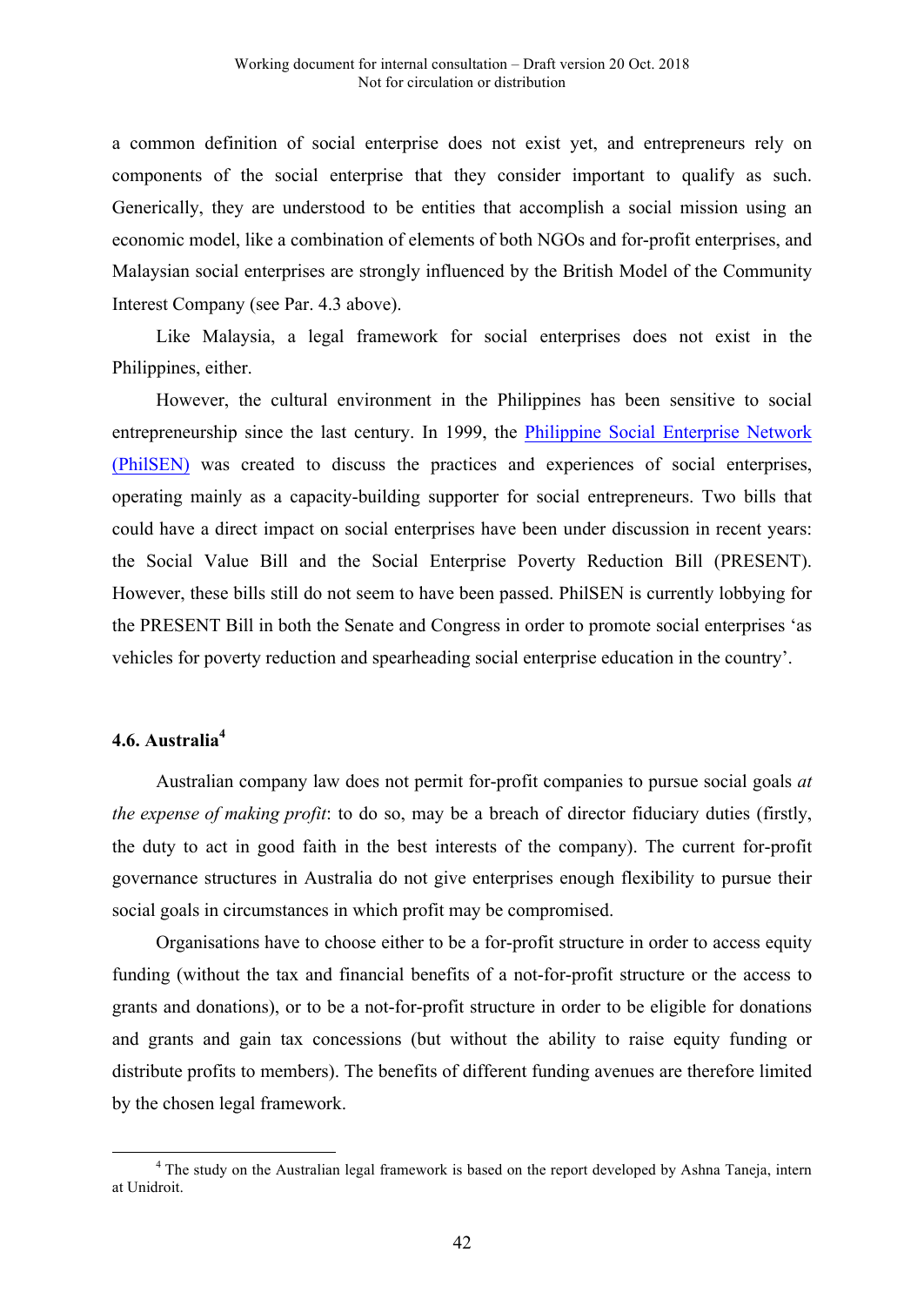a common definition of social enterprise does not exist yet, and entrepreneurs rely on components of the social enterprise that they consider important to qualify as such. Generically, they are understood to be entities that accomplish a social mission using an economic model, like a combination of elements of both NGOs and for-profit enterprises, and Malaysian social enterprises are strongly influenced by the British Model of the Community Interest Company (see Par. 4.3 above).

Like Malaysia, a legal framework for social enterprises does not exist in the Philippines, either.

However, the cultural environment in the Philippines has been sensitive to social entrepreneurship since the last century. In 1999, the Philippine Social Enterprise Network (PhilSEN) was created to discuss the practices and experiences of social enterprises, operating mainly as a capacity-building supporter for social entrepreneurs. Two bills that could have a direct impact on social enterprises have been under discussion in recent years: the Social Value Bill and the Social Enterprise Poverty Reduction Bill (PRESENT). However, these bills still do not seem to have been passed. PhilSEN is currently lobbying for the PRESENT Bill in both the Senate and Congress in order to promote social enterprises 'as vehicles for poverty reduction and spearheading social enterprise education in the country'.

### 4.6. Australia[4]

Australian company law does not permit for-profit companies to pursue social goals *at the expense of making profit*: to do so, may be a breach of director fiduciary duties (firstly, the duty to act in good faith in the best interests of the company). The current for-profit governance structures in Australia do not give enterprises enough flexibility to pursue their social goals in circumstances in which profit may be compromised.

Organisations have to choose either to be a for-profit structure in order to access equity funding (without the tax and financial benefits of a not-for-profit structure or the access to grants and donations), or to be a not-for-profit structure in order to be eligible for donations and grants and gain tax concessions (but without the ability to raise equity funding or distribute profits to members). The benefits of different funding avenues are therefore limited by the chosen legal framework.

[4] The study on the Australian legal framework is based on the report developed by Ashna Taneja, intern at Unidroit.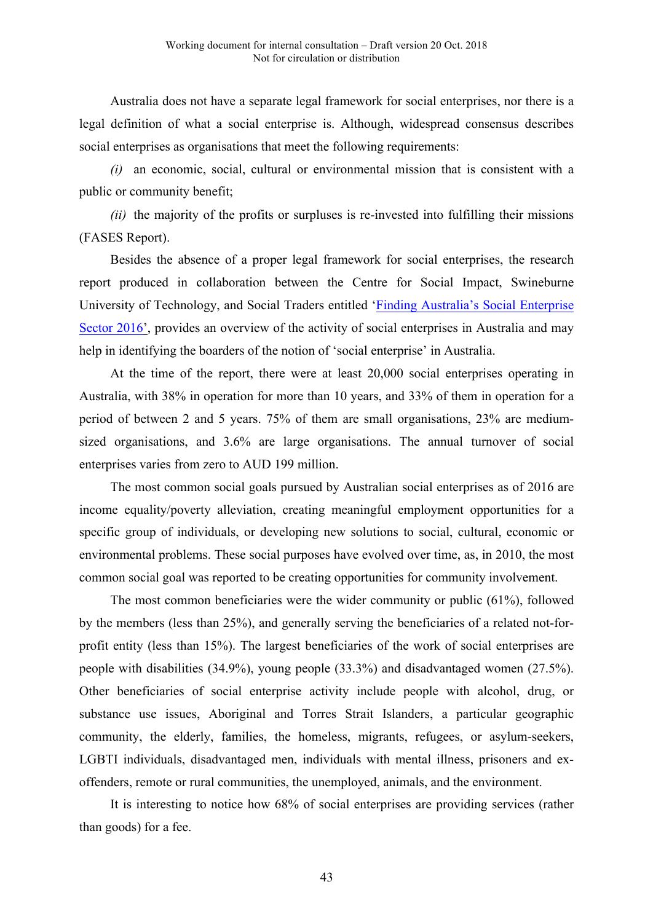Australia does not have a separate legal framework for social enterprises, nor there is a legal definition of what a social enterprise is. Although, widespread consensus describes social enterprises as organisations that meet the following requirements:

*(i)* an economic, social, cultural or environmental mission that is consistent with a public or community benefit;

*(ii)* the majority of the profits or surpluses is re-invested into fulfilling their missions (FASES Report).

Besides the absence of a proper legal framework for social enterprises, the research report produced in collaboration between the Centre for Social Impact, Swineburne University of Technology, and Social Traders entitled '[Finding Australia's Social Enterprise Sector 2016](#)', provides an overview of the activity of social enterprises in Australia and may help in identifying the boarders of the notion of 'social enterprise' in Australia.

At the time of the report, there were at least 20,000 social enterprises operating in Australia, with 38% in operation for more than 10 years, and 33% of them in operation for a period of between 2 and 5 years. 75% of them are small organisations, 23% are medium-sized organisations, and 3.6% are large organisations. The annual turnover of social enterprises varies from zero to AUD 199 million.

The most common social goals pursued by Australian social enterprises as of 2016 are income equality/poverty alleviation, creating meaningful employment opportunities for a specific group of individuals, or developing new solutions to social, cultural, economic or environmental problems. These social purposes have evolved over time, as, in 2010, the most common social goal was reported to be creating opportunities for community involvement.

The most common beneficiaries were the wider community or public (61%), followed by the members (less than 25%), and generally serving the beneficiaries of a related not-for-profit entity (less than 15%). The largest beneficiaries of the work of social enterprises are people with disabilities (34.9%), young people (33.3%) and disadvantaged women (27.5%). Other beneficiaries of social enterprise activity include people with alcohol, drug, or substance use issues, Aboriginal and Torres Strait Islanders, a particular geographic community, the elderly, families, the homeless, migrants, refugees, or asylum-seekers, LGBTI individuals, disadvantaged men, individuals with mental illness, prisoners and ex-offenders, remote or rural communities, the unemployed, animals, and the environment.

It is interesting to notice how 68% of social enterprises are providing services (rather than goods) for a fee.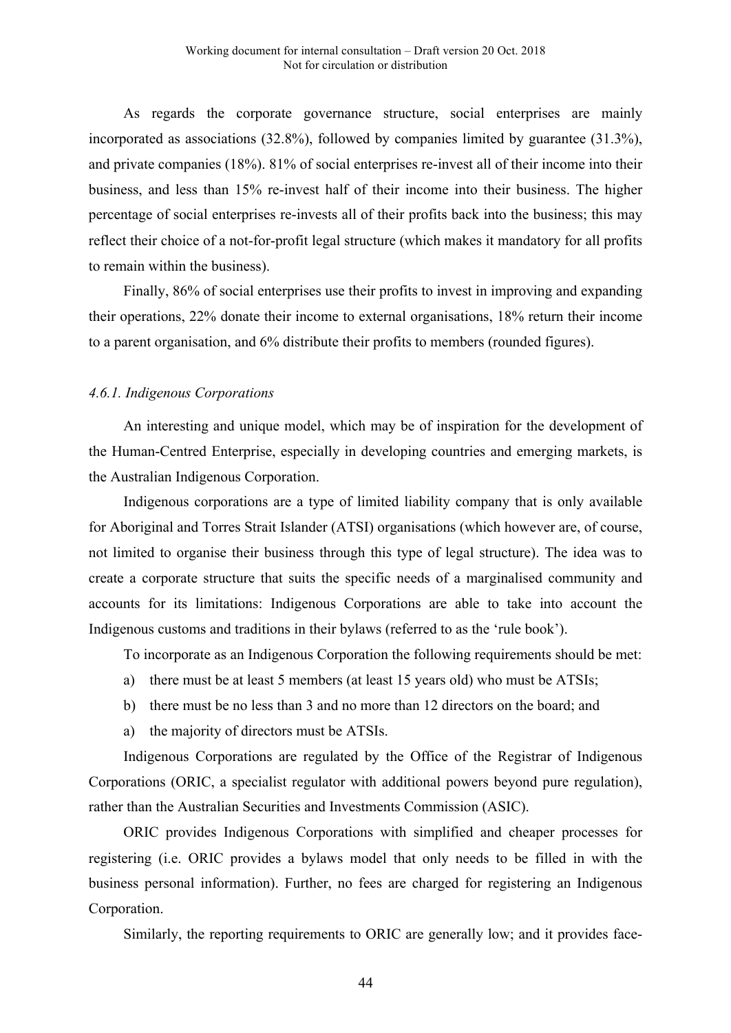As regards the corporate governance structure, social enterprises are mainly incorporated as associations (32.8%), followed by companies limited by guarantee (31.3%), and private companies (18%). 81% of social enterprises re-invest all of their income into their business, and less than 15% re-invest half of their income into their business. The higher percentage of social enterprises re-invests all of their profits back into the business; this may reflect their choice of a not-for-profit legal structure (which makes it mandatory for all profits to remain within the business).

Finally, 86% of social enterprises use their profits to invest in improving and expanding their operations, 22% donate their income to external organisations, 18% return their income to a parent organisation, and 6% distribute their profits to members (rounded figures).

### *4.6.1. Indigenous Corporations*

An interesting and unique model, which may be of inspiration for the development of the Human-Centred Enterprise, especially in developing countries and emerging markets, is the Australian Indigenous Corporation.

Indigenous corporations are a type of limited liability company that is only available for Aboriginal and Torres Strait Islander (ATSI) organisations (which however are, of course, not limited to organise their business through this type of legal structure). The idea was to create a corporate structure that suits the specific needs of a marginalised community and accounts for its limitations: Indigenous Corporations are able to take into account the Indigenous customs and traditions in their bylaws (referred to as the 'rule book').

To incorporate as an Indigenous Corporation the following requirements should be met:

a) there must be at least 5 members (at least 15 years old) who must be ATSIs;

b) there must be no less than 3 and no more than 12 directors on the board; and

a) the majority of directors must be ATSIs.

Indigenous Corporations are regulated by the Office of the Registrar of Indigenous Corporations (ORIC, a specialist regulator with additional powers beyond pure regulation), rather than the Australian Securities and Investments Commission (ASIC).

ORIC provides Indigenous Corporations with simplified and cheaper processes for registering (i.e. ORIC provides a bylaws model that only needs to be filled in with the business personal information). Further, no fees are charged for registering an Indigenous Corporation.

Similarly, the reporting requirements to ORIC are generally low; and it provides face-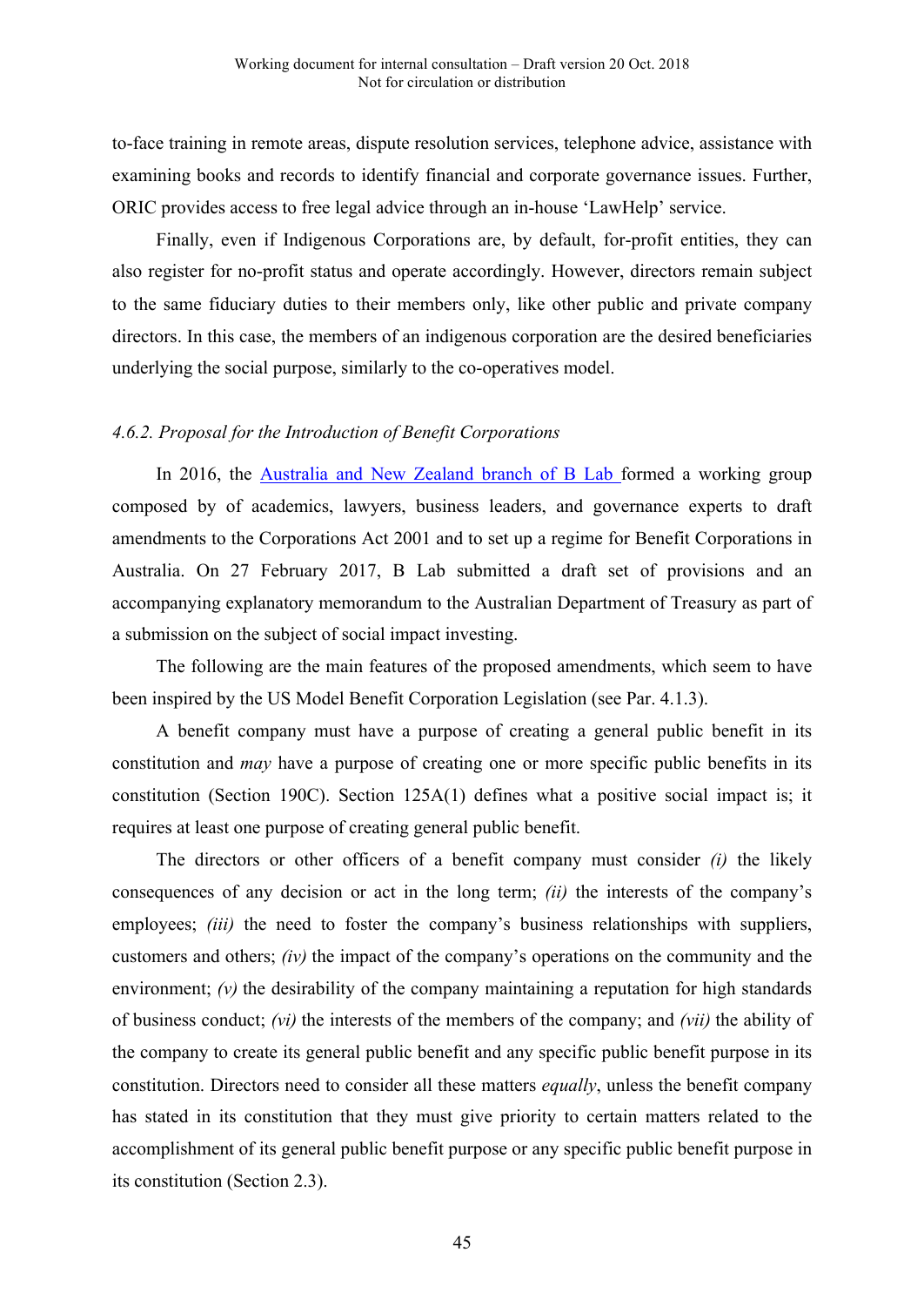to-face training in remote areas, dispute resolution services, telephone advice, assistance with examining books and records to identify financial and corporate governance issues. Further, ORIC provides access to free legal advice through an in-house 'LawHelp' service.

Finally, even if Indigenous Corporations are, by default, for-profit entities, they can also register for no-profit status and operate accordingly. However, directors remain subject to the same fiduciary duties to their members only, like other public and private company directors. In this case, the members of an indigenous corporation are the desired beneficiaries underlying the social purpose, similarly to the co-operatives model.

#### *4.6.2. Proposal for the Introduction of Benefit Corporations*

In 2016, the [Australia and New Zealand branch of B Lab](#) formed a working group composed by of academics, lawyers, business leaders, and governance experts to draft amendments to the Corporations Act 2001 and to set up a regime for Benefit Corporations in Australia. On 27 February 2017, B Lab submitted a draft set of provisions and an accompanying explanatory memorandum to the Australian Department of Treasury as part of a submission on the subject of social impact investing.

The following are the main features of the proposed amendments, which seem to have been inspired by the US Model Benefit Corporation Legislation (see Par. 4.1.3).

A benefit company must have a purpose of creating a general public benefit in its constitution and *may* have a purpose of creating one or more specific public benefits in its constitution (Section 190C). Section 125A(1) defines what a positive social impact is; it requires at least one purpose of creating general public benefit.

The directors or other officers of a benefit company must consider *(i)* the likely consequences of any decision or act in the long term; *(ii)* the interests of the company's employees; *(iii)* the need to foster the company's business relationships with suppliers, customers and others; *(iv)* the impact of the company's operations on the community and the environment; *(v)* the desirability of the company maintaining a reputation for high standards of business conduct; *(vi)* the interests of the members of the company; and *(vii)* the ability of the company to create its general public benefit and any specific public benefit purpose in its constitution. Directors need to consider all these matters *equally*, unless the benefit company has stated in its constitution that they must give priority to certain matters related to the accomplishment of its general public benefit purpose or any specific public benefit purpose in its constitution (Section 2.3).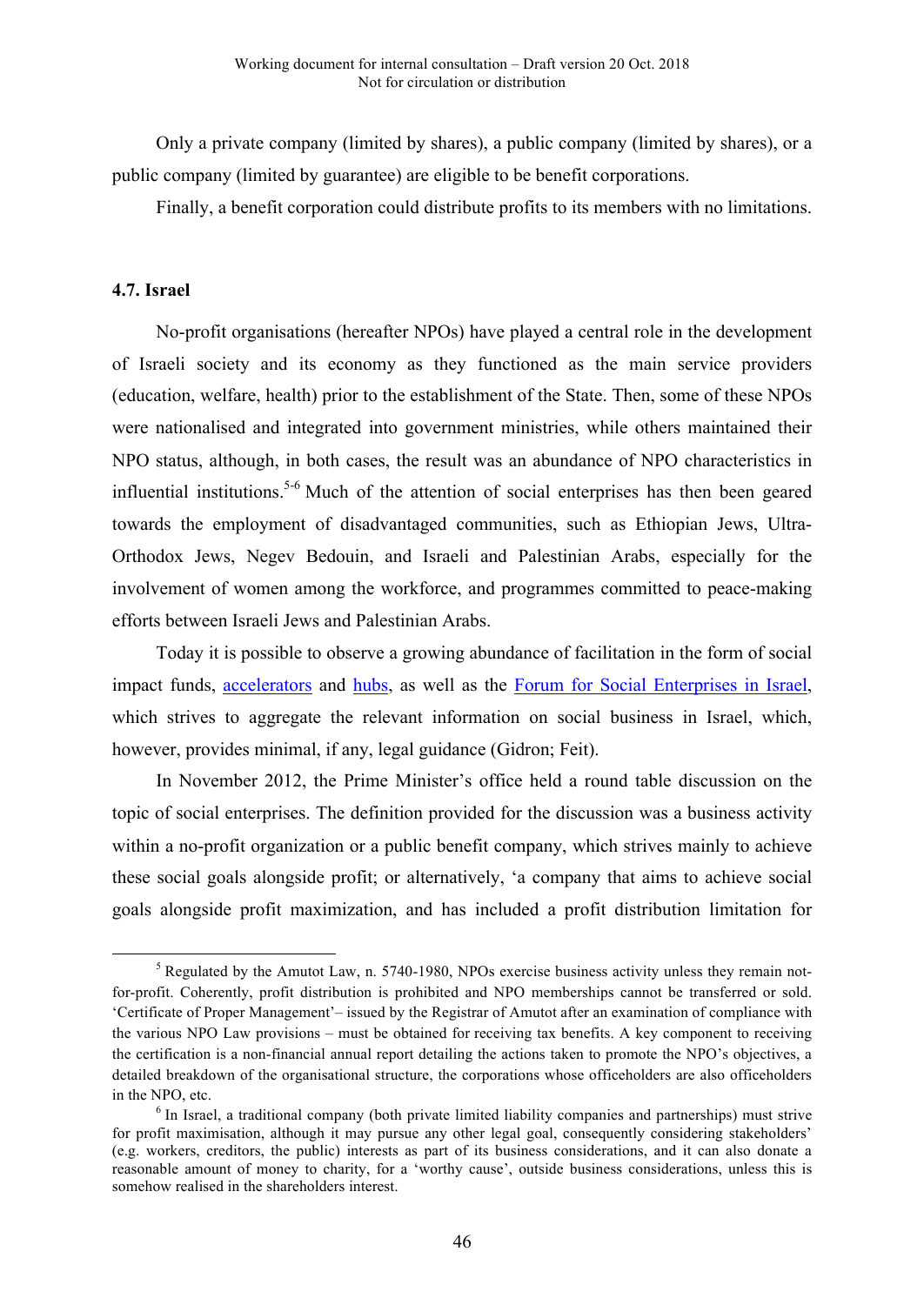Only a private company (limited by shares), a public company (limited by shares), or a public company (limited by guarantee) are eligible to be benefit corporations.

Finally, a benefit corporation could distribute profits to its members with no limitations.

### 4.7. Israel

No-profit organisations (hereafter NPOs) have played a central role in the development of Israeli society and its economy as they functioned as the main service providers (education, welfare, health) prior to the establishment of the State. Then, some of these NPOs were nationalised and integrated into government ministries, while others maintained their NPO status, although, in both cases, the result was an abundance of NPO characteristics in influential institutions.[5-6] Much of the attention of social enterprises has then been geared towards the employment of disadvantaged communities, such as Ethiopian Jews, Ultra-Orthodox Jews, Negev Bedouin, and Israeli and Palestinian Arabs, especially for the involvement of women among the workforce, and programmes committed to peace-making efforts between Israeli Jews and Palestinian Arabs.

Today it is possible to observe a growing abundance of facilitation in the form of social impact funds, accelerators and hubs, as well as the Forum for Social Enterprises in Israel, which strives to aggregate the relevant information on social business in Israel, which, however, provides minimal, if any, legal guidance (Gidron; Feit).

In November 2012, the Prime Minister's office held a round table discussion on the topic of social enterprises. The definition provided for the discussion was a business activity within a no-profit organization or a public benefit company, which strives mainly to achieve these social goals alongside profit; or alternatively, 'a company that aims to achieve social goals alongside profit maximization, and has included a profit distribution limitation for

---

[5] Regulated by the Amutot Law, n. 5740-1980, NPOs exercise business activity unless they remain not-for-profit. Coherently, profit distribution is prohibited and NPO memberships cannot be transferred or sold. 'Certificate of Proper Management'– issued by the Registrar of Amutot after an examination of compliance with the various NPO Law provisions – must be obtained for receiving tax benefits. A key component to receiving the certification is a non-financial annual report detailing the actions taken to promote the NPO's objectives, a detailed breakdown of the organisational structure, the corporations whose officeholders are also officeholders in the NPO, etc.

[6] In Israel, a traditional company (both private limited liability companies and partnerships) must strive for profit maximisation, although it may pursue any other legal goal, consequently considering stakeholders' (e.g. workers, creditors, the public) interests as part of its business considerations, and it can also donate a reasonable amount of money to charity, for a 'worthy cause', outside business considerations, unless this is somehow realised in the shareholders interest.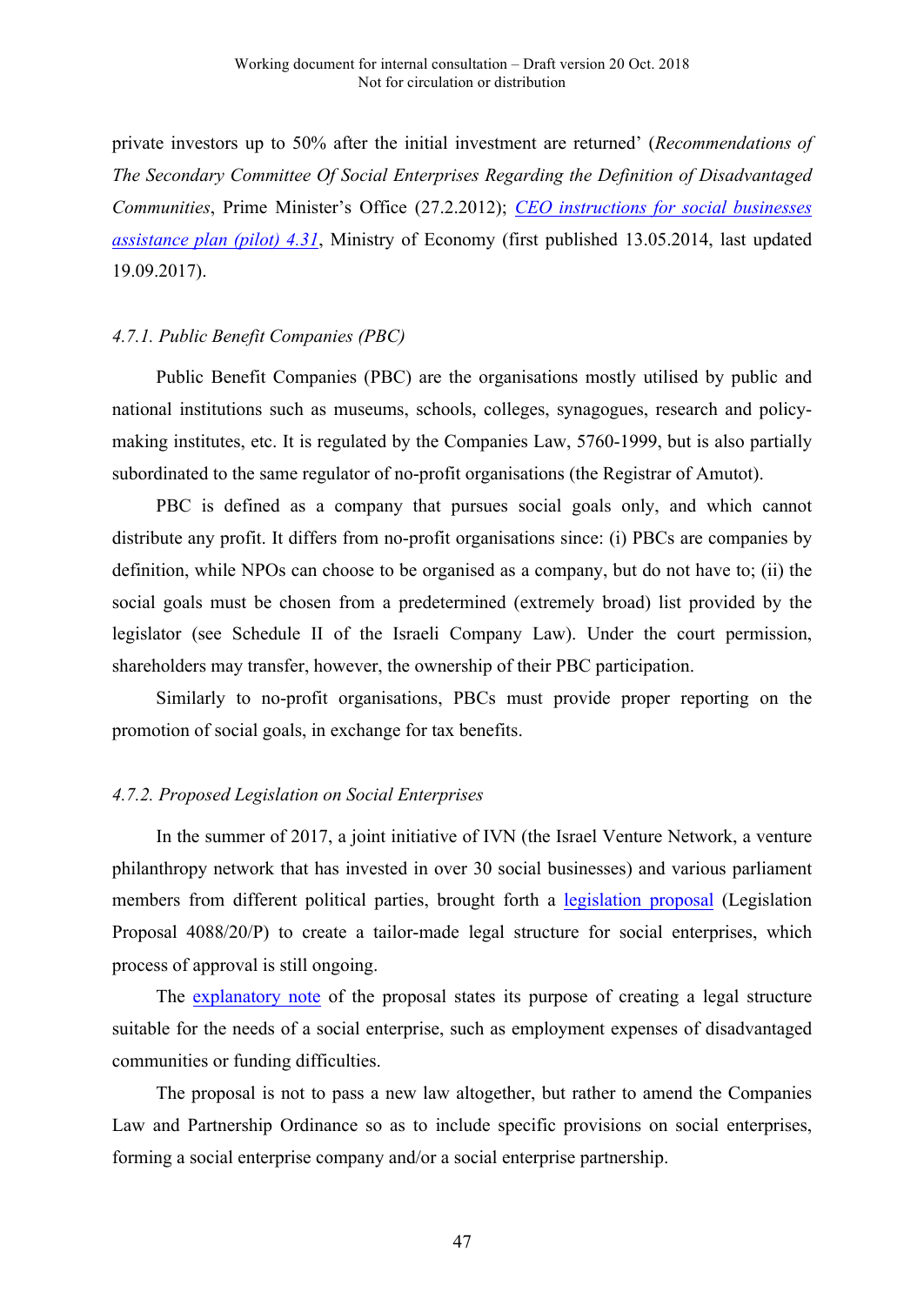private investors up to 50% after the initial investment are returned' (*Recommendations of The Secondary Committee Of Social Enterprises Regarding the Definition of Disadvantaged Communities*, Prime Minister's Office (27.2.2012); *CEO instructions for social businesses assistance plan (pilot) 4.31*, Ministry of Economy (first published 13.05.2014, last updated 19.09.2017).

*4.7.1. Public Benefit Companies (PBC)*

Public Benefit Companies (PBC) are the organisations mostly utilised by public and national institutions such as museums, schools, colleges, synagogues, research and policy-making institutes, etc. It is regulated by the Companies Law, 5760-1999, but is also partially subordinated to the same regulator of no-profit organisations (the Registrar of Amutot).

PBC is defined as a company that pursues social goals only, and which cannot distribute any profit. It differs from no-profit organisations since: (i) PBCs are companies by definition, while NPOs can choose to be organised as a company, but do not have to; (ii) the social goals must be chosen from a predetermined (extremely broad) list provided by the legislator (see Schedule II of the Israeli Company Law). Under the court permission, shareholders may transfer, however, the ownership of their PBC participation.

Similarly to no-profit organisations, PBCs must provide proper reporting on the promotion of social goals, in exchange for tax benefits.

*4.7.2. Proposed Legislation on Social Enterprises*

In the summer of 2017, a joint initiative of IVN (the Israel Venture Network, a venture philanthropy network that has invested in over 30 social businesses) and various parliament members from different political parties, brought forth a legislation proposal (Legislation Proposal 4088/20/P) to create a tailor-made legal structure for social enterprises, which process of approval is still ongoing.

The explanatory note of the proposal states its purpose of creating a legal structure suitable for the needs of a social enterprise, such as employment expenses of disadvantaged communities or funding difficulties.

The proposal is not to pass a new law altogether, but rather to amend the Companies Law and Partnership Ordinance so as to include specific provisions on social enterprises, forming a social enterprise company and/or a social enterprise partnership.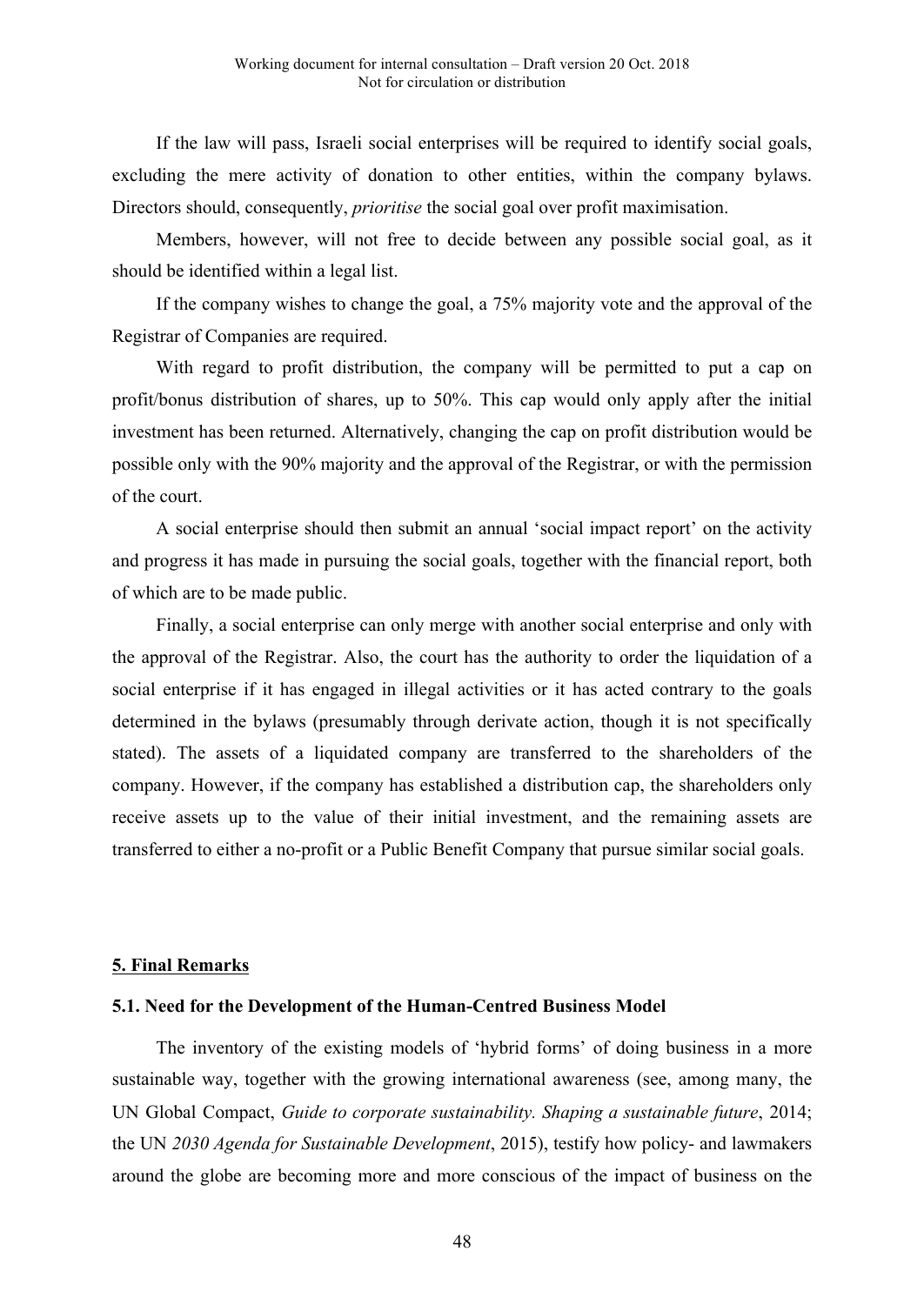If the law will pass, Israeli social enterprises will be required to identify social goals, excluding the mere activity of donation to other entities, within the company bylaws. Directors should, consequently, *prioritise* the social goal over profit maximisation.

Members, however, will not free to decide between any possible social goal, as it should be identified within a legal list.

If the company wishes to change the goal, a 75% majority vote and the approval of the Registrar of Companies are required.

With regard to profit distribution, the company will be permitted to put a cap on profit/bonus distribution of shares, up to 50%. This cap would only apply after the initial investment has been returned. Alternatively, changing the cap on profit distribution would be possible only with the 90% majority and the approval of the Registrar, or with the permission of the court.

A social enterprise should then submit an annual 'social impact report' on the activity and progress it has made in pursuing the social goals, together with the financial report, both of which are to be made public.

Finally, a social enterprise can only merge with another social enterprise and only with the approval of the Registrar. Also, the court has the authority to order the liquidation of a social enterprise if it has engaged in illegal activities or it has acted contrary to the goals determined in the bylaws (presumably through derivate action, though it is not specifically stated). The assets of a liquidated company are transferred to the shareholders of the company. However, if the company has established a distribution cap, the shareholders only receive assets up to the value of their initial investment, and the remaining assets are transferred to either a no-profit or a Public Benefit Company that pursue similar social goals.

## 5. Final Remarks

### 5.1. Need for the Development of the Human-Centred Business Model

The inventory of the existing models of 'hybrid forms' of doing business in a more sustainable way, together with the growing international awareness (see, among many, the UN Global Compact, *Guide to corporate sustainability. Shaping a sustainable future*, 2014; the UN *2030 Agenda for Sustainable Development*, 2015), testify how policy- and lawmakers around the globe are becoming more and more conscious of the impact of business on the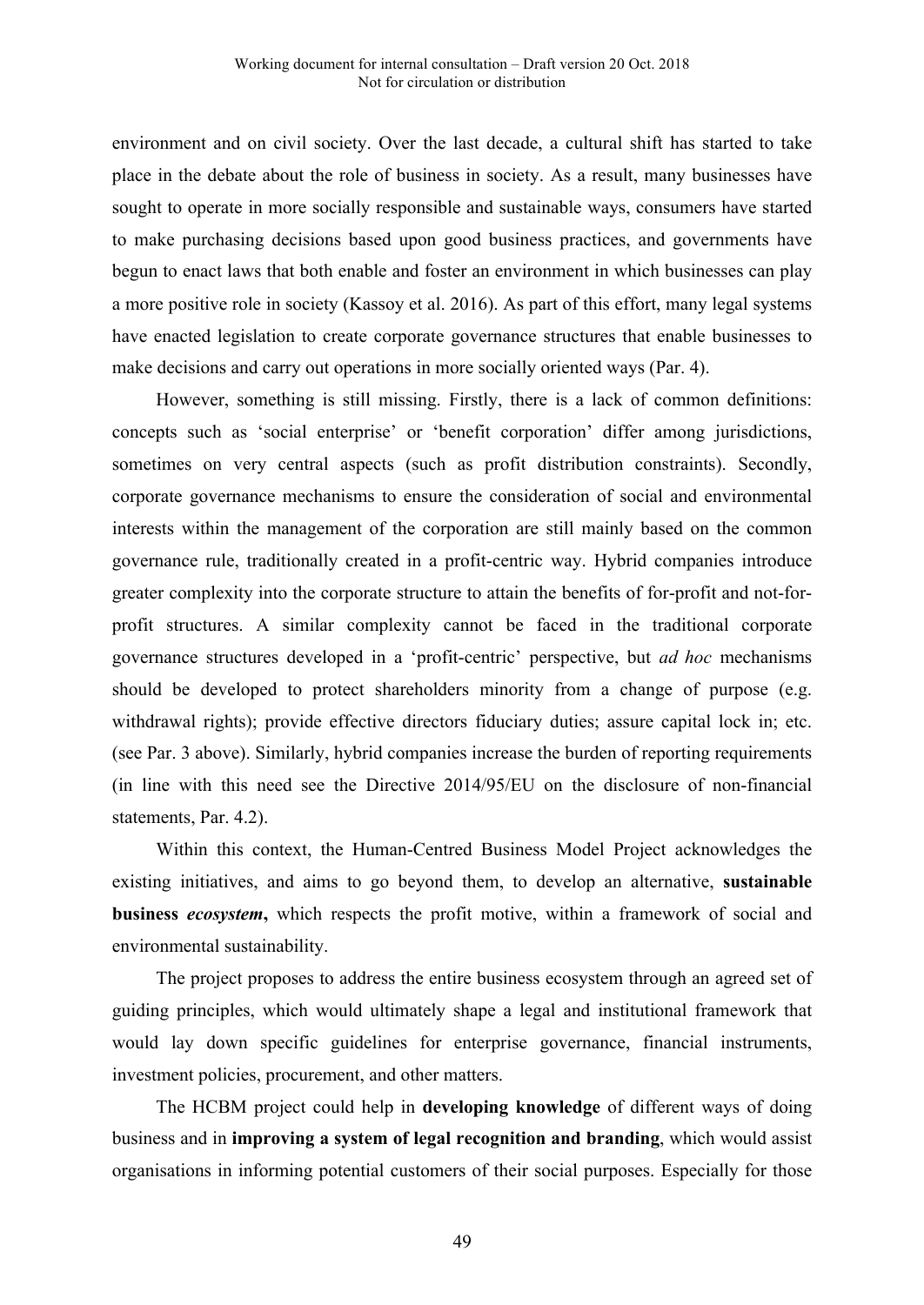environment and on civil society. Over the last decade, a cultural shift has started to take place in the debate about the role of business in society. As a result, many businesses have sought to operate in more socially responsible and sustainable ways, consumers have started to make purchasing decisions based upon good business practices, and governments have begun to enact laws that both enable and foster an environment in which businesses can play a more positive role in society (Kassoy et al. 2016). As part of this effort, many legal systems have enacted legislation to create corporate governance structures that enable businesses to make decisions and carry out operations in more socially oriented ways (Par. 4).

However, something is still missing. Firstly, there is a lack of common definitions: concepts such as 'social enterprise' or 'benefit corporation' differ among jurisdictions, sometimes on very central aspects (such as profit distribution constraints). Secondly, corporate governance mechanisms to ensure the consideration of social and environmental interests within the management of the corporation are still mainly based on the common governance rule, traditionally created in a profit-centric way. Hybrid companies introduce greater complexity into the corporate structure to attain the benefits of for-profit and not-for-profit structures. A similar complexity cannot be faced in the traditional corporate governance structures developed in a 'profit-centric' perspective, but *ad hoc* mechanisms should be developed to protect shareholders minority from a change of purpose (e.g. withdrawal rights); provide effective directors fiduciary duties; assure capital lock in; etc. (see Par. 3 above). Similarly, hybrid companies increase the burden of reporting requirements (in line with this need see the Directive 2014/95/EU on the disclosure of non-financial statements, Par. 4.2).

Within this context, the Human-Centred Business Model Project acknowledges the existing initiatives, and aims to go beyond them, to develop an alternative, **sustainable business *ecosystem*,** which respects the profit motive, within a framework of social and environmental sustainability.

The project proposes to address the entire business ecosystem through an agreed set of guiding principles, which would ultimately shape a legal and institutional framework that would lay down specific guidelines for enterprise governance, financial instruments, investment policies, procurement, and other matters.

The HCBM project could help in **developing knowledge** of different ways of doing business and in **improving a system of legal recognition and branding**, which would assist organisations in informing potential customers of their social purposes. Especially for those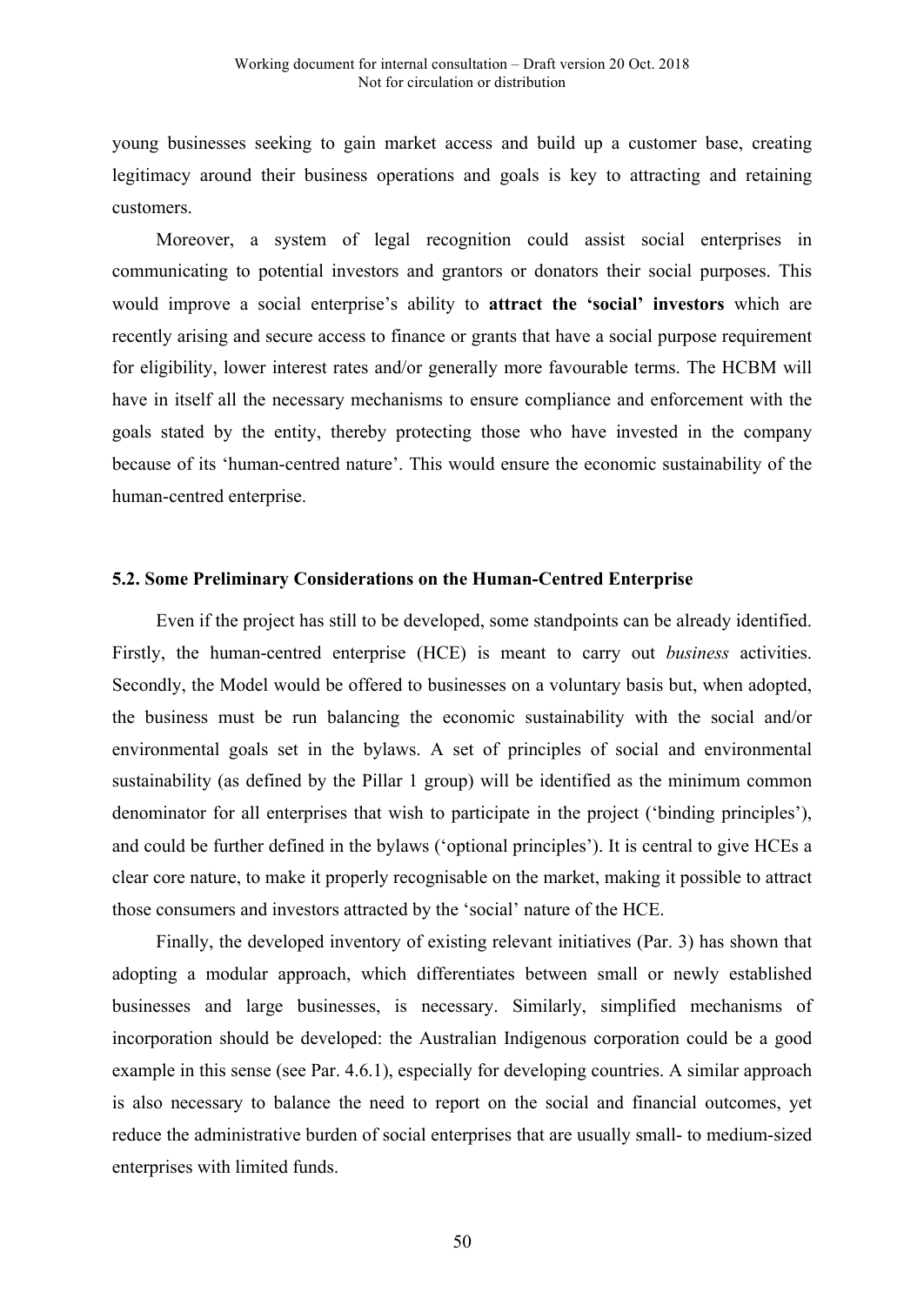young businesses seeking to gain market access and build up a customer base, creating legitimacy around their business operations and goals is key to attracting and retaining customers.

Moreover, a system of legal recognition could assist social enterprises in communicating to potential investors and grantors or donators their social purposes. This would improve a social enterprise's ability to **attract the 'social' investors** which are recently arising and secure access to finance or grants that have a social purpose requirement for eligibility, lower interest rates and/or generally more favourable terms. The HCBM will have in itself all the necessary mechanisms to ensure compliance and enforcement with the goals stated by the entity, thereby protecting those who have invested in the company because of its 'human-centred nature'. This would ensure the economic sustainability of the human-centred enterprise.

### 5.2. Some Preliminary Considerations on the Human-Centred Enterprise

Even if the project has still to be developed, some standpoints can be already identified. Firstly, the human-centred enterprise (HCE) is meant to carry out *business* activities. Secondly, the Model would be offered to businesses on a voluntary basis but, when adopted, the business must be run balancing the economic sustainability with the social and/or environmental goals set in the bylaws. A set of principles of social and environmental sustainability (as defined by the Pillar 1 group) will be identified as the minimum common denominator for all enterprises that wish to participate in the project ('binding principles'), and could be further defined in the bylaws ('optional principles'). It is central to give HCEs a clear core nature, to make it properly recognisable on the market, making it possible to attract those consumers and investors attracted by the 'social' nature of the HCE.

Finally, the developed inventory of existing relevant initiatives (Par. 3) has shown that adopting a modular approach, which differentiates between small or newly established businesses and large businesses, is necessary. Similarly, simplified mechanisms of incorporation should be developed: the Australian Indigenous corporation could be a good example in this sense (see Par. 4.6.1), especially for developing countries. A similar approach is also necessary to balance the need to report on the social and financial outcomes, yet reduce the administrative burden of social enterprises that are usually small- to medium-sized enterprises with limited funds.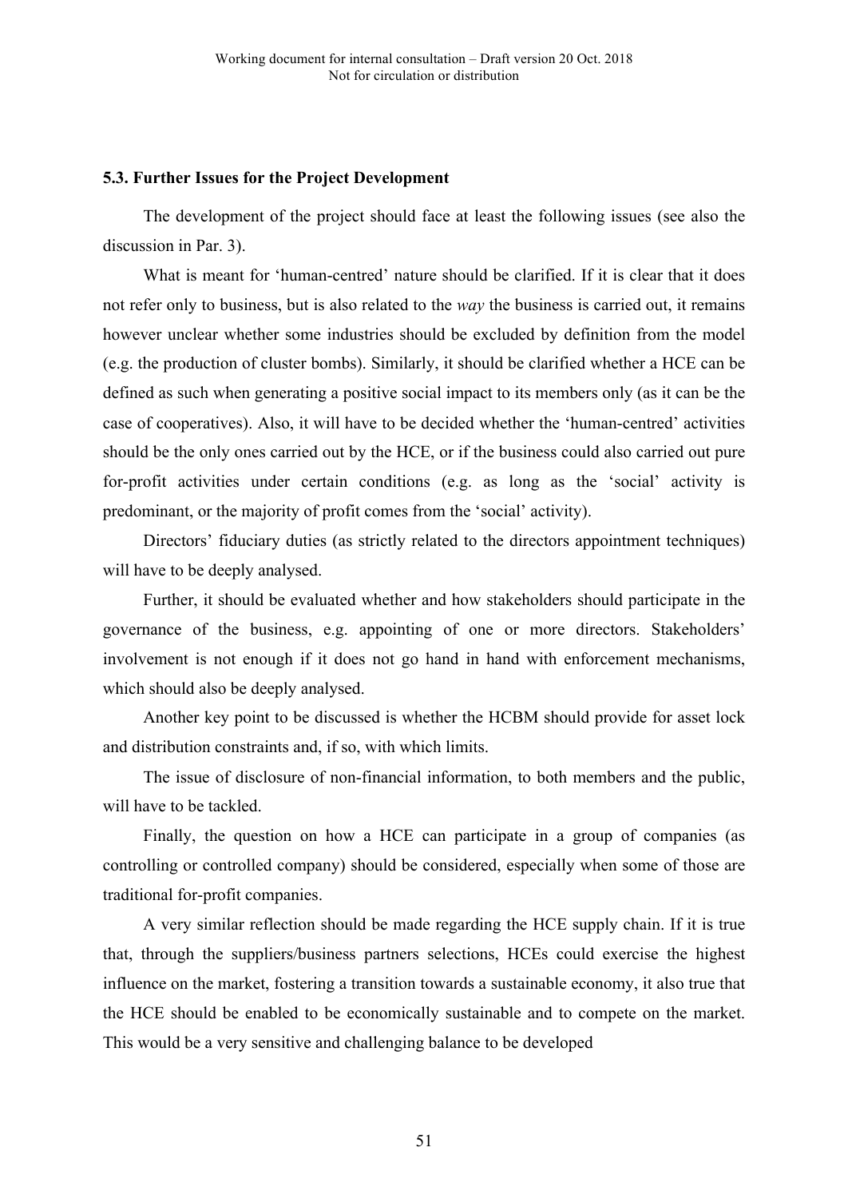### 5.3. Further Issues for the Project Development

The development of the project should face at least the following issues (see also the discussion in Par. 3).

What is meant for 'human-centred' nature should be clarified. If it is clear that it does not refer only to business, but is also related to the *way* the business is carried out, it remains however unclear whether some industries should be excluded by definition from the model (e.g. the production of cluster bombs). Similarly, it should be clarified whether a HCE can be defined as such when generating a positive social impact to its members only (as it can be the case of cooperatives). Also, it will have to be decided whether the 'human-centred' activities should be the only ones carried out by the HCE, or if the business could also carried out pure for-profit activities under certain conditions (e.g. as long as the 'social' activity is predominant, or the majority of profit comes from the 'social' activity).

Directors' fiduciary duties (as strictly related to the directors appointment techniques) will have to be deeply analysed.

Further, it should be evaluated whether and how stakeholders should participate in the governance of the business, e.g. appointing of one or more directors. Stakeholders' involvement is not enough if it does not go hand in hand with enforcement mechanisms, which should also be deeply analysed.

Another key point to be discussed is whether the HCBM should provide for asset lock and distribution constraints and, if so, with which limits.

The issue of disclosure of non-financial information, to both members and the public, will have to be tackled.

Finally, the question on how a HCE can participate in a group of companies (as controlling or controlled company) should be considered, especially when some of those are traditional for-profit companies.

A very similar reflection should be made regarding the HCE supply chain. If it is true that, through the suppliers/business partners selections, HCEs could exercise the highest influence on the market, fostering a transition towards a sustainable economy, it also true that the HCE should be enabled to be economically sustainable and to compete on the market. This would be a very sensitive and challenging balance to be developed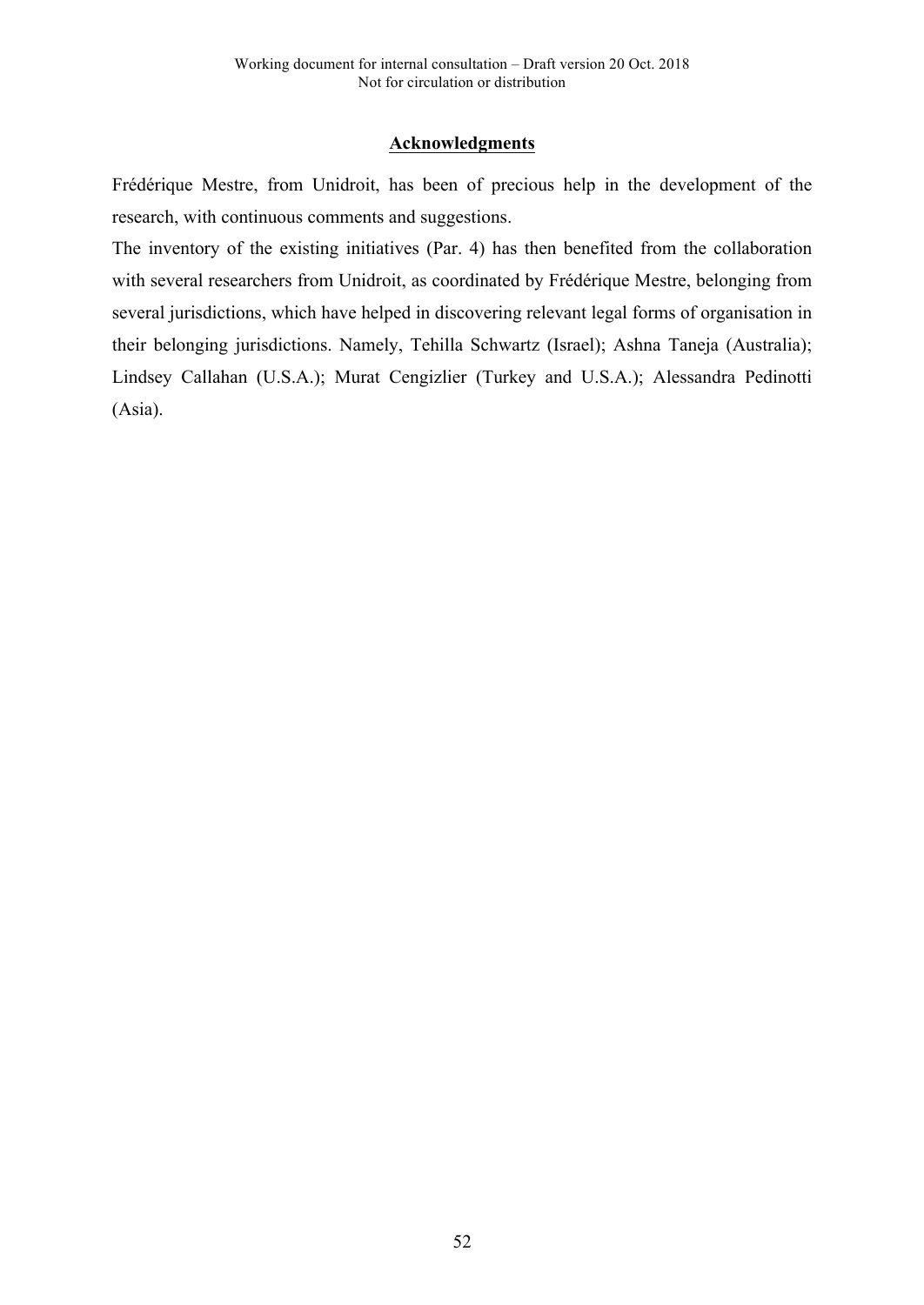## Acknowledgments

Frédérique Mestre, from Unidroit, has been of precious help in the development of the research, with continuous comments and suggestions.

The inventory of the existing initiatives (Par. 4) has then benefited from the collaboration with several researchers from Unidroit, as coordinated by Frédérique Mestre, belonging from several jurisdictions, which have helped in discovering relevant legal forms of organisation in their belonging jurisdictions. Namely, Tehilla Schwartz (Israel); Ashna Taneja (Australia); Lindsey Callahan (U.S.A.); Murat Cengizlier (Turkey and U.S.A.); Alessandra Pedinotti (Asia).